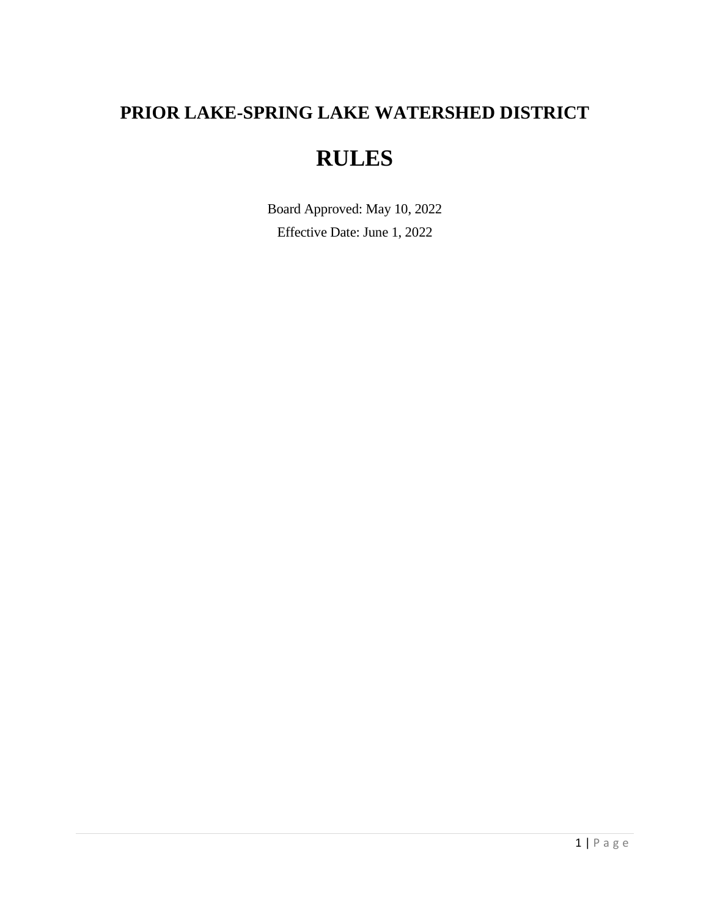# PRIOR LAKE-SPRING LAKE WATERSHED DISTRICT

# RULES

Board Approved: May 10, 2022

Effective Date: June 1, 2022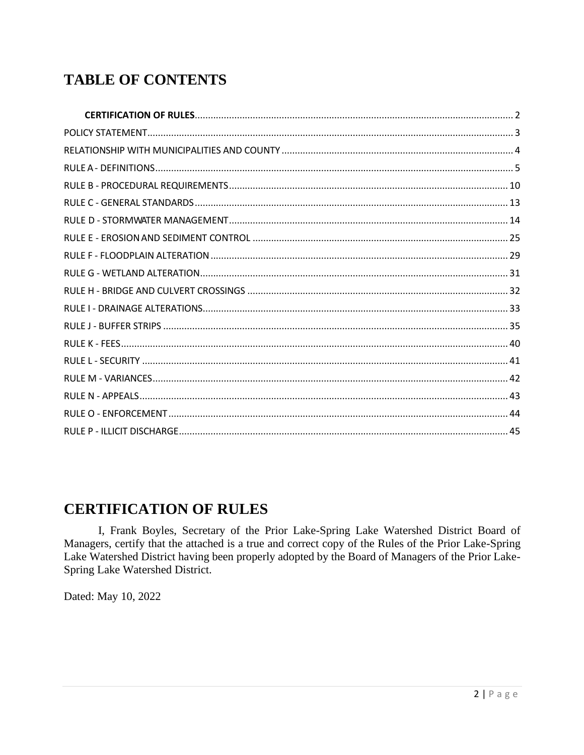# TABLE OF CONTENTS

| | |
|---|---|
| **CERTIFICATION OF RULES** | 2 |
| POLICY STATEMENT | 3 |
| RELATIONSHIP WITH MUNICIPALITIES AND COUNTY | 4 |
| RULE A - DEFINITIONS | 5 |
| RULE B - PROCEDURAL REQUIREMENTS | 10 |
| RULE C - GENERAL STANDARDS | 13 |
| RULE D - STORMWATER MANAGEMENT | 14 |
| RULE E - EROSION AND SEDIMENT CONTROL | 25 |
| RULE F - FLOODPLAIN ALTERATION | 29 |
| RULE G - WETLAND ALTERATION | 31 |
| RULE H - BRIDGE AND CULVERT CROSSINGS | 32 |
| RULE I - DRAINAGE ALTERATIONS | 33 |
| RULE J - BUFFER STRIPS | 35 |
| RULE K - FEES | 40 |
| RULE L - SECURITY | 41 |
| RULE M - VARIANCES | 42 |
| RULE N - APPEALS | 43 |
| RULE O - ENFORCEMENT | 44 |
| RULE P - ILLICIT DISCHARGE | 45 |

# CERTIFICATION OF RULES

I, Frank Boyles, Secretary of the Prior Lake-Spring Lake Watershed District Board of Managers, certify that the attached is a true and correct copy of the Rules of the Prior Lake-Spring Lake Watershed District having been properly adopted by the Board of Managers of the Prior Lake-Spring Lake Watershed District.

Dated: May 10, 2022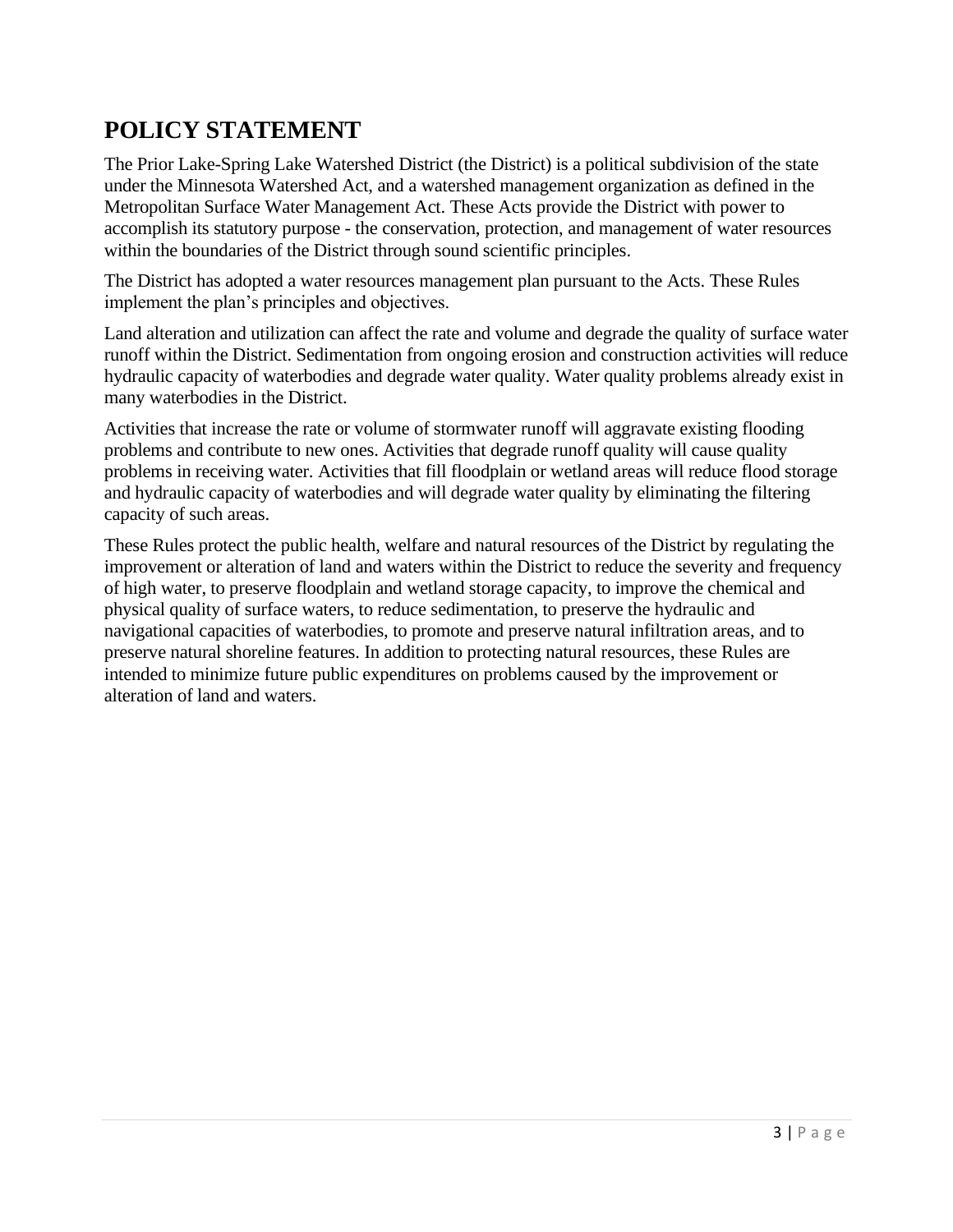# POLICY STATEMENT

The Prior Lake-Spring Lake Watershed District (the District) is a political subdivision of the state under the Minnesota Watershed Act, and a watershed management organization as defined in the Metropolitan Surface Water Management Act. These Acts provide the District with power to accomplish its statutory purpose - the conservation, protection, and management of water resources within the boundaries of the District through sound scientific principles.

The District has adopted a water resources management plan pursuant to the Acts. These Rules implement the plan's principles and objectives.

Land alteration and utilization can affect the rate and volume and degrade the quality of surface water runoff within the District. Sedimentation from ongoing erosion and construction activities will reduce hydraulic capacity of waterbodies and degrade water quality. Water quality problems already exist in many waterbodies in the District.

Activities that increase the rate or volume of stormwater runoff will aggravate existing flooding problems and contribute to new ones. Activities that degrade runoff quality will cause quality problems in receiving water. Activities that fill floodplain or wetland areas will reduce flood storage and hydraulic capacity of waterbodies and will degrade water quality by eliminating the filtering capacity of such areas.

These Rules protect the public health, welfare and natural resources of the District by regulating the improvement or alteration of land and waters within the District to reduce the severity and frequency of high water, to preserve floodplain and wetland storage capacity, to improve the chemical and physical quality of surface waters, to reduce sedimentation, to preserve the hydraulic and navigational capacities of waterbodies, to promote and preserve natural infiltration areas, and to preserve natural shoreline features. In addition to protecting natural resources, these Rules are intended to minimize future public expenditures on problems caused by the improvement or alteration of land and waters.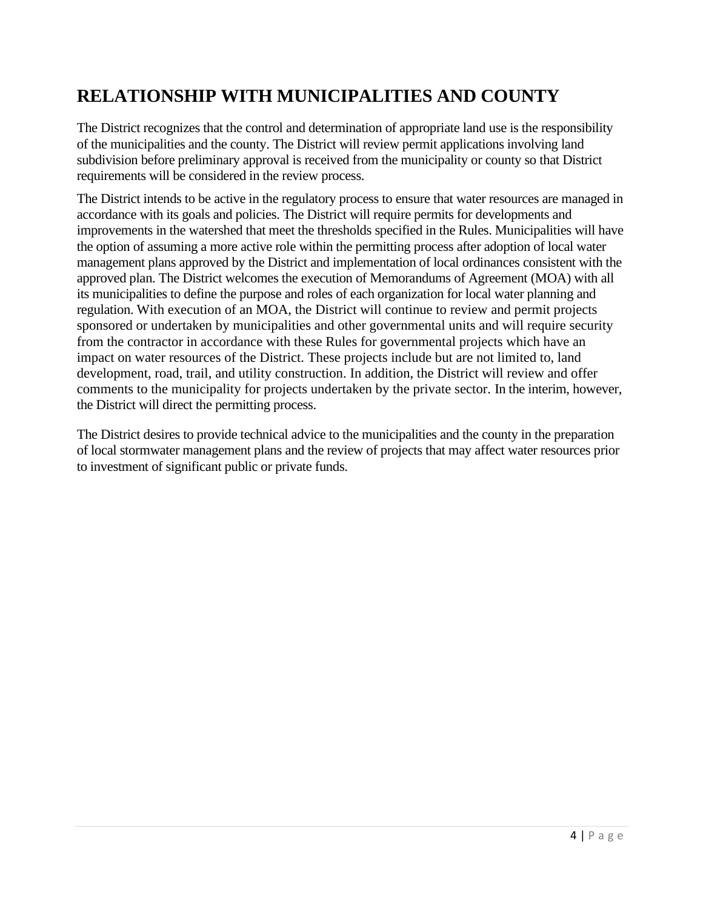# RELATIONSHIP WITH MUNICIPALITIES AND COUNTY

The District recognizes that the control and determination of appropriate land use is the responsibility of the municipalities and the county. The District will review permit applications involving land subdivision before preliminary approval is received from the municipality or county so that District requirements will be considered in the review process.

The District intends to be active in the regulatory process to ensure that water resources are managed in accordance with its goals and policies. The District will require permits for developments and improvements in the watershed that meet the thresholds specified in the Rules. Municipalities will have the option of assuming a more active role within the permitting process after adoption of local water management plans approved by the District and implementation of local ordinances consistent with the approved plan. The District welcomes the execution of Memorandums of Agreement (MOA) with all its municipalities to define the purpose and roles of each organization for local water planning and regulation. With execution of an MOA, the District will continue to review and permit projects sponsored or undertaken by municipalities and other governmental units and will require security from the contractor in accordance with these Rules for governmental projects which have an impact on water resources of the District. These projects include but are not limited to, land development, road, trail, and utility construction. In addition, the District will review and offer comments to the municipality for projects undertaken by the private sector. In the interim, however, the District will direct the permitting process.

The District desires to provide technical advice to the municipalities and the county in the preparation of local stormwater management plans and the review of projects that may affect water resources prior to investment of significant public or private funds.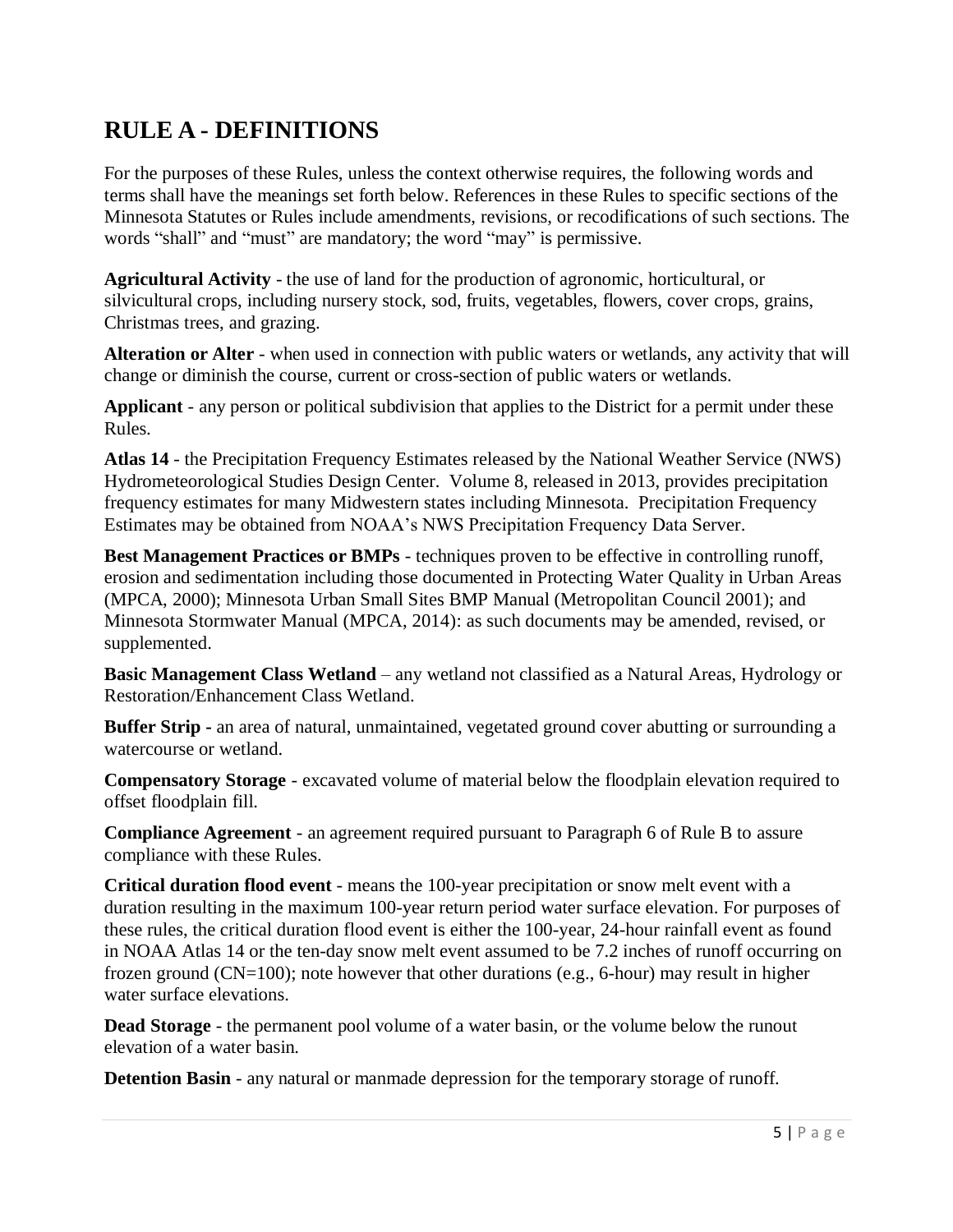# RULE A - DEFINITIONS

For the purposes of these Rules, unless the context otherwise requires, the following words and terms shall have the meanings set forth below. References in these Rules to specific sections of the Minnesota Statutes or Rules include amendments, revisions, or recodifications of such sections. The words "shall" and "must" are mandatory; the word "may" is permissive.

**Agricultural Activity** - the use of land for the production of agronomic, horticultural, or silvicultural crops, including nursery stock, sod, fruits, vegetables, flowers, cover crops, grains, Christmas trees, and grazing.

**Alteration or Alter** - when used in connection with public waters or wetlands, any activity that will change or diminish the course, current or cross-section of public waters or wetlands.

**Applicant** - any person or political subdivision that applies to the District for a permit under these Rules.

**Atlas 14** - the Precipitation Frequency Estimates released by the National Weather Service (NWS) Hydrometeorological Studies Design Center. Volume 8, released in 2013, provides precipitation frequency estimates for many Midwestern states including Minnesota. Precipitation Frequency Estimates may be obtained from NOAA's NWS Precipitation Frequency Data Server.

**Best Management Practices or BMPs** - techniques proven to be effective in controlling runoff, erosion and sedimentation including those documented in Protecting Water Quality in Urban Areas (MPCA, 2000); Minnesota Urban Small Sites BMP Manual (Metropolitan Council 2001); and Minnesota Stormwater Manual (MPCA, 2014): as such documents may be amended, revised, or supplemented.

**Basic Management Class Wetland** – any wetland not classified as a Natural Areas, Hydrology or Restoration/Enhancement Class Wetland.

**Buffer Strip -** an area of natural, unmaintained, vegetated ground cover abutting or surrounding a watercourse or wetland.

**Compensatory Storage** - excavated volume of material below the floodplain elevation required to offset floodplain fill.

**Compliance Agreement** - an agreement required pursuant to Paragraph 6 of Rule B to assure compliance with these Rules.

**Critical duration flood event** - means the 100-year precipitation or snow melt event with a duration resulting in the maximum 100-year return period water surface elevation. For purposes of these rules, the critical duration flood event is either the 100-year, 24-hour rainfall event as found in NOAA Atlas 14 or the ten-day snow melt event assumed to be 7.2 inches of runoff occurring on frozen ground (CN=100); note however that other durations (e.g., 6-hour) may result in higher water surface elevations.

**Dead Storage** - the permanent pool volume of a water basin, or the volume below the runout elevation of a water basin.

**Detention Basin** - any natural or manmade depression for the temporary storage of runoff.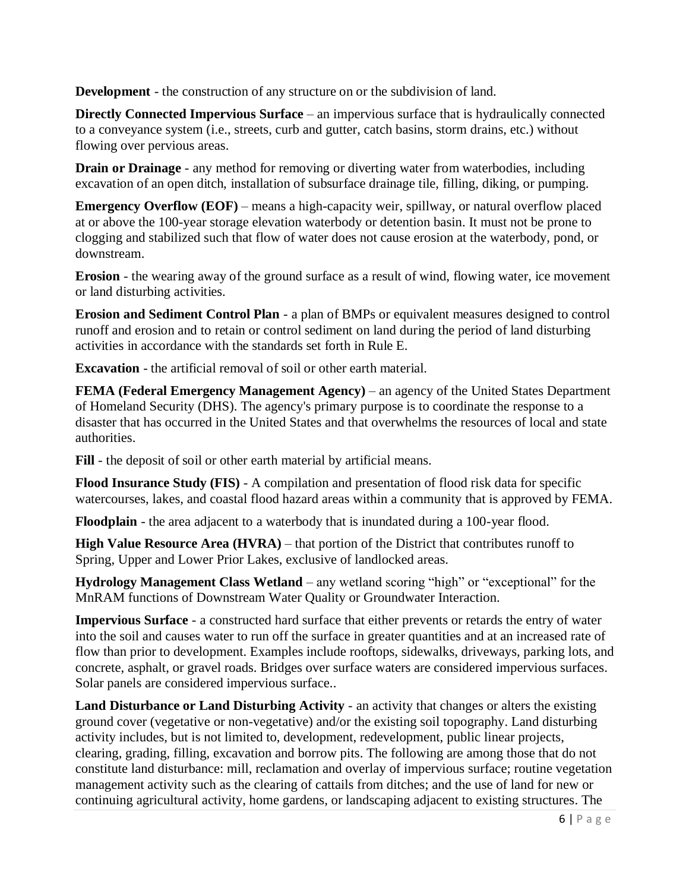**Development** - the construction of any structure on or the subdivision of land.

**Directly Connected Impervious Surface** – an impervious surface that is hydraulically connected to a conveyance system (i.e., streets, curb and gutter, catch basins, storm drains, etc.) without flowing over pervious areas.

**Drain or Drainage** - any method for removing or diverting water from waterbodies, including excavation of an open ditch, installation of subsurface drainage tile, filling, diking, or pumping.

**Emergency Overflow (EOF)** – means a high-capacity weir, spillway, or natural overflow placed at or above the 100-year storage elevation waterbody or detention basin. It must not be prone to clogging and stabilized such that flow of water does not cause erosion at the waterbody, pond, or downstream.

**Erosion** - the wearing away of the ground surface as a result of wind, flowing water, ice movement or land disturbing activities.

**Erosion and Sediment Control Plan** - a plan of BMPs or equivalent measures designed to control runoff and erosion and to retain or control sediment on land during the period of land disturbing activities in accordance with the standards set forth in Rule E.

**Excavation** - the artificial removal of soil or other earth material.

**FEMA (Federal Emergency Management Agency)** – an agency of the United States Department of Homeland Security (DHS). The agency's primary purpose is to coordinate the response to a disaster that has occurred in the United States and that overwhelms the resources of local and state authorities.

**Fill** - the deposit of soil or other earth material by artificial means.

**Flood Insurance Study (FIS)** - A compilation and presentation of flood risk data for specific watercourses, lakes, and coastal flood hazard areas within a community that is approved by FEMA.

**Floodplain** - the area adjacent to a waterbody that is inundated during a 100-year flood.

**High Value Resource Area (HVRA)** – that portion of the District that contributes runoff to Spring, Upper and Lower Prior Lakes, exclusive of landlocked areas.

**Hydrology Management Class Wetland** – any wetland scoring "high" or "exceptional" for the MnRAM functions of Downstream Water Quality or Groundwater Interaction.

**Impervious Surface** - a constructed hard surface that either prevents or retards the entry of water into the soil and causes water to run off the surface in greater quantities and at an increased rate of flow than prior to development. Examples include rooftops, sidewalks, driveways, parking lots, and concrete, asphalt, or gravel roads. Bridges over surface waters are considered impervious surfaces. Solar panels are considered impervious surface..

**Land Disturbance or Land Disturbing Activity** - an activity that changes or alters the existing ground cover (vegetative or non-vegetative) and/or the existing soil topography. Land disturbing activity includes, but is not limited to, development, redevelopment, public linear projects, clearing, grading, filling, excavation and borrow pits. The following are among those that do not constitute land disturbance: mill, reclamation and overlay of impervious surface; routine vegetation management activity such as the clearing of cattails from ditches; and the use of land for new or continuing agricultural activity, home gardens, or landscaping adjacent to existing structures. The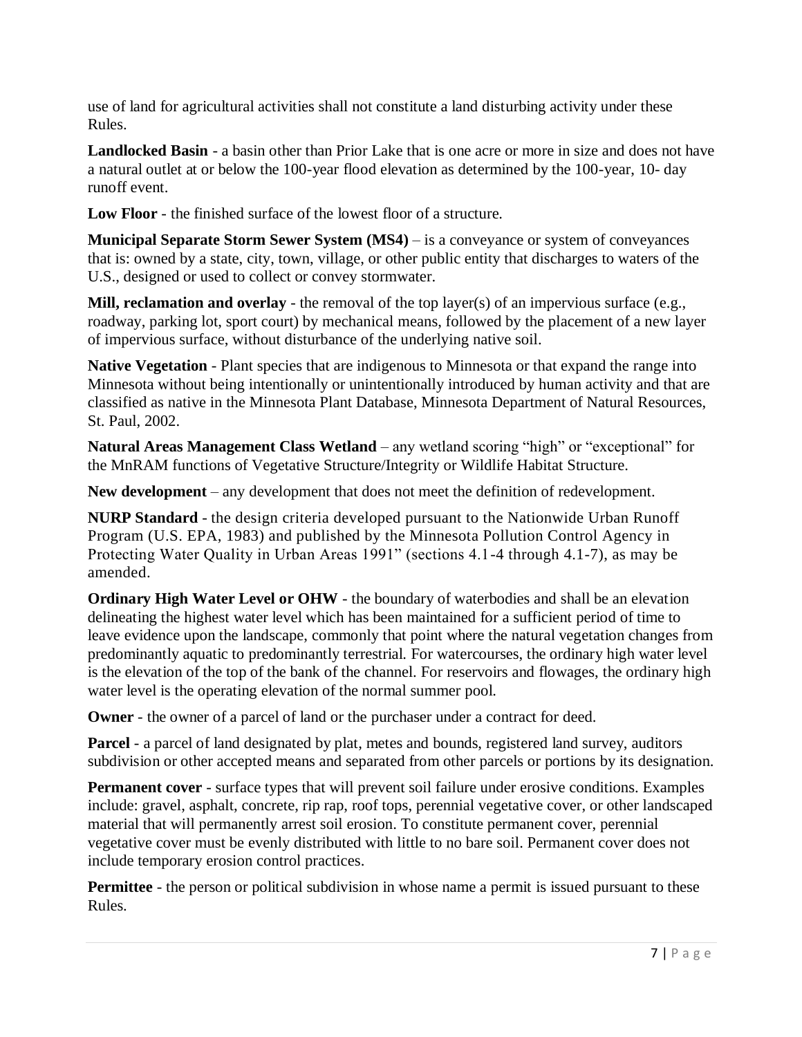use of land for agricultural activities shall not constitute a land disturbing activity under these Rules.

**Landlocked Basin** - a basin other than Prior Lake that is one acre or more in size and does not have a natural outlet at or below the 100-year flood elevation as determined by the 100-year, 10- day runoff event.

**Low Floor** - the finished surface of the lowest floor of a structure.

**Municipal Separate Storm Sewer System (MS4)** – is a conveyance or system of conveyances that is: owned by a state, city, town, village, or other public entity that discharges to waters of the U.S., designed or used to collect or convey stormwater.

**Mill, reclamation and overlay** - the removal of the top layer(s) of an impervious surface (e.g., roadway, parking lot, sport court) by mechanical means, followed by the placement of a new layer of impervious surface, without disturbance of the underlying native soil.

**Native Vegetation** - Plant species that are indigenous to Minnesota or that expand the range into Minnesota without being intentionally or unintentionally introduced by human activity and that are classified as native in the Minnesota Plant Database, Minnesota Department of Natural Resources, St. Paul, 2002.

**Natural Areas Management Class Wetland** – any wetland scoring "high" or "exceptional" for the MnRAM functions of Vegetative Structure/Integrity or Wildlife Habitat Structure.

**New development** – any development that does not meet the definition of redevelopment.

**NURP Standard** - the design criteria developed pursuant to the Nationwide Urban Runoff Program (U.S. EPA, 1983) and published by the Minnesota Pollution Control Agency in Protecting Water Quality in Urban Areas 1991" (sections 4.1-4 through 4.1-7), as may be amended.

**Ordinary High Water Level or OHW** - the boundary of waterbodies and shall be an elevation delineating the highest water level which has been maintained for a sufficient period of time to leave evidence upon the landscape, commonly that point where the natural vegetation changes from predominantly aquatic to predominantly terrestrial. For watercourses, the ordinary high water level is the elevation of the top of the bank of the channel. For reservoirs and flowages, the ordinary high water level is the operating elevation of the normal summer pool.

**Owner** - the owner of a parcel of land or the purchaser under a contract for deed.

**Parcel** - a parcel of land designated by plat, metes and bounds, registered land survey, auditors subdivision or other accepted means and separated from other parcels or portions by its designation.

**Permanent cover** - surface types that will prevent soil failure under erosive conditions. Examples include: gravel, asphalt, concrete, rip rap, roof tops, perennial vegetative cover, or other landscaped material that will permanently arrest soil erosion. To constitute permanent cover, perennial vegetative cover must be evenly distributed with little to no bare soil. Permanent cover does not include temporary erosion control practices.

**Permittee** - the person or political subdivision in whose name a permit is issued pursuant to these Rules.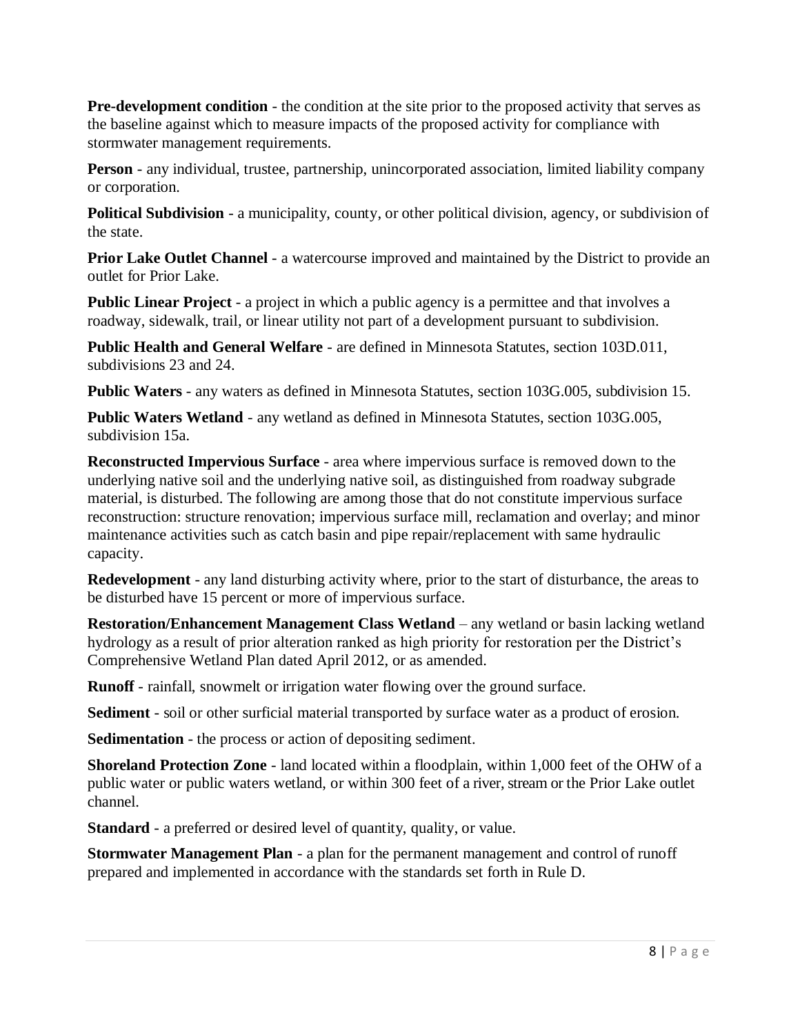**Pre-development condition** - the condition at the site prior to the proposed activity that serves as the baseline against which to measure impacts of the proposed activity for compliance with stormwater management requirements.

**Person** - any individual, trustee, partnership, unincorporated association, limited liability company or corporation.

**Political Subdivision** - a municipality, county, or other political division, agency, or subdivision of the state.

**Prior Lake Outlet Channel** - a watercourse improved and maintained by the District to provide an outlet for Prior Lake.

**Public Linear Project** - a project in which a public agency is a permittee and that involves a roadway, sidewalk, trail, or linear utility not part of a development pursuant to subdivision.

**Public Health and General Welfare** - are defined in Minnesota Statutes, section 103D.011, subdivisions 23 and 24.

**Public Waters** - any waters as defined in Minnesota Statutes, section 103G.005, subdivision 15.

**Public Waters Wetland** - any wetland as defined in Minnesota Statutes, section 103G.005, subdivision 15a.

**Reconstructed Impervious Surface** - area where impervious surface is removed down to the underlying native soil and the underlying native soil, as distinguished from roadway subgrade material, is disturbed. The following are among those that do not constitute impervious surface reconstruction: structure renovation; impervious surface mill, reclamation and overlay; and minor maintenance activities such as catch basin and pipe repair/replacement with same hydraulic capacity.

**Redevelopment** - any land disturbing activity where, prior to the start of disturbance, the areas to be disturbed have 15 percent or more of impervious surface.

**Restoration/Enhancement Management Class Wetland** – any wetland or basin lacking wetland hydrology as a result of prior alteration ranked as high priority for restoration per the District's Comprehensive Wetland Plan dated April 2012, or as amended.

**Runoff** - rainfall, snowmelt or irrigation water flowing over the ground surface.

**Sediment** - soil or other surficial material transported by surface water as a product of erosion.

**Sedimentation** - the process or action of depositing sediment.

**Shoreland Protection Zone** - land located within a floodplain, within 1,000 feet of the OHW of a public water or public waters wetland, or within 300 feet of a river, stream or the Prior Lake outlet channel.

**Standard** - a preferred or desired level of quantity, quality, or value.

**Stormwater Management Plan** - a plan for the permanent management and control of runoff prepared and implemented in accordance with the standards set forth in Rule D.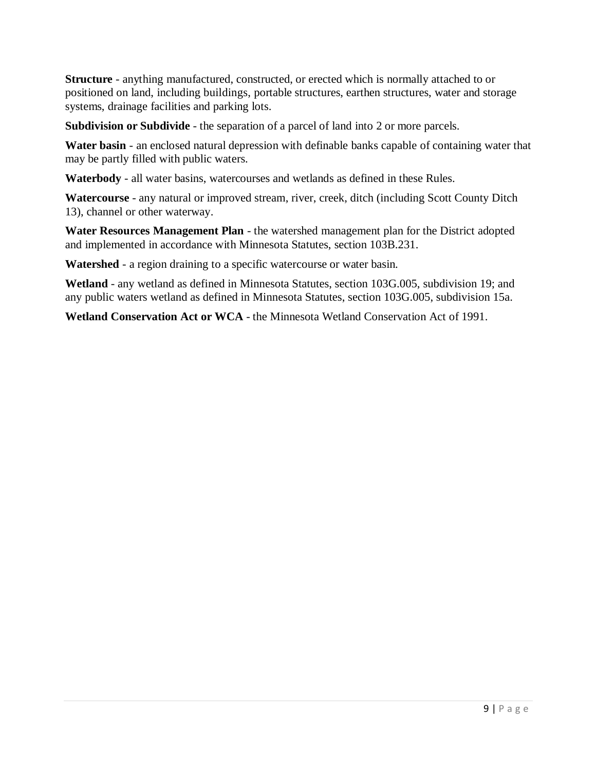**Structure** - anything manufactured, constructed, or erected which is normally attached to or positioned on land, including buildings, portable structures, earthen structures, water and storage systems, drainage facilities and parking lots.

**Subdivision or Subdivide** - the separation of a parcel of land into 2 or more parcels.

**Water basin** - an enclosed natural depression with definable banks capable of containing water that may be partly filled with public waters.

**Waterbody** - all water basins, watercourses and wetlands as defined in these Rules.

**Watercourse** - any natural or improved stream, river, creek, ditch (including Scott County Ditch 13), channel or other waterway.

**Water Resources Management Plan** - the watershed management plan for the District adopted and implemented in accordance with Minnesota Statutes, section 103B.231.

**Watershed** - a region draining to a specific watercourse or water basin.

**Wetland** - any wetland as defined in Minnesota Statutes, section 103G.005, subdivision 19; and any public waters wetland as defined in Minnesota Statutes, section 103G.005, subdivision 15a.

**Wetland Conservation Act or WCA** - the Minnesota Wetland Conservation Act of 1991.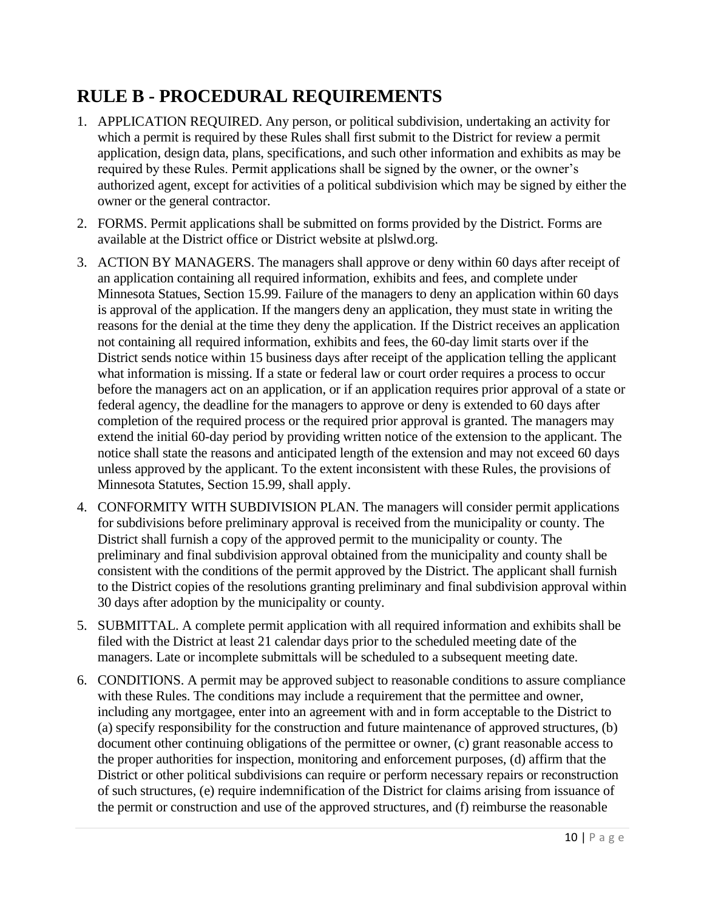# RULE B - PROCEDURAL REQUIREMENTS

1. APPLICATION REQUIRED. Any person, or political subdivision, undertaking an activity for which a permit is required by these Rules shall first submit to the District for review a permit application, design data, plans, specifications, and such other information and exhibits as may be required by these Rules. Permit applications shall be signed by the owner, or the owner's authorized agent, except for activities of a political subdivision which may be signed by either the owner or the general contractor.
2. FORMS. Permit applications shall be submitted on forms provided by the District. Forms are available at the District office or District website at plslwd.org.
3. ACTION BY MANAGERS. The managers shall approve or deny within 60 days after receipt of an application containing all required information, exhibits and fees, and complete under Minnesota Statues, Section 15.99. Failure of the managers to deny an application within 60 days is approval of the application. If the mangers deny an application, they must state in writing the reasons for the denial at the time they deny the application. If the District receives an application not containing all required information, exhibits and fees, the 60-day limit starts over if the District sends notice within 15 business days after receipt of the application telling the applicant what information is missing. If a state or federal law or court order requires a process to occur before the managers act on an application, or if an application requires prior approval of a state or federal agency, the deadline for the managers to approve or deny is extended to 60 days after completion of the required process or the required prior approval is granted. The managers may extend the initial 60-day period by providing written notice of the extension to the applicant. The notice shall state the reasons and anticipated length of the extension and may not exceed 60 days unless approved by the applicant. To the extent inconsistent with these Rules, the provisions of Minnesota Statutes, Section 15.99, shall apply.
4. CONFORMITY WITH SUBDIVISION PLAN. The managers will consider permit applications for subdivisions before preliminary approval is received from the municipality or county. The District shall furnish a copy of the approved permit to the municipality or county. The preliminary and final subdivision approval obtained from the municipality and county shall be consistent with the conditions of the permit approved by the District. The applicant shall furnish to the District copies of the resolutions granting preliminary and final subdivision approval within 30 days after adoption by the municipality or county.
5. SUBMITTAL. A complete permit application with all required information and exhibits shall be filed with the District at least 21 calendar days prior to the scheduled meeting date of the managers. Late or incomplete submittals will be scheduled to a subsequent meeting date.
6. CONDITIONS. A permit may be approved subject to reasonable conditions to assure compliance with these Rules. The conditions may include a requirement that the permittee and owner, including any mortgagee, enter into an agreement with and in form acceptable to the District to (a) specify responsibility for the construction and future maintenance of approved structures, (b) document other continuing obligations of the permittee or owner, (c) grant reasonable access to the proper authorities for inspection, monitoring and enforcement purposes, (d) affirm that the District or other political subdivisions can require or perform necessary repairs or reconstruction of such structures, (e) require indemnification of the District for claims arising from issuance of the permit or construction and use of the approved structures, and (f) reimburse the reasonable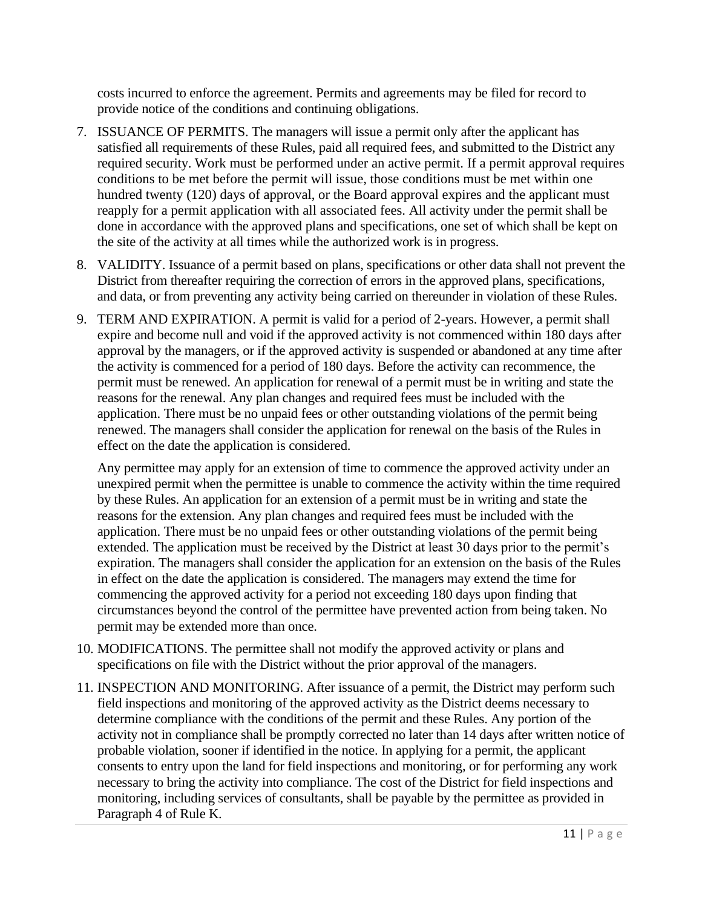costs incurred to enforce the agreement. Permits and agreements may be filed for record to provide notice of the conditions and continuing obligations.

7. ISSUANCE OF PERMITS. The managers will issue a permit only after the applicant has satisfied all requirements of these Rules, paid all required fees, and submitted to the District any required security. Work must be performed under an active permit. If a permit approval requires conditions to be met before the permit will issue, those conditions must be met within one hundred twenty (120) days of approval, or the Board approval expires and the applicant must reapply for a permit application with all associated fees. All activity under the permit shall be done in accordance with the approved plans and specifications, one set of which shall be kept on the site of the activity at all times while the authorized work is in progress.

8. VALIDITY. Issuance of a permit based on plans, specifications or other data shall not prevent the District from thereafter requiring the correction of errors in the approved plans, specifications, and data, or from preventing any activity being carried on thereunder in violation of these Rules.

9. TERM AND EXPIRATION. A permit is valid for a period of 2-years. However, a permit shall expire and become null and void if the approved activity is not commenced within 180 days after approval by the managers, or if the approved activity is suspended or abandoned at any time after the activity is commenced for a period of 180 days. Before the activity can recommence, the permit must be renewed. An application for renewal of a permit must be in writing and state the reasons for the renewal. Any plan changes and required fees must be included with the application. There must be no unpaid fees or other outstanding violations of the permit being renewed. The managers shall consider the application for renewal on the basis of the Rules in effect on the date the application is considered.

   Any permittee may apply for an extension of time to commence the approved activity under an unexpired permit when the permittee is unable to commence the activity within the time required by these Rules. An application for an extension of a permit must be in writing and state the reasons for the extension. Any plan changes and required fees must be included with the application. There must be no unpaid fees or other outstanding violations of the permit being extended. The application must be received by the District at least 30 days prior to the permit's expiration. The managers shall consider the application for an extension on the basis of the Rules in effect on the date the application is considered. The managers may extend the time for commencing the approved activity for a period not exceeding 180 days upon finding that circumstances beyond the control of the permittee have prevented action from being taken. No permit may be extended more than once.

10. MODIFICATIONS. The permittee shall not modify the approved activity or plans and specifications on file with the District without the prior approval of the managers.

11. INSPECTION AND MONITORING. After issuance of a permit, the District may perform such field inspections and monitoring of the approved activity as the District deems necessary to determine compliance with the conditions of the permit and these Rules. Any portion of the activity not in compliance shall be promptly corrected no later than 14 days after written notice of probable violation, sooner if identified in the notice. In applying for a permit, the applicant consents to entry upon the land for field inspections and monitoring, or for performing any work necessary to bring the activity into compliance. The cost of the District for field inspections and monitoring, including services of consultants, shall be payable by the permittee as provided in Paragraph 4 of Rule K.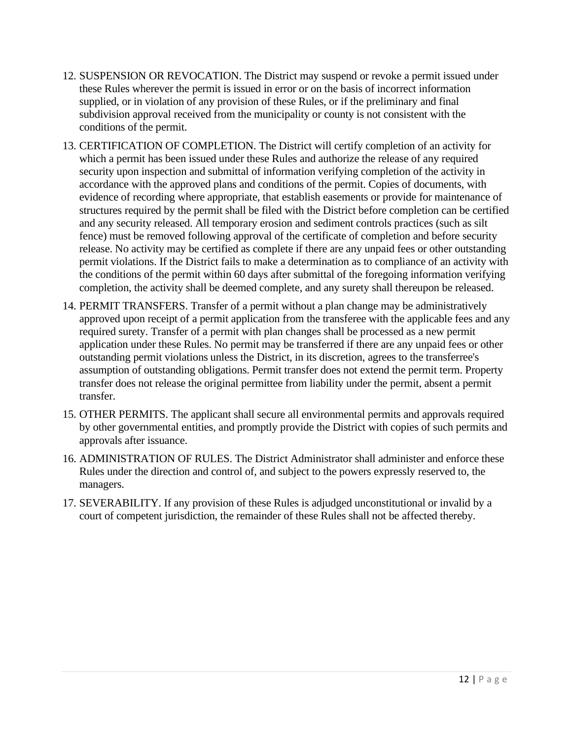12. SUSPENSION OR REVOCATION. The District may suspend or revoke a permit issued under these Rules wherever the permit is issued in error or on the basis of incorrect information supplied, or in violation of any provision of these Rules, or if the preliminary and final subdivision approval received from the municipality or county is not consistent with the conditions of the permit.
13. CERTIFICATION OF COMPLETION. The District will certify completion of an activity for which a permit has been issued under these Rules and authorize the release of any required security upon inspection and submittal of information verifying completion of the activity in accordance with the approved plans and conditions of the permit. Copies of documents, with evidence of recording where appropriate, that establish easements or provide for maintenance of structures required by the permit shall be filed with the District before completion can be certified and any security released. All temporary erosion and sediment controls practices (such as silt fence) must be removed following approval of the certificate of completion and before security release. No activity may be certified as complete if there are any unpaid fees or other outstanding permit violations. If the District fails to make a determination as to compliance of an activity with the conditions of the permit within 60 days after submittal of the foregoing information verifying completion, the activity shall be deemed complete, and any surety shall thereupon be released.
14. PERMIT TRANSFERS. Transfer of a permit without a plan change may be administratively approved upon receipt of a permit application from the transferee with the applicable fees and any required surety. Transfer of a permit with plan changes shall be processed as a new permit application under these Rules. No permit may be transferred if there are any unpaid fees or other outstanding permit violations unless the District, in its discretion, agrees to the transferree's assumption of outstanding obligations. Permit transfer does not extend the permit term. Property transfer does not release the original permittee from liability under the permit, absent a permit transfer.
15. OTHER PERMITS. The applicant shall secure all environmental permits and approvals required by other governmental entities, and promptly provide the District with copies of such permits and approvals after issuance.
16. ADMINISTRATION OF RULES. The District Administrator shall administer and enforce these Rules under the direction and control of, and subject to the powers expressly reserved to, the managers.
17. SEVERABILITY. If any provision of these Rules is adjudged unconstitutional or invalid by a court of competent jurisdiction, the remainder of these Rules shall not be affected thereby.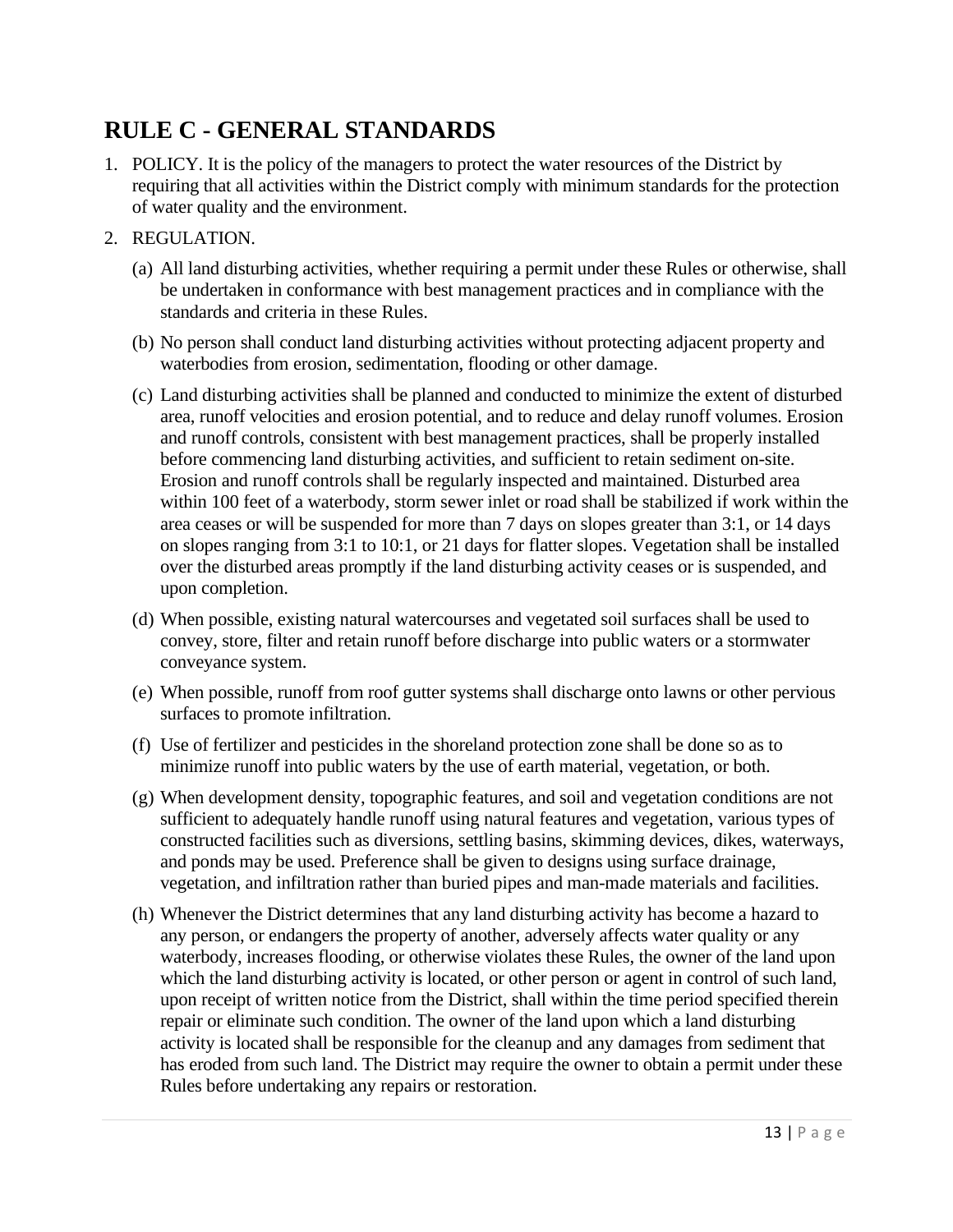# RULE C - GENERAL STANDARDS

1. POLICY. It is the policy of the managers to protect the water resources of the District by requiring that all activities within the District comply with minimum standards for the protection of water quality and the environment.

2. REGULATION.

   (a) All land disturbing activities, whether requiring a permit under these Rules or otherwise, shall be undertaken in conformance with best management practices and in compliance with the standards and criteria in these Rules.

   (b) No person shall conduct land disturbing activities without protecting adjacent property and waterbodies from erosion, sedimentation, flooding or other damage.

   (c) Land disturbing activities shall be planned and conducted to minimize the extent of disturbed area, runoff velocities and erosion potential, and to reduce and delay runoff volumes. Erosion and runoff controls, consistent with best management practices, shall be properly installed before commencing land disturbing activities, and sufficient to retain sediment on-site. Erosion and runoff controls shall be regularly inspected and maintained. Disturbed area within 100 feet of a waterbody, storm sewer inlet or road shall be stabilized if work within the area ceases or will be suspended for more than 7 days on slopes greater than 3:1, or 14 days on slopes ranging from 3:1 to 10:1, or 21 days for flatter slopes. Vegetation shall be installed over the disturbed areas promptly if the land disturbing activity ceases or is suspended, and upon completion.

   (d) When possible, existing natural watercourses and vegetated soil surfaces shall be used to convey, store, filter and retain runoff before discharge into public waters or a stormwater conveyance system.

   (e) When possible, runoff from roof gutter systems shall discharge onto lawns or other pervious surfaces to promote infiltration.

   (f) Use of fertilizer and pesticides in the shoreland protection zone shall be done so as to minimize runoff into public waters by the use of earth material, vegetation, or both.

   (g) When development density, topographic features, and soil and vegetation conditions are not sufficient to adequately handle runoff using natural features and vegetation, various types of constructed facilities such as diversions, settling basins, skimming devices, dikes, waterways, and ponds may be used. Preference shall be given to designs using surface drainage, vegetation, and infiltration rather than buried pipes and man-made materials and facilities.

   (h) Whenever the District determines that any land disturbing activity has become a hazard to any person, or endangers the property of another, adversely affects water quality or any waterbody, increases flooding, or otherwise violates these Rules, the owner of the land upon which the land disturbing activity is located, or other person or agent in control of such land, upon receipt of written notice from the District, shall within the time period specified therein repair or eliminate such condition. The owner of the land upon which a land disturbing activity is located shall be responsible for the cleanup and any damages from sediment that has eroded from such land. The District may require the owner to obtain a permit under these Rules before undertaking any repairs or restoration.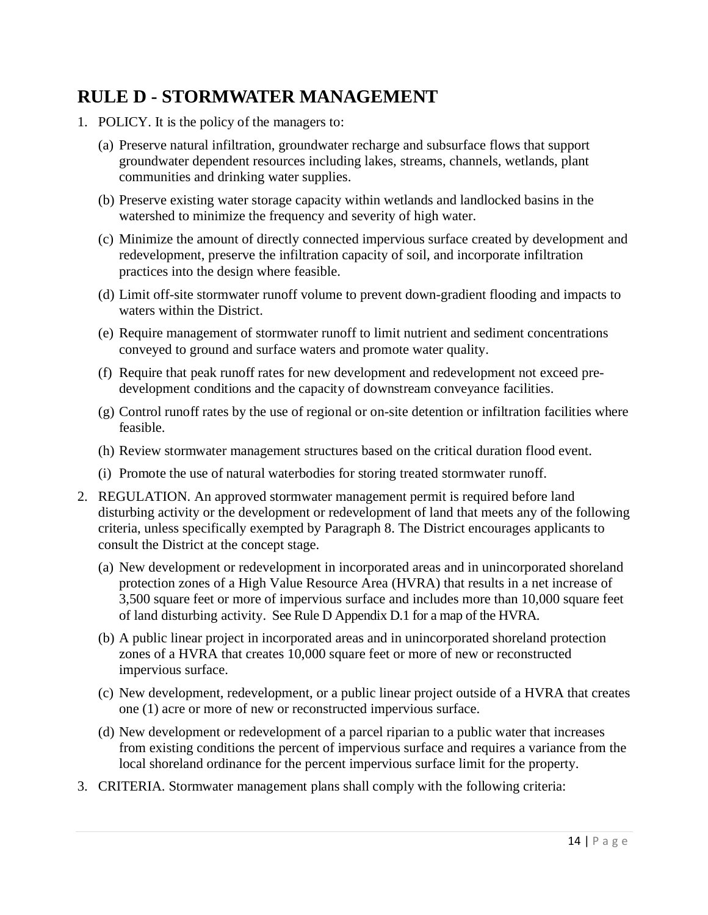# RULE D - STORMWATER MANAGEMENT

1. POLICY. It is the policy of the managers to:

   (a) Preserve natural infiltration, groundwater recharge and subsurface flows that support groundwater dependent resources including lakes, streams, channels, wetlands, plant communities and drinking water supplies.

   (b) Preserve existing water storage capacity within wetlands and landlocked basins in the watershed to minimize the frequency and severity of high water.

   (c) Minimize the amount of directly connected impervious surface created by development and redevelopment, preserve the infiltration capacity of soil, and incorporate infiltration practices into the design where feasible.

   (d) Limit off-site stormwater runoff volume to prevent down-gradient flooding and impacts to waters within the District.

   (e) Require management of stormwater runoff to limit nutrient and sediment concentrations conveyed to ground and surface waters and promote water quality.

   (f) Require that peak runoff rates for new development and redevelopment not exceed pre-development conditions and the capacity of downstream conveyance facilities.

   (g) Control runoff rates by the use of regional or on-site detention or infiltration facilities where feasible.

   (h) Review stormwater management structures based on the critical duration flood event.

   (i) Promote the use of natural waterbodies for storing treated stormwater runoff.

2. REGULATION. An approved stormwater management permit is required before land disturbing activity or the development or redevelopment of land that meets any of the following criteria, unless specifically exempted by Paragraph 8. The District encourages applicants to consult the District at the concept stage.

   (a) New development or redevelopment in incorporated areas and in unincorporated shoreland protection zones of a High Value Resource Area (HVRA) that results in a net increase of 3,500 square feet or more of impervious surface and includes more than 10,000 square feet of land disturbing activity. See Rule D Appendix D.1 for a map of the HVRA.

   (b) A public linear project in incorporated areas and in unincorporated shoreland protection zones of a HVRA that creates 10,000 square feet or more of new or reconstructed impervious surface.

   (c) New development, redevelopment, or a public linear project outside of a HVRA that creates one (1) acre or more of new or reconstructed impervious surface.

   (d) New development or redevelopment of a parcel riparian to a public water that increases from existing conditions the percent of impervious surface and requires a variance from the local shoreland ordinance for the percent impervious surface limit for the property.

3. CRITERIA. Stormwater management plans shall comply with the following criteria: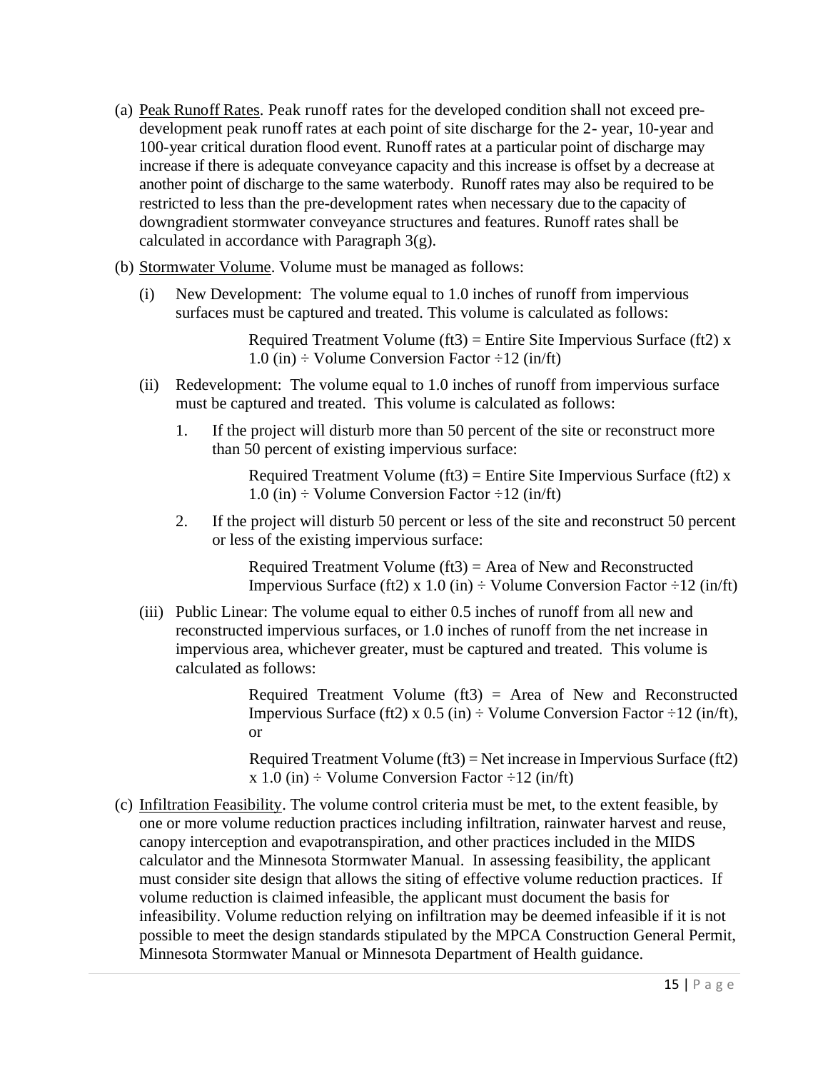(a) Peak Runoff Rates. Peak runoff rates for the developed condition shall not exceed pre-development peak runoff rates at each point of site discharge for the 2- year, 10-year and 100-year critical duration flood event. Runoff rates at a particular point of discharge may increase if there is adequate conveyance capacity and this increase is offset by a decrease at another point of discharge to the same waterbody. Runoff rates may also be required to be restricted to less than the pre-development rates when necessary due to the capacity of downgradient stormwater conveyance structures and features. Runoff rates shall be calculated in accordance with Paragraph 3(g).

(b) Stormwater Volume. Volume must be managed as follows:

(i) New Development: The volume equal to 1.0 inches of runoff from impervious surfaces must be captured and treated. This volume is calculated as follows:

> Required Treatment Volume (ft3) = Entire Site Impervious Surface (ft2) x 1.0 (in) ÷ Volume Conversion Factor ÷12 (in/ft)

(ii) Redevelopment: The volume equal to 1.0 inches of runoff from impervious surface must be captured and treated. This volume is calculated as follows:

1. If the project will disturb more than 50 percent of the site or reconstruct more than 50 percent of existing impervious surface:

   > Required Treatment Volume (ft3) = Entire Site Impervious Surface (ft2) x 1.0 (in) ÷ Volume Conversion Factor ÷12 (in/ft)

2. If the project will disturb 50 percent or less of the site and reconstruct 50 percent or less of the existing impervious surface:

   > Required Treatment Volume (ft3) = Area of New and Reconstructed Impervious Surface (ft2) x 1.0 (in) ÷ Volume Conversion Factor ÷12 (in/ft)

(iii) Public Linear: The volume equal to either 0.5 inches of runoff from all new and reconstructed impervious surfaces, or 1.0 inches of runoff from the net increase in impervious area, whichever greater, must be captured and treated. This volume is calculated as follows:

> Required Treatment Volume (ft3) = Area of New and Reconstructed Impervious Surface (ft2) x 0.5 (in) ÷ Volume Conversion Factor ÷12 (in/ft), or

> Required Treatment Volume (ft3) = Net increase in Impervious Surface (ft2) x 1.0 (in) ÷ Volume Conversion Factor ÷12 (in/ft)

(c) Infiltration Feasibility. The volume control criteria must be met, to the extent feasible, by one or more volume reduction practices including infiltration, rainwater harvest and reuse, canopy interception and evapotranspiration, and other practices included in the MIDS calculator and the Minnesota Stormwater Manual. In assessing feasibility, the applicant must consider site design that allows the siting of effective volume reduction practices. If volume reduction is claimed infeasible, the applicant must document the basis for infeasibility. Volume reduction relying on infiltration may be deemed infeasible if it is not possible to meet the design standards stipulated by the MPCA Construction General Permit, Minnesota Stormwater Manual or Minnesota Department of Health guidance.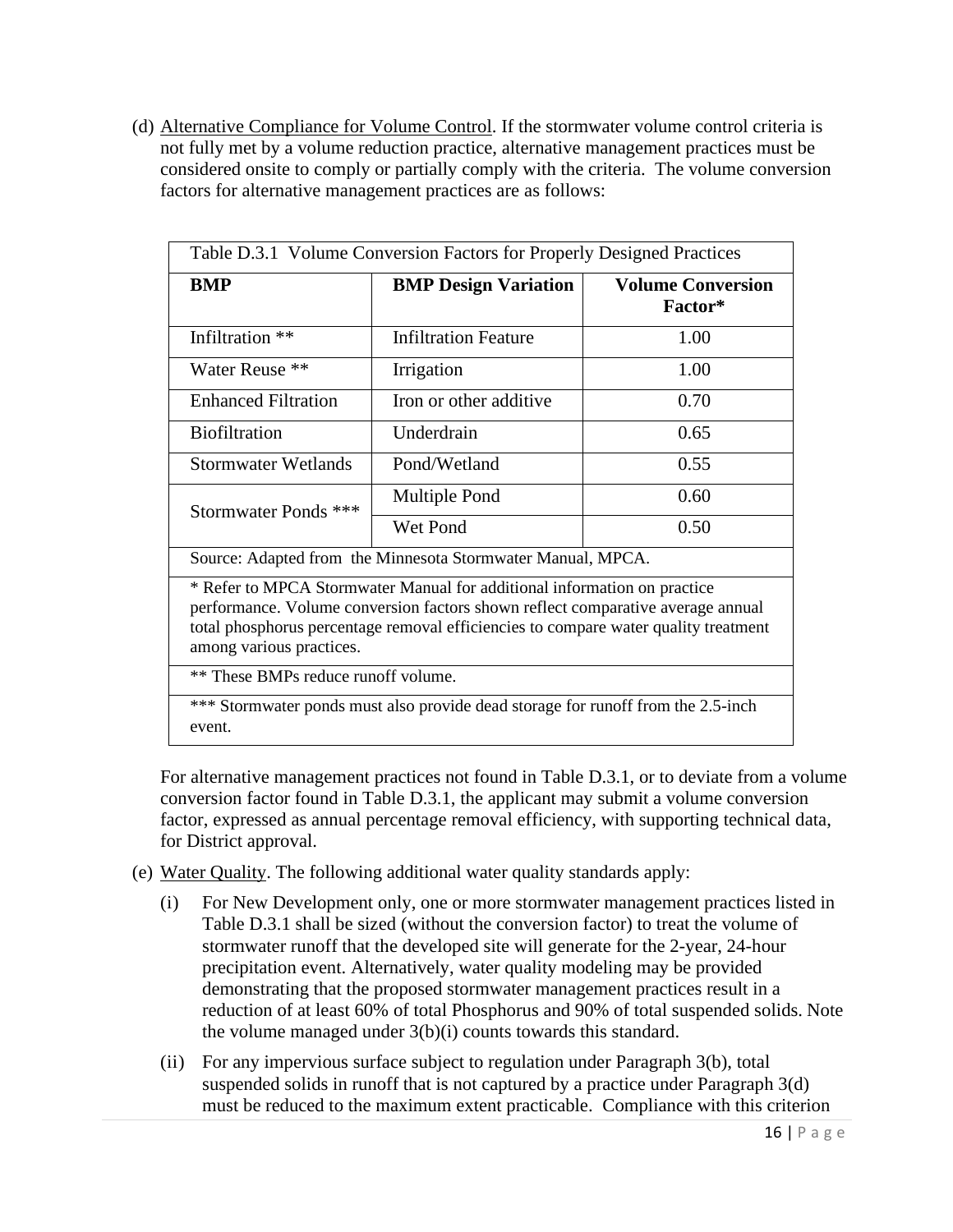(d) Alternative Compliance for Volume Control. If the stormwater volume control criteria is not fully met by a volume reduction practice, alternative management practices must be considered onsite to comply or partially comply with the criteria. The volume conversion factors for alternative management practices are as follows:

| Table D.3.1 Volume Conversion Factors for Properly Designed Practices | | |
|---|---|---|
| **BMP** | **BMP Design Variation** | **Volume Conversion Factor*** |
| Infiltration ** | Infiltration Feature | 1.00 |
| Water Reuse ** | Irrigation | 1.00 |
| Enhanced Filtration | Iron or other additive | 0.70 |
| Biofiltration | Underdrain | 0.65 |
| Stormwater Wetlands | Pond/Wetland | 0.55 |
| Stormwater Ponds *** | Multiple Pond | 0.60 |
| | Wet Pond | 0.50 |
| Source: Adapted from the Minnesota Stormwater Manual, MPCA. | | |
| * Refer to MPCA Stormwater Manual for additional information on practice performance. Volume conversion factors shown reflect comparative average annual total phosphorus percentage removal efficiencies to compare water quality treatment among various practices. | | |
| ** These BMPs reduce runoff volume. | | |
| *** Stormwater ponds must also provide dead storage for runoff from the 2.5-inch event. | | |

For alternative management practices not found in Table D.3.1, or to deviate from a volume conversion factor found in Table D.3.1, the applicant may submit a volume conversion factor, expressed as annual percentage removal efficiency, with supporting technical data, for District approval.

(e) Water Quality. The following additional water quality standards apply:

(i) For New Development only, one or more stormwater management practices listed in Table D.3.1 shall be sized (without the conversion factor) to treat the volume of stormwater runoff that the developed site will generate for the 2-year, 24-hour precipitation event. Alternatively, water quality modeling may be provided demonstrating that the proposed stormwater management practices result in a reduction of at least 60% of total Phosphorus and 90% of total suspended solids. Note the volume managed under 3(b)(i) counts towards this standard.

(ii) For any impervious surface subject to regulation under Paragraph 3(b), total suspended solids in runoff that is not captured by a practice under Paragraph 3(d) must be reduced to the maximum extent practicable. Compliance with this criterion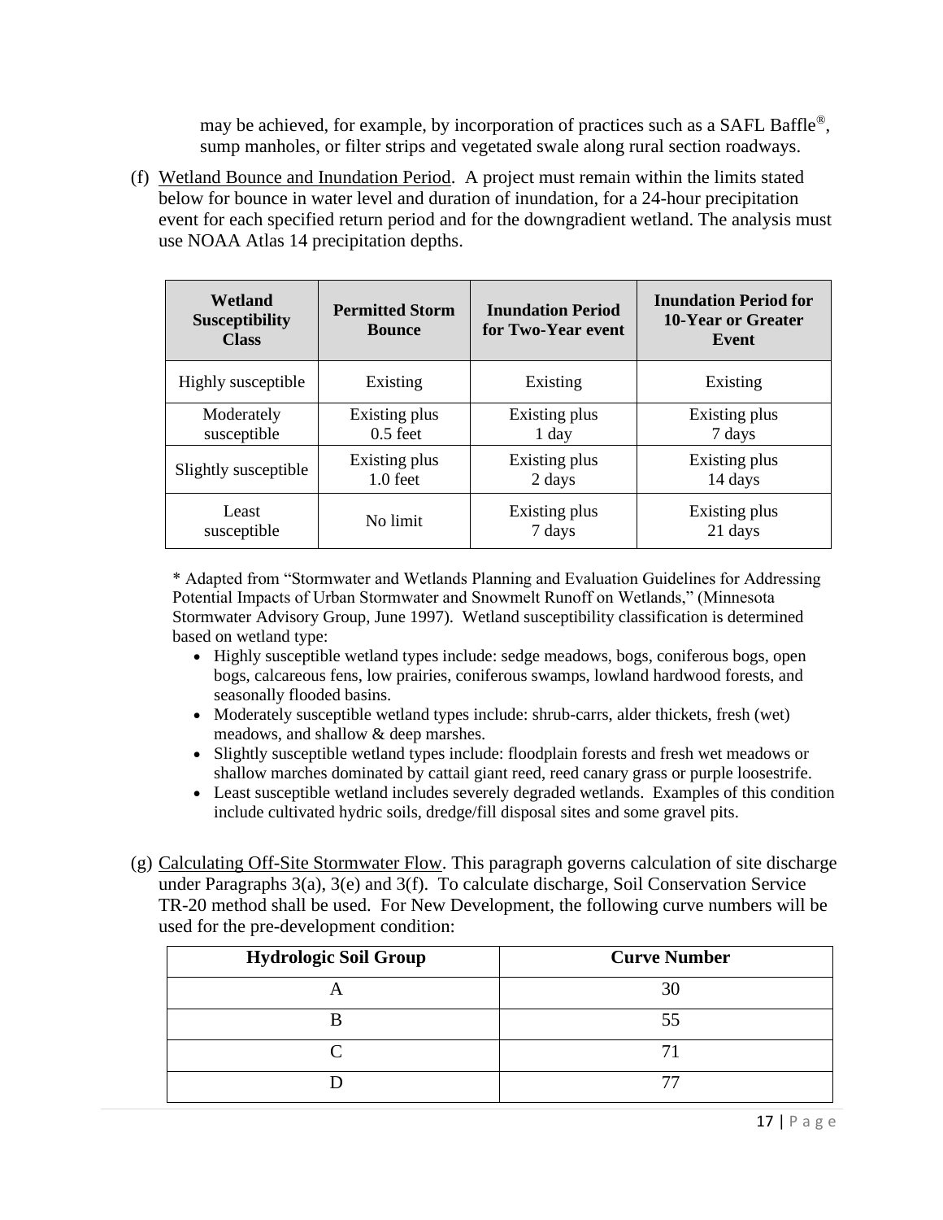may be achieved, for example, by incorporation of practices such as a SAFL Baffle®, sump manholes, or filter strips and vegetated swale along rural section roadways.

(f) Wetland Bounce and Inundation Period. A project must remain within the limits stated below for bounce in water level and duration of inundation, for a 24-hour precipitation event for each specified return period and for the downgradient wetland. The analysis must use NOAA Atlas 14 precipitation depths.

| Wetland Susceptibility Class | Permitted Storm Bounce | Inundation Period for Two-Year event | Inundation Period for 10-Year or Greater Event |
|---|---|---|---|
| Highly susceptible | Existing | Existing | Existing |
| Moderately susceptible | Existing plus 0.5 feet | Existing plus 1 day | Existing plus 7 days |
| Slightly susceptible | Existing plus 1.0 feet | Existing plus 2 days | Existing plus 14 days |
| Least susceptible | No limit | Existing plus 7 days | Existing plus 21 days |

\* Adapted from "Stormwater and Wetlands Planning and Evaluation Guidelines for Addressing Potential Impacts of Urban Stormwater and Snowmelt Runoff on Wetlands," (Minnesota Stormwater Advisory Group, June 1997). Wetland susceptibility classification is determined based on wetland type:

- Highly susceptible wetland types include: sedge meadows, bogs, coniferous bogs, open bogs, calcareous fens, low prairies, coniferous swamps, lowland hardwood forests, and seasonally flooded basins.
- Moderately susceptible wetland types include: shrub-carrs, alder thickets, fresh (wet) meadows, and shallow & deep marshes.
- Slightly susceptible wetland types include: floodplain forests and fresh wet meadows or shallow marches dominated by cattail giant reed, reed canary grass or purple loosestrife.
- Least susceptible wetland includes severely degraded wetlands. Examples of this condition include cultivated hydric soils, dredge/fill disposal sites and some gravel pits.

(g) Calculating Off-Site Stormwater Flow. This paragraph governs calculation of site discharge under Paragraphs 3(a), 3(e) and 3(f). To calculate discharge, Soil Conservation Service TR-20 method shall be used. For New Development, the following curve numbers will be used for the pre-development condition:

| Hydrologic Soil Group | Curve Number |
|---|---|
| A | 30 |
| B | 55 |
| C | 71 |
| D | 77 |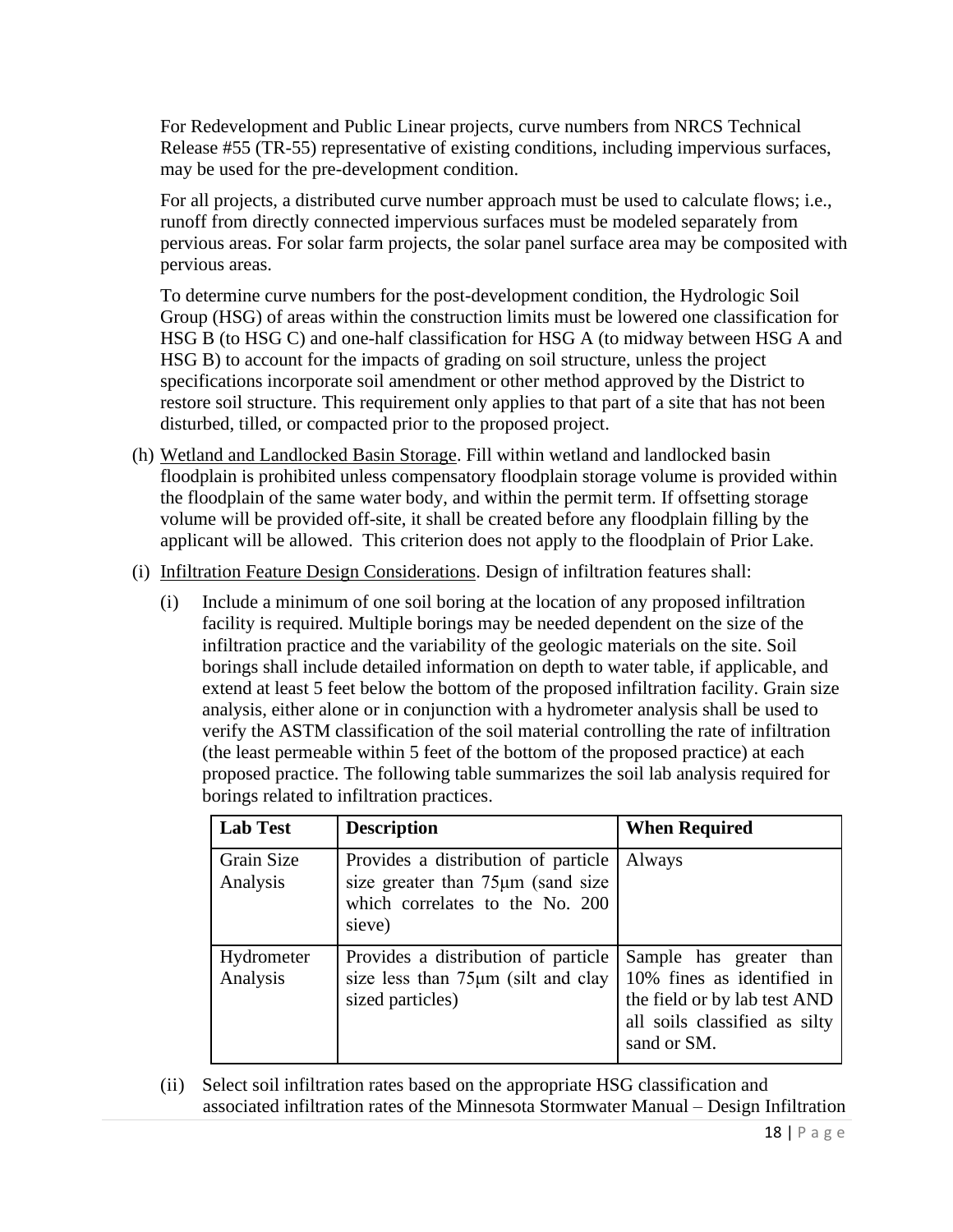For Redevelopment and Public Linear projects, curve numbers from NRCS Technical Release #55 (TR-55) representative of existing conditions, including impervious surfaces, may be used for the pre-development condition.

For all projects, a distributed curve number approach must be used to calculate flows; i.e., runoff from directly connected impervious surfaces must be modeled separately from pervious areas. For solar farm projects, the solar panel surface area may be composited with pervious areas.

To determine curve numbers for the post-development condition, the Hydrologic Soil Group (HSG) of areas within the construction limits must be lowered one classification for HSG B (to HSG C) and one-half classification for HSG A (to midway between HSG A and HSG B) to account for the impacts of grading on soil structure, unless the project specifications incorporate soil amendment or other method approved by the District to restore soil structure. This requirement only applies to that part of a site that has not been disturbed, tilled, or compacted prior to the proposed project.

(h) Wetland and Landlocked Basin Storage. Fill within wetland and landlocked basin floodplain is prohibited unless compensatory floodplain storage volume is provided within the floodplain of the same water body, and within the permit term. If offsetting storage volume will be provided off-site, it shall be created before any floodplain filling by the applicant will be allowed. This criterion does not apply to the floodplain of Prior Lake.

(i) Infiltration Feature Design Considerations. Design of infiltration features shall:

(i) Include a minimum of one soil boring at the location of any proposed infiltration facility is required. Multiple borings may be needed dependent on the size of the infiltration practice and the variability of the geologic materials on the site. Soil borings shall include detailed information on depth to water table, if applicable, and extend at least 5 feet below the bottom of the proposed infiltration facility. Grain size analysis, either alone or in conjunction with a hydrometer analysis shall be used to verify the ASTM classification of the soil material controlling the rate of infiltration (the least permeable within 5 feet of the bottom of the proposed practice) at each proposed practice. The following table summarizes the soil lab analysis required for borings related to infiltration practices.

| Lab Test | Description | When Required |
|---|---|---|
| Grain Size Analysis | Provides a distribution of particle size greater than 75μm (sand size which correlates to the No. 200 sieve) | Always |
| Hydrometer Analysis | Provides a distribution of particle size less than 75μm (silt and clay sized particles) | Sample has greater than 10% fines as identified in the field or by lab test AND all soils classified as silty sand or SM. |

(ii) Select soil infiltration rates based on the appropriate HSG classification and associated infiltration rates of the Minnesota Stormwater Manual – Design Infiltration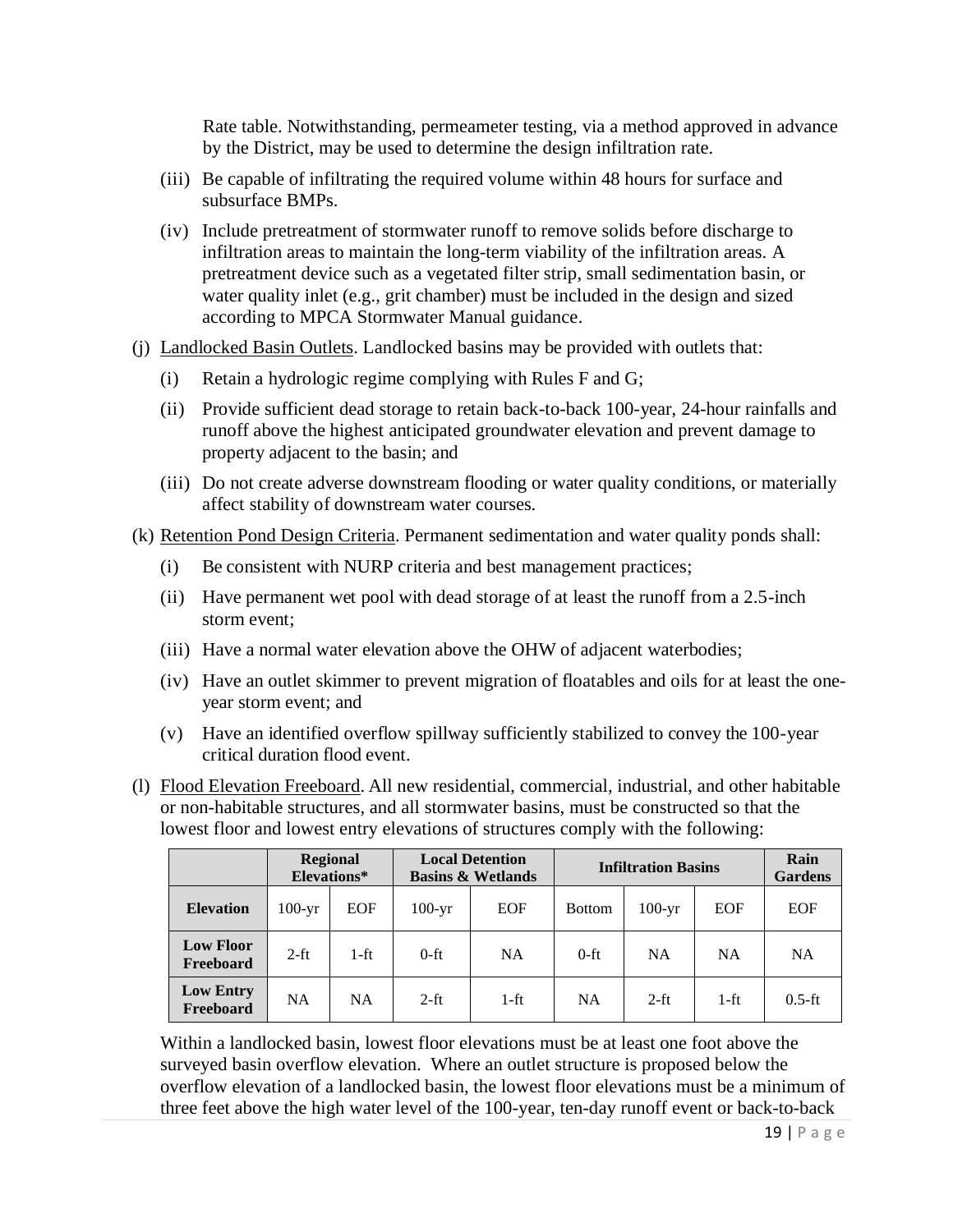Rate table. Notwithstanding, permeameter testing, via a method approved in advance by the District, may be used to determine the design infiltration rate.

(iii) Be capable of infiltrating the required volume within 48 hours for surface and subsurface BMPs.

(iv) Include pretreatment of stormwater runoff to remove solids before discharge to infiltration areas to maintain the long-term viability of the infiltration areas. A pretreatment device such as a vegetated filter strip, small sedimentation basin, or water quality inlet (e.g., grit chamber) must be included in the design and sized according to MPCA Stormwater Manual guidance.

(j) Landlocked Basin Outlets. Landlocked basins may be provided with outlets that:

(i) Retain a hydrologic regime complying with Rules F and G;

(ii) Provide sufficient dead storage to retain back-to-back 100-year, 24-hour rainfalls and runoff above the highest anticipated groundwater elevation and prevent damage to property adjacent to the basin; and

(iii) Do not create adverse downstream flooding or water quality conditions, or materially affect stability of downstream water courses.

(k) Retention Pond Design Criteria. Permanent sedimentation and water quality ponds shall:

(i) Be consistent with NURP criteria and best management practices;

(ii) Have permanent wet pool with dead storage of at least the runoff from a 2.5-inch storm event;

(iii) Have a normal water elevation above the OHW of adjacent waterbodies;

(iv) Have an outlet skimmer to prevent migration of floatables and oils for at least the one-year storm event; and

(v) Have an identified overflow spillway sufficiently stabilized to convey the 100-year critical duration flood event.

(l) Flood Elevation Freeboard. All new residential, commercial, industrial, and other habitable or non-habitable structures, and all stormwater basins, must be constructed so that the lowest floor and lowest entry elevations of structures comply with the following:

| | **Regional Elevations*** | | **Local Detention Basins & Wetlands** | | **Infiltration Basins** | | | **Rain Gardens** |
|---|---|---|---|---|---|---|---|---|
| **Elevation** | 100-yr | EOF | 100-yr | EOF | Bottom | 100-yr | EOF | EOF |
| **Low Floor Freeboard** | 2-ft | 1-ft | 0-ft | NA | 0-ft | NA | NA | NA |
| **Low Entry Freeboard** | NA | NA | 2-ft | 1-ft | NA | 2-ft | 1-ft | 0.5-ft |

Within a landlocked basin, lowest floor elevations must be at least one foot above the surveyed basin overflow elevation. Where an outlet structure is proposed below the overflow elevation of a landlocked basin, the lowest floor elevations must be a minimum of three feet above the high water level of the 100-year, ten-day runoff event or back-to-back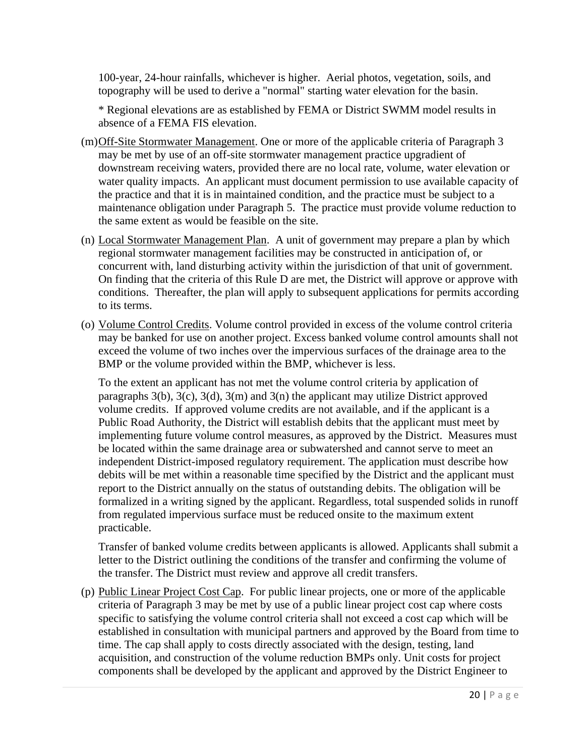100-year, 24-hour rainfalls, whichever is higher. Aerial photos, vegetation, soils, and topography will be used to derive a "normal" starting water elevation for the basin.

* Regional elevations are as established by FEMA or District SWMM model results in absence of a FEMA FIS elevation.

(m) Off-Site Stormwater Management. One or more of the applicable criteria of Paragraph 3 may be met by use of an off-site stormwater management practice upgradient of downstream receiving waters, provided there are no local rate, volume, water elevation or water quality impacts. An applicant must document permission to use available capacity of the practice and that it is in maintained condition, and the practice must be subject to a maintenance obligation under Paragraph 5. The practice must provide volume reduction to the same extent as would be feasible on the site.

(n) Local Stormwater Management Plan. A unit of government may prepare a plan by which regional stormwater management facilities may be constructed in anticipation of, or concurrent with, land disturbing activity within the jurisdiction of that unit of government. On finding that the criteria of this Rule D are met, the District will approve or approve with conditions. Thereafter, the plan will apply to subsequent applications for permits according to its terms.

(o) Volume Control Credits. Volume control provided in excess of the volume control criteria may be banked for use on another project. Excess banked volume control amounts shall not exceed the volume of two inches over the impervious surfaces of the drainage area to the BMP or the volume provided within the BMP, whichever is less.

To the extent an applicant has not met the volume control criteria by application of paragraphs 3(b), 3(c), 3(d), 3(m) and 3(n) the applicant may utilize District approved volume credits. If approved volume credits are not available, and if the applicant is a Public Road Authority, the District will establish debits that the applicant must meet by implementing future volume control measures, as approved by the District. Measures must be located within the same drainage area or subwatershed and cannot serve to meet an independent District-imposed regulatory requirement. The application must describe how debits will be met within a reasonable time specified by the District and the applicant must report to the District annually on the status of outstanding debits. The obligation will be formalized in a writing signed by the applicant. Regardless, total suspended solids in runoff from regulated impervious surface must be reduced onsite to the maximum extent practicable.

Transfer of banked volume credits between applicants is allowed. Applicants shall submit a letter to the District outlining the conditions of the transfer and confirming the volume of the transfer. The District must review and approve all credit transfers.

(p) Public Linear Project Cost Cap. For public linear projects, one or more of the applicable criteria of Paragraph 3 may be met by use of a public linear project cost cap where costs specific to satisfying the volume control criteria shall not exceed a cost cap which will be established in consultation with municipal partners and approved by the Board from time to time. The cap shall apply to costs directly associated with the design, testing, land acquisition, and construction of the volume reduction BMPs only. Unit costs for project components shall be developed by the applicant and approved by the District Engineer to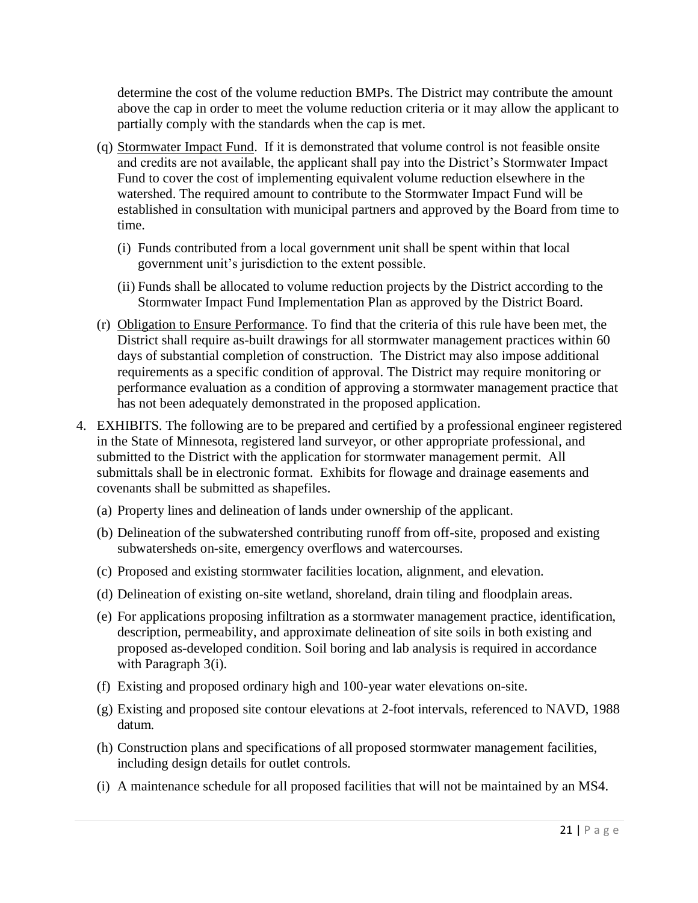determine the cost of the volume reduction BMPs. The District may contribute the amount above the cap in order to meet the volume reduction criteria or it may allow the applicant to partially comply with the standards when the cap is met.

(q) Stormwater Impact Fund. If it is demonstrated that volume control is not feasible onsite and credits are not available, the applicant shall pay into the District's Stormwater Impact Fund to cover the cost of implementing equivalent volume reduction elsewhere in the watershed. The required amount to contribute to the Stormwater Impact Fund will be established in consultation with municipal partners and approved by the Board from time to time.

(i) Funds contributed from a local government unit shall be spent within that local government unit's jurisdiction to the extent possible.

(ii) Funds shall be allocated to volume reduction projects by the District according to the Stormwater Impact Fund Implementation Plan as approved by the District Board.

(r) Obligation to Ensure Performance. To find that the criteria of this rule have been met, the District shall require as-built drawings for all stormwater management practices within 60 days of substantial completion of construction. The District may also impose additional requirements as a specific condition of approval. The District may require monitoring or performance evaluation as a condition of approving a stormwater management practice that has not been adequately demonstrated in the proposed application.

4. EXHIBITS. The following are to be prepared and certified by a professional engineer registered in the State of Minnesota, registered land surveyor, or other appropriate professional, and submitted to the District with the application for stormwater management permit. All submittals shall be in electronic format. Exhibits for flowage and drainage easements and covenants shall be submitted as shapefiles.

(a) Property lines and delineation of lands under ownership of the applicant.

(b) Delineation of the subwatershed contributing runoff from off-site, proposed and existing subwatersheds on-site, emergency overflows and watercourses.

(c) Proposed and existing stormwater facilities location, alignment, and elevation.

(d) Delineation of existing on-site wetland, shoreland, drain tiling and floodplain areas.

(e) For applications proposing infiltration as a stormwater management practice, identification, description, permeability, and approximate delineation of site soils in both existing and proposed as-developed condition. Soil boring and lab analysis is required in accordance with Paragraph 3(i).

(f) Existing and proposed ordinary high and 100-year water elevations on-site.

(g) Existing and proposed site contour elevations at 2-foot intervals, referenced to NAVD, 1988 datum.

(h) Construction plans and specifications of all proposed stormwater management facilities, including design details for outlet controls.

(i) A maintenance schedule for all proposed facilities that will not be maintained by an MS4.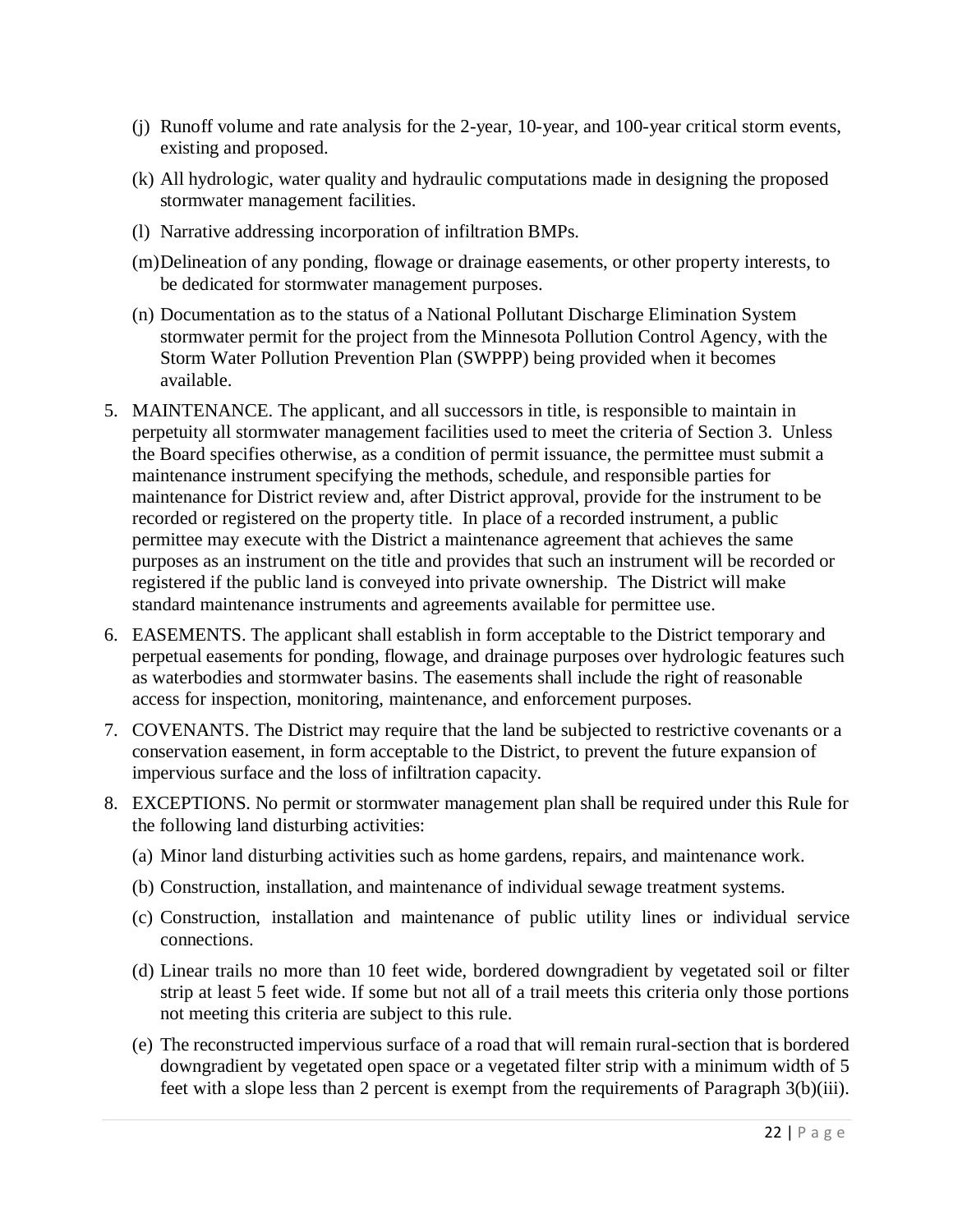(j) Runoff volume and rate analysis for the 2-year, 10-year, and 100-year critical storm events, existing and proposed.

(k) All hydrologic, water quality and hydraulic computations made in designing the proposed stormwater management facilities.

(l) Narrative addressing incorporation of infiltration BMPs.

(m) Delineation of any ponding, flowage or drainage easements, or other property interests, to be dedicated for stormwater management purposes.

(n) Documentation as to the status of a National Pollutant Discharge Elimination System stormwater permit for the project from the Minnesota Pollution Control Agency, with the Storm Water Pollution Prevention Plan (SWPPP) being provided when it becomes available.

5. MAINTENANCE. The applicant, and all successors in title, is responsible to maintain in perpetuity all stormwater management facilities used to meet the criteria of Section 3. Unless the Board specifies otherwise, as a condition of permit issuance, the permittee must submit a maintenance instrument specifying the methods, schedule, and responsible parties for maintenance for District review and, after District approval, provide for the instrument to be recorded or registered on the property title. In place of a recorded instrument, a public permittee may execute with the District a maintenance agreement that achieves the same purposes as an instrument on the title and provides that such an instrument will be recorded or registered if the public land is conveyed into private ownership. The District will make standard maintenance instruments and agreements available for permittee use.

6. EASEMENTS. The applicant shall establish in form acceptable to the District temporary and perpetual easements for ponding, flowage, and drainage purposes over hydrologic features such as waterbodies and stormwater basins. The easements shall include the right of reasonable access for inspection, monitoring, maintenance, and enforcement purposes.

7. COVENANTS. The District may require that the land be subjected to restrictive covenants or a conservation easement, in form acceptable to the District, to prevent the future expansion of impervious surface and the loss of infiltration capacity.

8. EXCEPTIONS. No permit or stormwater management plan shall be required under this Rule for the following land disturbing activities:

   (a) Minor land disturbing activities such as home gardens, repairs, and maintenance work.

   (b) Construction, installation, and maintenance of individual sewage treatment systems.

   (c) Construction, installation and maintenance of public utility lines or individual service connections.

   (d) Linear trails no more than 10 feet wide, bordered downgradient by vegetated soil or filter strip at least 5 feet wide. If some but not all of a trail meets this criteria only those portions not meeting this criteria are subject to this rule.

   (e) The reconstructed impervious surface of a road that will remain rural-section that is bordered downgradient by vegetated open space or a vegetated filter strip with a minimum width of 5 feet with a slope less than 2 percent is exempt from the requirements of Paragraph 3(b)(iii).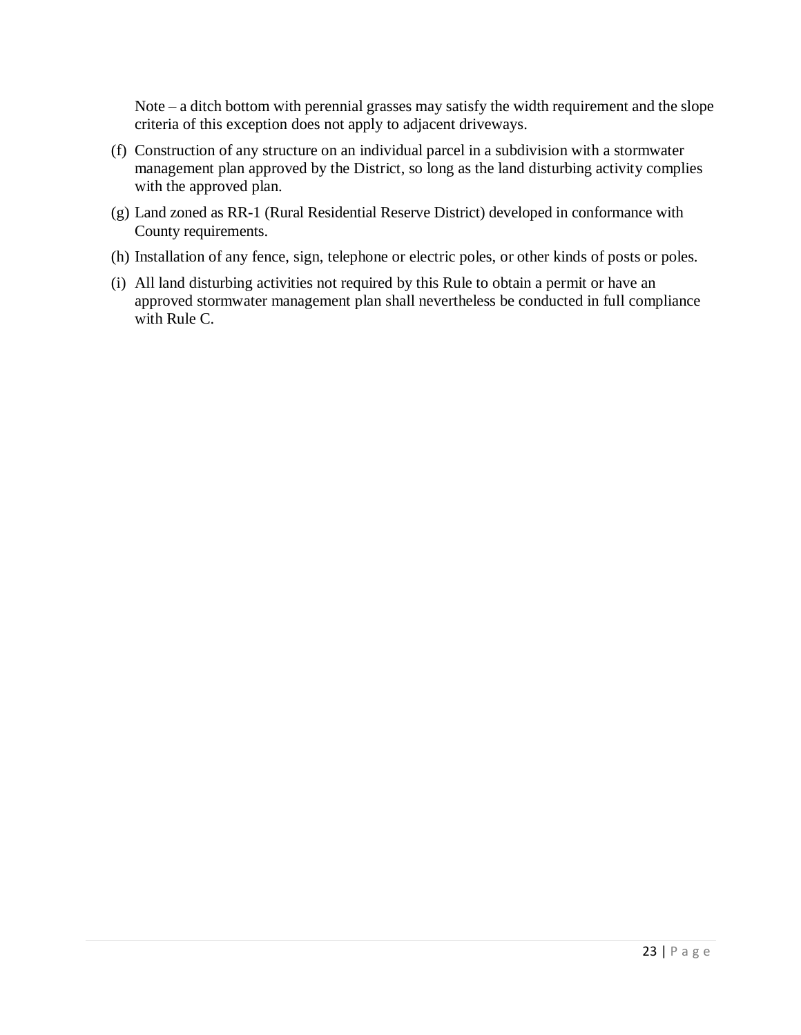Note – a ditch bottom with perennial grasses may satisfy the width requirement and the slope criteria of this exception does not apply to adjacent driveways.

(f) Construction of any structure on an individual parcel in a subdivision with a stormwater management plan approved by the District, so long as the land disturbing activity complies with the approved plan.

(g) Land zoned as RR-1 (Rural Residential Reserve District) developed in conformance with County requirements.

(h) Installation of any fence, sign, telephone or electric poles, or other kinds of posts or poles.

(i) All land disturbing activities not required by this Rule to obtain a permit or have an approved stormwater management plan shall nevertheless be conducted in full compliance with Rule C.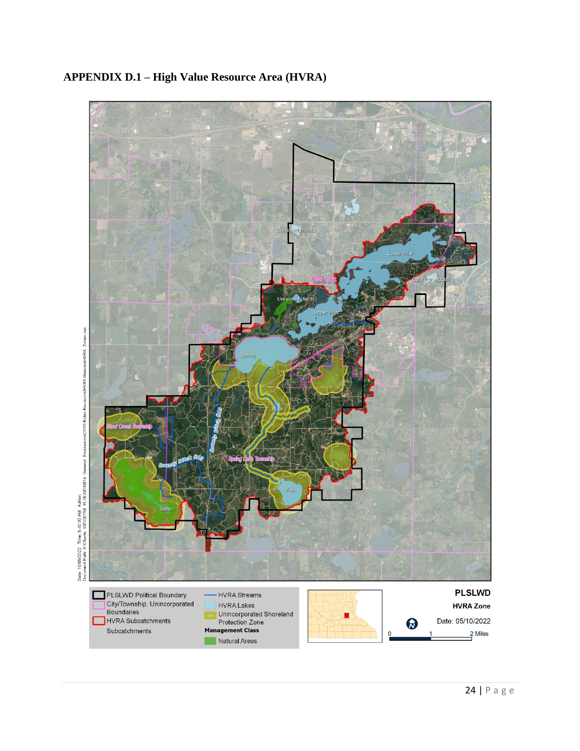## APPENDIX D.1 – High Value Resource Area (HVRA)

Unnamed (Hass)

Lower Prior

Prior Lake

Cate's or Hidden

Unnamed (Arctic)

Upper Prior

Spring

Buck

County Ditch #13

Sand Creek Township

County Ditch #13

Spring Lake Township

Fish

Sutton

PLSLWD Political Boundary

City/Township, Unincorporated Boundaries

HVRA Subcatchments

Subcatchments

HVRA Streams

HVRA Lakes

Unincorporated Shoreland Protection Zone

**Management Class**

Natural Areas

**PLSLWD**

**HVRA Zone**

Date: 05/10/2022

0 1 2 Miles

Date: 10/05/2022 Time: 8:40:00 AM Author:
Document Path: X:\Clients_WD\00758_PLSLWD\0014_General_Engineering\2018 Rules Revisions\HVRA Mapping\HVRA_Zones.mxd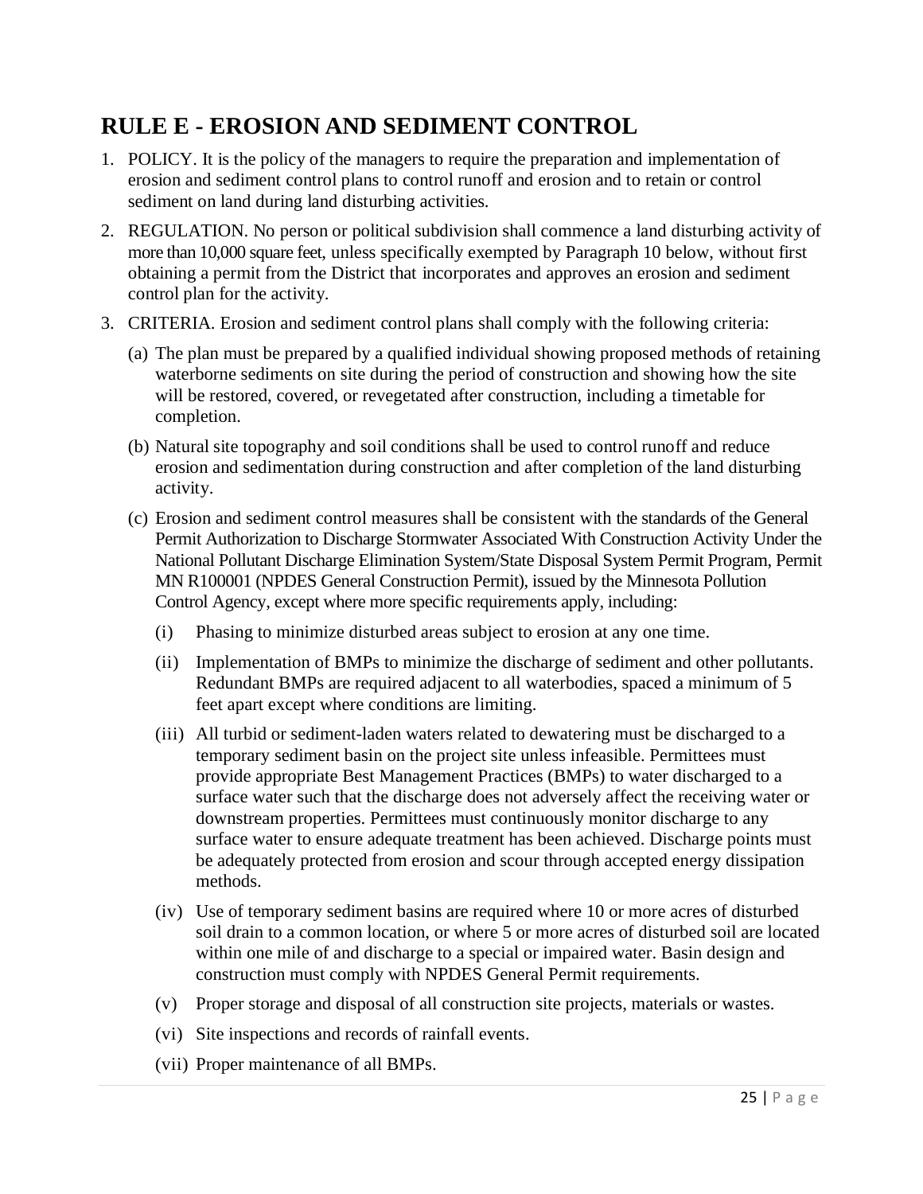# RULE E - EROSION AND SEDIMENT CONTROL

1. POLICY. It is the policy of the managers to require the preparation and implementation of erosion and sediment control plans to control runoff and erosion and to retain or control sediment on land during land disturbing activities.

2. REGULATION. No person or political subdivision shall commence a land disturbing activity of more than 10,000 square feet, unless specifically exempted by Paragraph 10 below, without first obtaining a permit from the District that incorporates and approves an erosion and sediment control plan for the activity.

3. CRITERIA. Erosion and sediment control plans shall comply with the following criteria:

   (a) The plan must be prepared by a qualified individual showing proposed methods of retaining waterborne sediments on site during the period of construction and showing how the site will be restored, covered, or revegetated after construction, including a timetable for completion.

   (b) Natural site topography and soil conditions shall be used to control runoff and reduce erosion and sedimentation during construction and after completion of the land disturbing activity.

   (c) Erosion and sediment control measures shall be consistent with the standards of the General Permit Authorization to Discharge Stormwater Associated With Construction Activity Under the National Pollutant Discharge Elimination System/State Disposal System Permit Program, Permit MN R100001 (NPDES General Construction Permit), issued by the Minnesota Pollution Control Agency, except where more specific requirements apply, including:

      (i) Phasing to minimize disturbed areas subject to erosion at any one time.

      (ii) Implementation of BMPs to minimize the discharge of sediment and other pollutants. Redundant BMPs are required adjacent to all waterbodies, spaced a minimum of 5 feet apart except where conditions are limiting.

      (iii) All turbid or sediment-laden waters related to dewatering must be discharged to a temporary sediment basin on the project site unless infeasible. Permittees must provide appropriate Best Management Practices (BMPs) to water discharged to a surface water such that the discharge does not adversely affect the receiving water or downstream properties. Permittees must continuously monitor discharge to any surface water to ensure adequate treatment has been achieved. Discharge points must be adequately protected from erosion and scour through accepted energy dissipation methods.

      (iv) Use of temporary sediment basins are required where 10 or more acres of disturbed soil drain to a common location, or where 5 or more acres of disturbed soil are located within one mile of and discharge to a special or impaired water. Basin design and construction must comply with NPDES General Permit requirements.

      (v) Proper storage and disposal of all construction site projects, materials or wastes.

      (vi) Site inspections and records of rainfall events.

      (vii) Proper maintenance of all BMPs.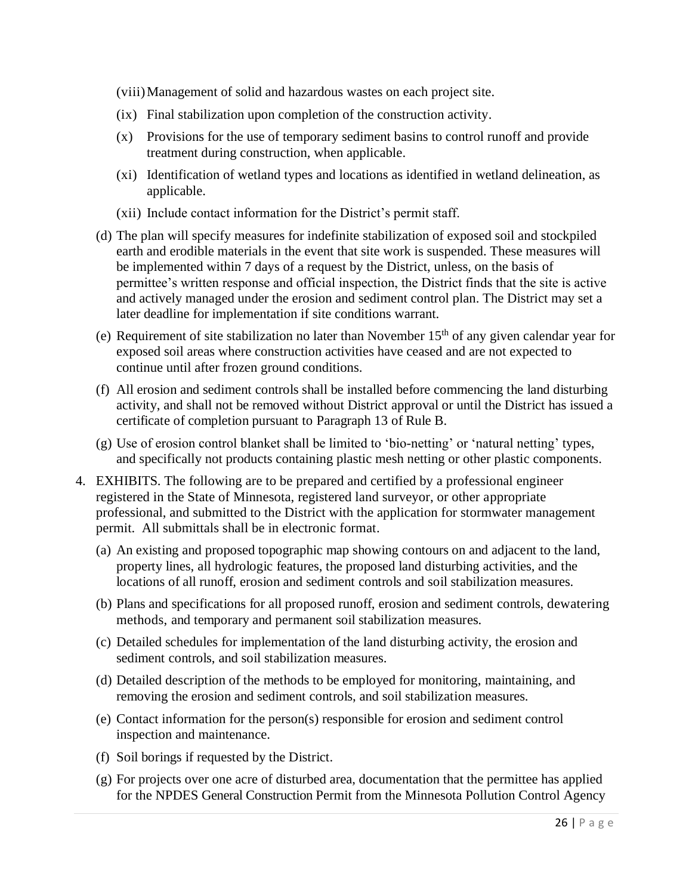(viii) Management of solid and hazardous wastes on each project site.

(ix) Final stabilization upon completion of the construction activity.

(x) Provisions for the use of temporary sediment basins to control runoff and provide treatment during construction, when applicable.

(xi) Identification of wetland types and locations as identified in wetland delineation, as applicable.

(xii) Include contact information for the District's permit staff.

(d) The plan will specify measures for indefinite stabilization of exposed soil and stockpiled earth and erodible materials in the event that site work is suspended. These measures will be implemented within 7 days of a request by the District, unless, on the basis of permittee's written response and official inspection, the District finds that the site is active and actively managed under the erosion and sediment control plan. The District may set a later deadline for implementation if site conditions warrant.

(e) Requirement of site stabilization no later than November 15th of any given calendar year for exposed soil areas where construction activities have ceased and are not expected to continue until after frozen ground conditions.

(f) All erosion and sediment controls shall be installed before commencing the land disturbing activity, and shall not be removed without District approval or until the District has issued a certificate of completion pursuant to Paragraph 13 of Rule B.

(g) Use of erosion control blanket shall be limited to 'bio-netting' or 'natural netting' types, and specifically not products containing plastic mesh netting or other plastic components.

4. EXHIBITS. The following are to be prepared and certified by a professional engineer registered in the State of Minnesota, registered land surveyor, or other appropriate professional, and submitted to the District with the application for stormwater management permit. All submittals shall be in electronic format.

   (a) An existing and proposed topographic map showing contours on and adjacent to the land, property lines, all hydrologic features, the proposed land disturbing activities, and the locations of all runoff, erosion and sediment controls and soil stabilization measures.

   (b) Plans and specifications for all proposed runoff, erosion and sediment controls, dewatering methods, and temporary and permanent soil stabilization measures.

   (c) Detailed schedules for implementation of the land disturbing activity, the erosion and sediment controls, and soil stabilization measures.

   (d) Detailed description of the methods to be employed for monitoring, maintaining, and removing the erosion and sediment controls, and soil stabilization measures.

   (e) Contact information for the person(s) responsible for erosion and sediment control inspection and maintenance.

   (f) Soil borings if requested by the District.

   (g) For projects over one acre of disturbed area, documentation that the permittee has applied for the NPDES General Construction Permit from the Minnesota Pollution Control Agency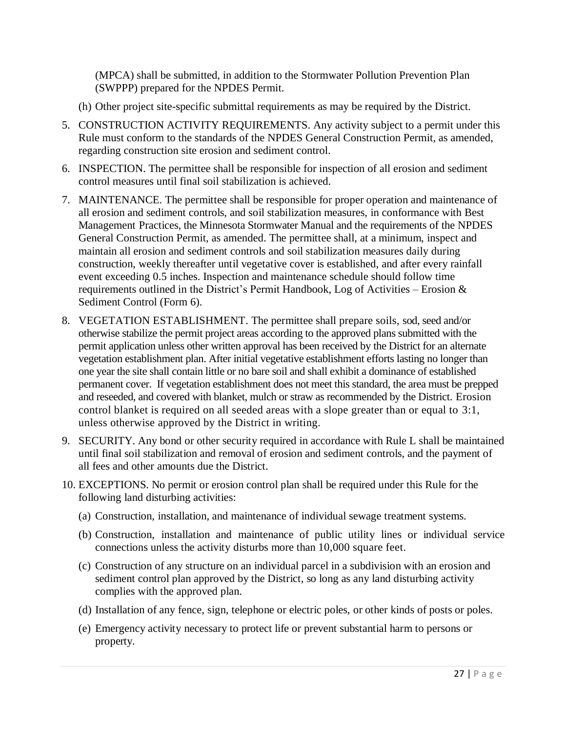(MPCA) shall be submitted, in addition to the Stormwater Pollution Prevention Plan (SWPPP) prepared for the NPDES Permit.

(h) Other project site-specific submittal requirements as may be required by the District.

5. CONSTRUCTION ACTIVITY REQUIREMENTS. Any activity subject to a permit under this Rule must conform to the standards of the NPDES General Construction Permit, as amended, regarding construction site erosion and sediment control.

6. INSPECTION. The permittee shall be responsible for inspection of all erosion and sediment control measures until final soil stabilization is achieved.

7. MAINTENANCE. The permittee shall be responsible for proper operation and maintenance of all erosion and sediment controls, and soil stabilization measures, in conformance with Best Management Practices, the Minnesota Stormwater Manual and the requirements of the NPDES General Construction Permit, as amended. The permittee shall, at a minimum, inspect and maintain all erosion and sediment controls and soil stabilization measures daily during construction, weekly thereafter until vegetative cover is established, and after every rainfall event exceeding 0.5 inches. Inspection and maintenance schedule should follow time requirements outlined in the District's Permit Handbook, Log of Activities – Erosion & Sediment Control (Form 6).

8. VEGETATION ESTABLISHMENT. The permittee shall prepare soils, sod, seed and/or otherwise stabilize the permit project areas according to the approved plans submitted with the permit application unless other written approval has been received by the District for an alternate vegetation establishment plan. After initial vegetative establishment efforts lasting no longer than one year the site shall contain little or no bare soil and shall exhibit a dominance of established permanent cover. If vegetation establishment does not meet this standard, the area must be prepped and reseeded, and covered with blanket, mulch or straw as recommended by the District. Erosion control blanket is required on all seeded areas with a slope greater than or equal to 3:1, unless otherwise approved by the District in writing.

9. SECURITY. Any bond or other security required in accordance with Rule L shall be maintained until final soil stabilization and removal of erosion and sediment controls, and the payment of all fees and other amounts due the District.

10. EXCEPTIONS. No permit or erosion control plan shall be required under this Rule for the following land disturbing activities:

    (a) Construction, installation, and maintenance of individual sewage treatment systems.

    (b) Construction, installation and maintenance of public utility lines or individual service connections unless the activity disturbs more than 10,000 square feet.

    (c) Construction of any structure on an individual parcel in a subdivision with an erosion and sediment control plan approved by the District, so long as any land disturbing activity complies with the approved plan.

    (d) Installation of any fence, sign, telephone or electric poles, or other kinds of posts or poles.

    (e) Emergency activity necessary to protect life or prevent substantial harm to persons or property.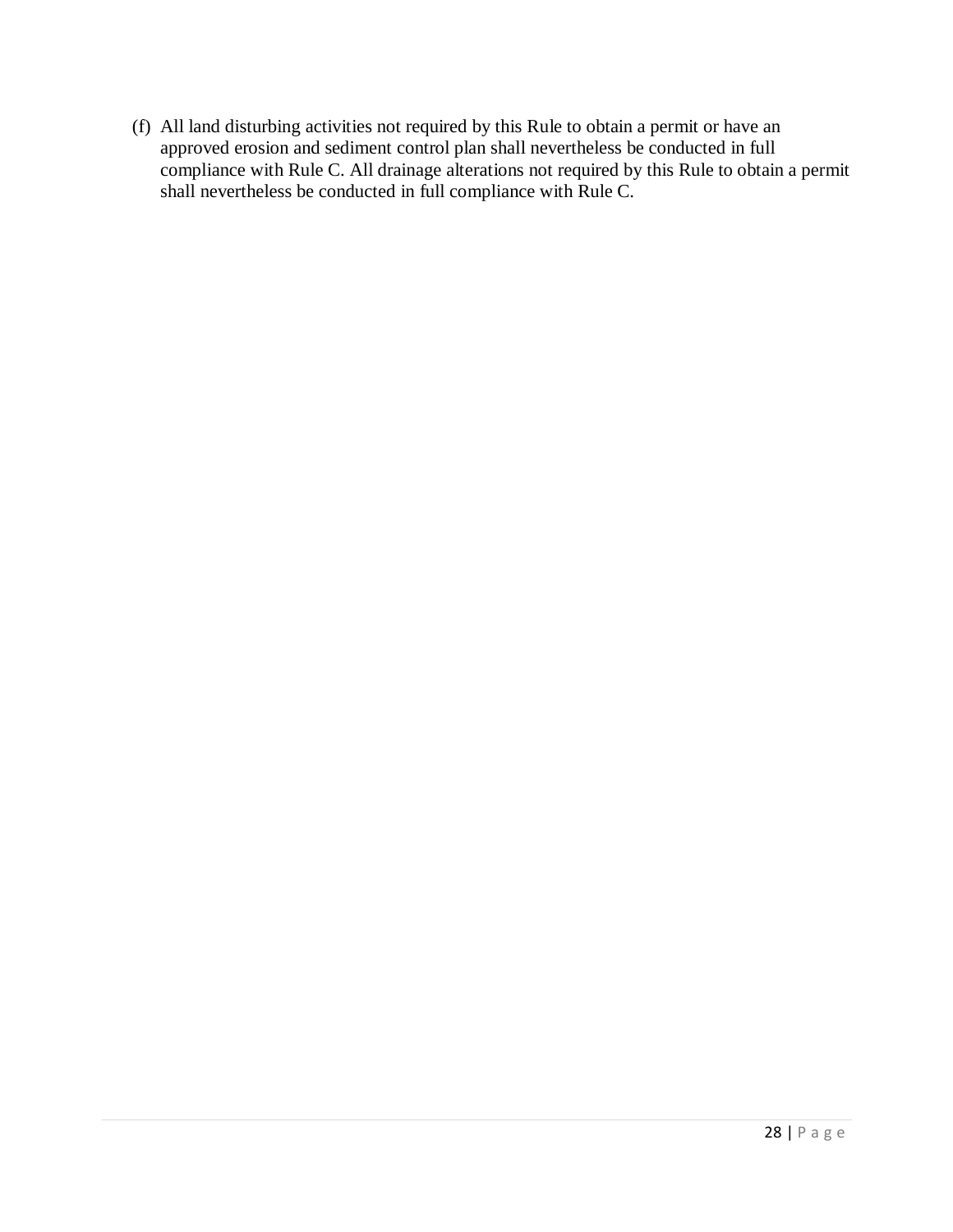(f) All land disturbing activities not required by this Rule to obtain a permit or have an approved erosion and sediment control plan shall nevertheless be conducted in full compliance with Rule C. All drainage alterations not required by this Rule to obtain a permit shall nevertheless be conducted in full compliance with Rule C.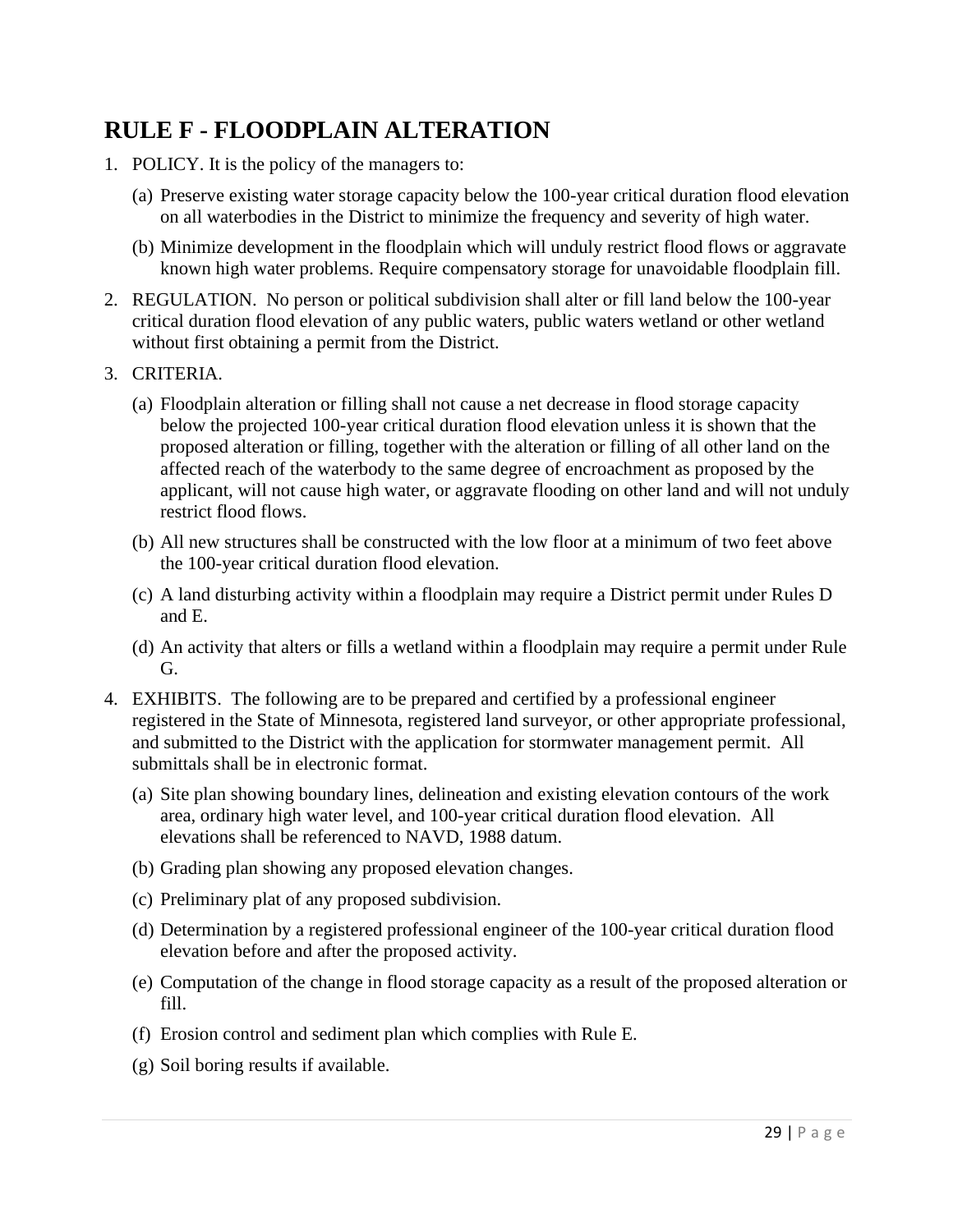# RULE F - FLOODPLAIN ALTERATION

1. POLICY. It is the policy of the managers to:

   (a) Preserve existing water storage capacity below the 100-year critical duration flood elevation on all waterbodies in the District to minimize the frequency and severity of high water.

   (b) Minimize development in the floodplain which will unduly restrict flood flows or aggravate known high water problems. Require compensatory storage for unavoidable floodplain fill.

2. REGULATION. No person or political subdivision shall alter or fill land below the 100-year critical duration flood elevation of any public waters, public waters wetland or other wetland without first obtaining a permit from the District.

3. CRITERIA.

   (a) Floodplain alteration or filling shall not cause a net decrease in flood storage capacity below the projected 100-year critical duration flood elevation unless it is shown that the proposed alteration or filling, together with the alteration or filling of all other land on the affected reach of the waterbody to the same degree of encroachment as proposed by the applicant, will not cause high water, or aggravate flooding on other land and will not unduly restrict flood flows.

   (b) All new structures shall be constructed with the low floor at a minimum of two feet above the 100-year critical duration flood elevation.

   (c) A land disturbing activity within a floodplain may require a District permit under Rules D and E.

   (d) An activity that alters or fills a wetland within a floodplain may require a permit under Rule G.

4. EXHIBITS. The following are to be prepared and certified by a professional engineer registered in the State of Minnesota, registered land surveyor, or other appropriate professional, and submitted to the District with the application for stormwater management permit. All submittals shall be in electronic format.

   (a) Site plan showing boundary lines, delineation and existing elevation contours of the work area, ordinary high water level, and 100-year critical duration flood elevation. All elevations shall be referenced to NAVD, 1988 datum.

   (b) Grading plan showing any proposed elevation changes.

   (c) Preliminary plat of any proposed subdivision.

   (d) Determination by a registered professional engineer of the 100-year critical duration flood elevation before and after the proposed activity.

   (e) Computation of the change in flood storage capacity as a result of the proposed alteration or fill.

   (f) Erosion control and sediment plan which complies with Rule E.

   (g) Soil boring results if available.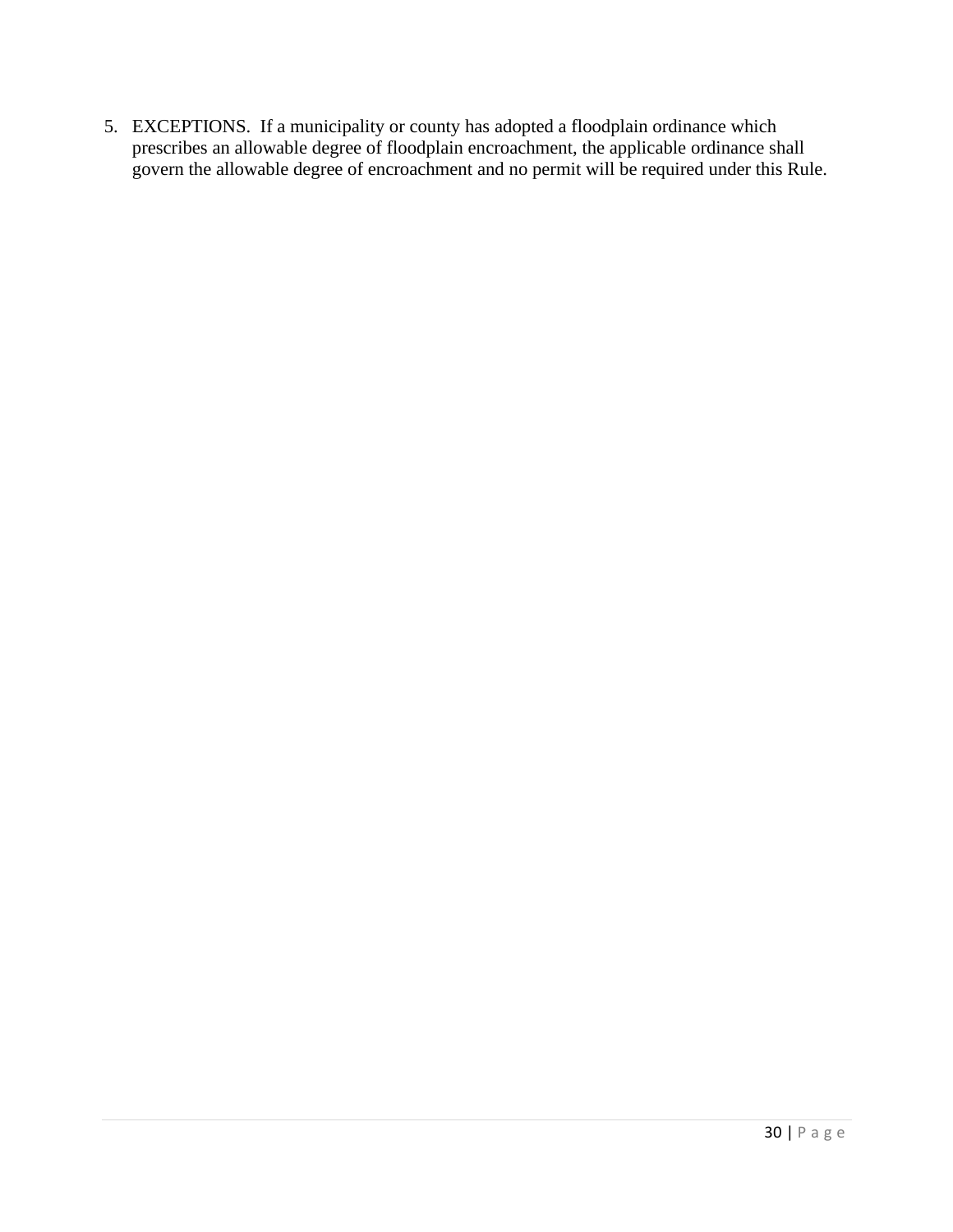5. EXCEPTIONS. If a municipality or county has adopted a floodplain ordinance which prescribes an allowable degree of floodplain encroachment, the applicable ordinance shall govern the allowable degree of encroachment and no permit will be required under this Rule.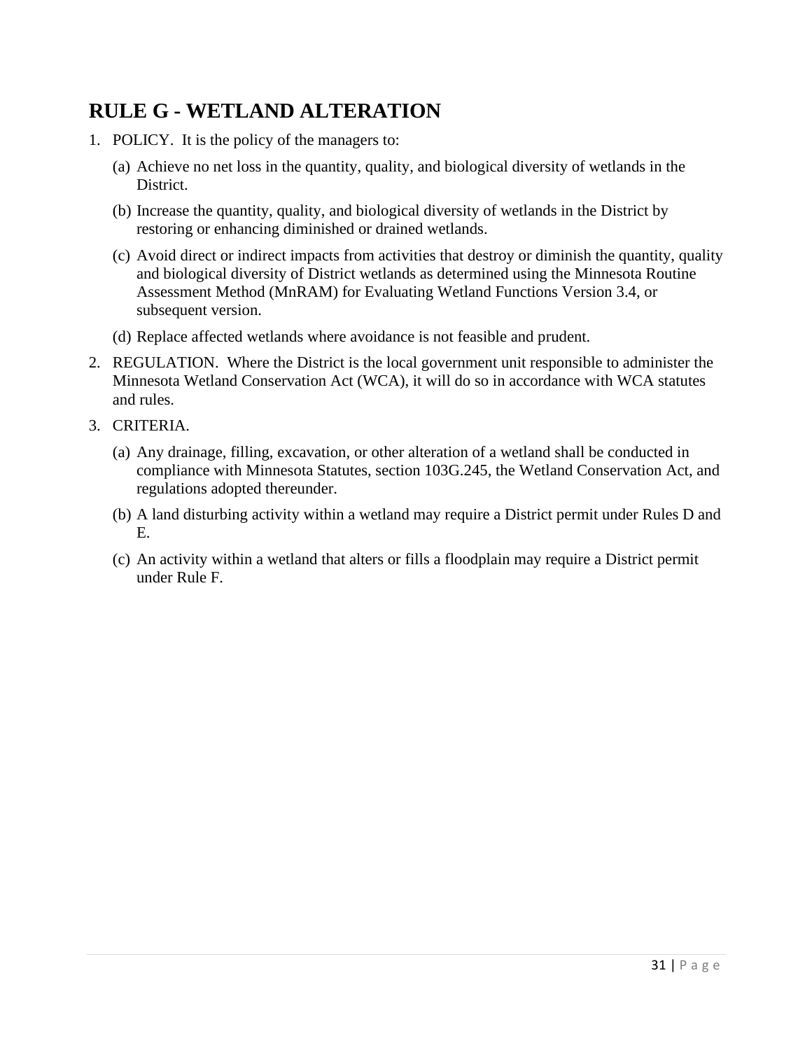# RULE G - WETLAND ALTERATION

1. POLICY. It is the policy of the managers to:
   (a) Achieve no net loss in the quantity, quality, and biological diversity of wetlands in the District.
   (b) Increase the quantity, quality, and biological diversity of wetlands in the District by restoring or enhancing diminished or drained wetlands.
   (c) Avoid direct or indirect impacts from activities that destroy or diminish the quantity, quality and biological diversity of District wetlands as determined using the Minnesota Routine Assessment Method (MnRAM) for Evaluating Wetland Functions Version 3.4, or subsequent version.
   (d) Replace affected wetlands where avoidance is not feasible and prudent.
2. REGULATION. Where the District is the local government unit responsible to administer the Minnesota Wetland Conservation Act (WCA), it will do so in accordance with WCA statutes and rules.
3. CRITERIA.
   (a) Any drainage, filling, excavation, or other alteration of a wetland shall be conducted in compliance with Minnesota Statutes, section 103G.245, the Wetland Conservation Act, and regulations adopted thereunder.
   (b) A land disturbing activity within a wetland may require a District permit under Rules D and E.
   (c) An activity within a wetland that alters or fills a floodplain may require a District permit under Rule F.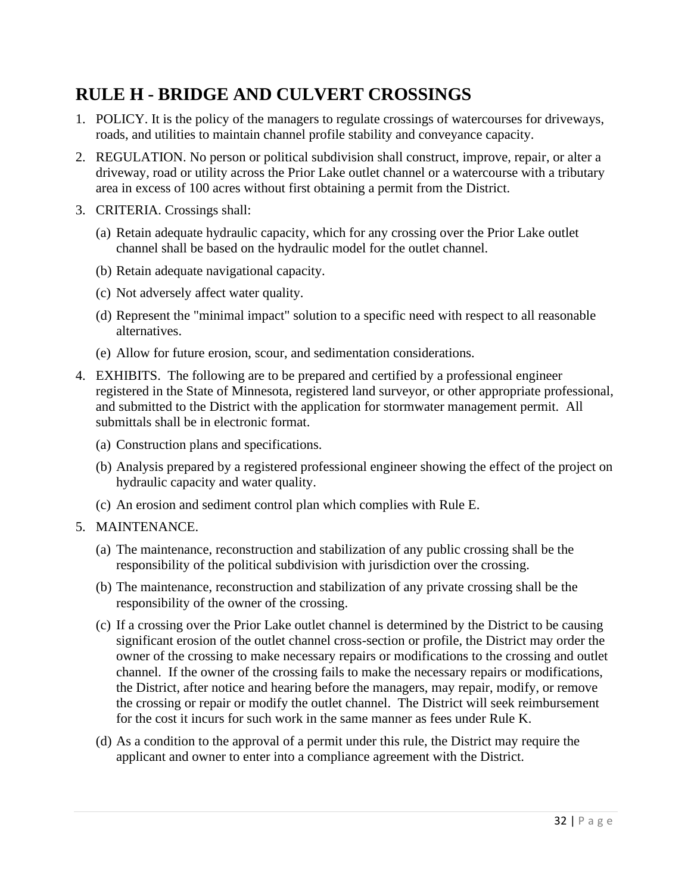# RULE H - BRIDGE AND CULVERT CROSSINGS

1. POLICY. It is the policy of the managers to regulate crossings of watercourses for driveways, roads, and utilities to maintain channel profile stability and conveyance capacity.

2. REGULATION. No person or political subdivision shall construct, improve, repair, or alter a driveway, road or utility across the Prior Lake outlet channel or a watercourse with a tributary area in excess of 100 acres without first obtaining a permit from the District.

3. CRITERIA. Crossings shall:

   (a) Retain adequate hydraulic capacity, which for any crossing over the Prior Lake outlet channel shall be based on the hydraulic model for the outlet channel.

   (b) Retain adequate navigational capacity.

   (c) Not adversely affect water quality.

   (d) Represent the "minimal impact" solution to a specific need with respect to all reasonable alternatives.

   (e) Allow for future erosion, scour, and sedimentation considerations.

4. EXHIBITS. The following are to be prepared and certified by a professional engineer registered in the State of Minnesota, registered land surveyor, or other appropriate professional, and submitted to the District with the application for stormwater management permit. All submittals shall be in electronic format.

   (a) Construction plans and specifications.

   (b) Analysis prepared by a registered professional engineer showing the effect of the project on hydraulic capacity and water quality.

   (c) An erosion and sediment control plan which complies with Rule E.

5. MAINTENANCE.

   (a) The maintenance, reconstruction and stabilization of any public crossing shall be the responsibility of the political subdivision with jurisdiction over the crossing.

   (b) The maintenance, reconstruction and stabilization of any private crossing shall be the responsibility of the owner of the crossing.

   (c) If a crossing over the Prior Lake outlet channel is determined by the District to be causing significant erosion of the outlet channel cross-section or profile, the District may order the owner of the crossing to make necessary repairs or modifications to the crossing and outlet channel. If the owner of the crossing fails to make the necessary repairs or modifications, the District, after notice and hearing before the managers, may repair, modify, or remove the crossing or repair or modify the outlet channel. The District will seek reimbursement for the cost it incurs for such work in the same manner as fees under Rule K.

   (d) As a condition to the approval of a permit under this rule, the District may require the applicant and owner to enter into a compliance agreement with the District.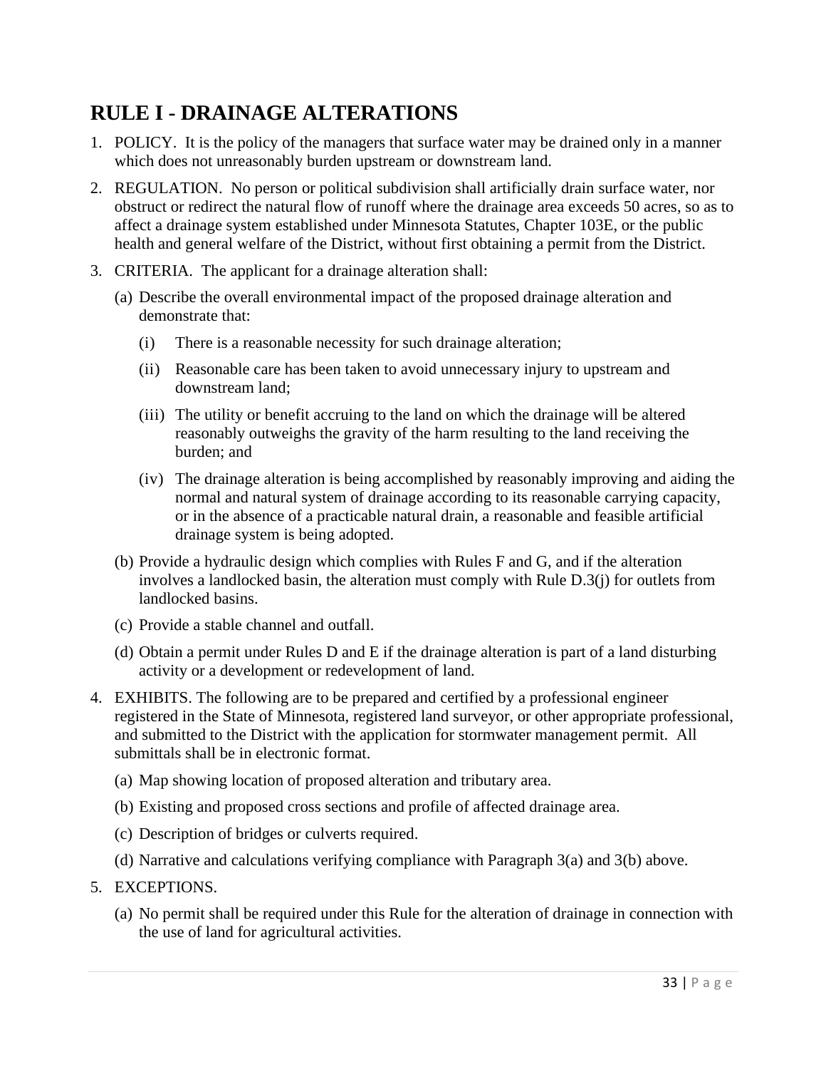# RULE I - DRAINAGE ALTERATIONS

1. POLICY. It is the policy of the managers that surface water may be drained only in a manner which does not unreasonably burden upstream or downstream land.

2. REGULATION. No person or political subdivision shall artificially drain surface water, nor obstruct or redirect the natural flow of runoff where the drainage area exceeds 50 acres, so as to affect a drainage system established under Minnesota Statutes, Chapter 103E, or the public health and general welfare of the District, without first obtaining a permit from the District.

3. CRITERIA. The applicant for a drainage alteration shall:

   (a) Describe the overall environmental impact of the proposed drainage alteration and demonstrate that:

      (i) There is a reasonable necessity for such drainage alteration;

      (ii) Reasonable care has been taken to avoid unnecessary injury to upstream and downstream land;

      (iii) The utility or benefit accruing to the land on which the drainage will be altered reasonably outweighs the gravity of the harm resulting to the land receiving the burden; and

      (iv) The drainage alteration is being accomplished by reasonably improving and aiding the normal and natural system of drainage according to its reasonable carrying capacity, or in the absence of a practicable natural drain, a reasonable and feasible artificial drainage system is being adopted.

   (b) Provide a hydraulic design which complies with Rules F and G, and if the alteration involves a landlocked basin, the alteration must comply with Rule D.3(j) for outlets from landlocked basins.

   (c) Provide a stable channel and outfall.

   (d) Obtain a permit under Rules D and E if the drainage alteration is part of a land disturbing activity or a development or redevelopment of land.

4. EXHIBITS. The following are to be prepared and certified by a professional engineer registered in the State of Minnesota, registered land surveyor, or other appropriate professional, and submitted to the District with the application for stormwater management permit. All submittals shall be in electronic format.

   (a) Map showing location of proposed alteration and tributary area.

   (b) Existing and proposed cross sections and profile of affected drainage area.

   (c) Description of bridges or culverts required.

   (d) Narrative and calculations verifying compliance with Paragraph 3(a) and 3(b) above.

5. EXCEPTIONS.

   (a) No permit shall be required under this Rule for the alteration of drainage in connection with the use of land for agricultural activities.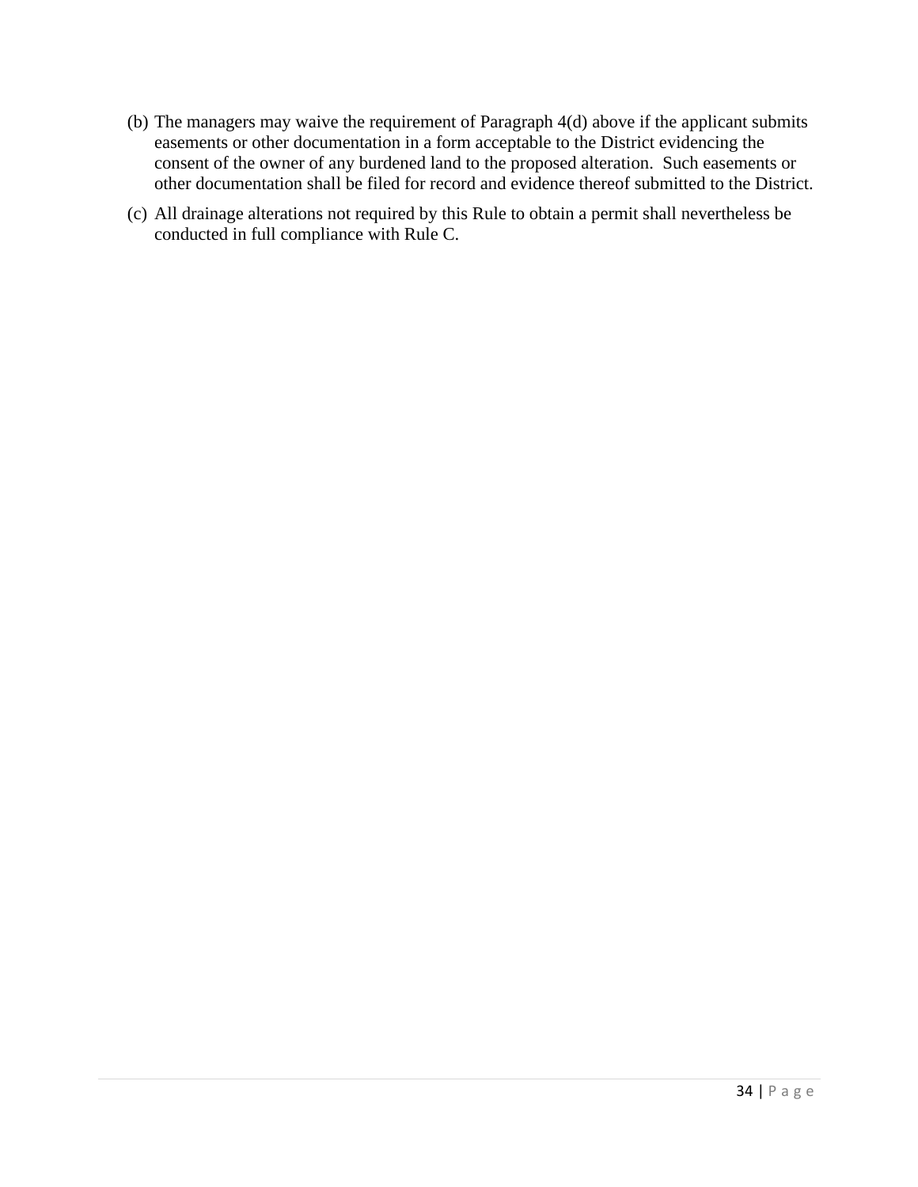(b) The managers may waive the requirement of Paragraph 4(d) above if the applicant submits easements or other documentation in a form acceptable to the District evidencing the consent of the owner of any burdened land to the proposed alteration. Such easements or other documentation shall be filed for record and evidence thereof submitted to the District.

(c) All drainage alterations not required by this Rule to obtain a permit shall nevertheless be conducted in full compliance with Rule C.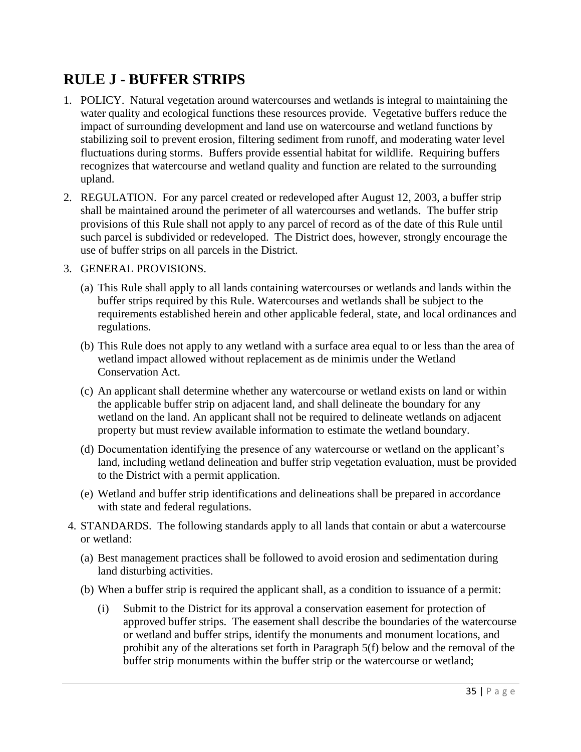# RULE J - BUFFER STRIPS

1. POLICY. Natural vegetation around watercourses and wetlands is integral to maintaining the water quality and ecological functions these resources provide. Vegetative buffers reduce the impact of surrounding development and land use on watercourse and wetland functions by stabilizing soil to prevent erosion, filtering sediment from runoff, and moderating water level fluctuations during storms. Buffers provide essential habitat for wildlife. Requiring buffers recognizes that watercourse and wetland quality and function are related to the surrounding upland.

2. REGULATION. For any parcel created or redeveloped after August 12, 2003, a buffer strip shall be maintained around the perimeter of all watercourses and wetlands. The buffer strip provisions of this Rule shall not apply to any parcel of record as of the date of this Rule until such parcel is subdivided or redeveloped. The District does, however, strongly encourage the use of buffer strips on all parcels in the District.

3. GENERAL PROVISIONS.

   (a) This Rule shall apply to all lands containing watercourses or wetlands and lands within the buffer strips required by this Rule. Watercourses and wetlands shall be subject to the requirements established herein and other applicable federal, state, and local ordinances and regulations.

   (b) This Rule does not apply to any wetland with a surface area equal to or less than the area of wetland impact allowed without replacement as de minimis under the Wetland Conservation Act.

   (c) An applicant shall determine whether any watercourse or wetland exists on land or within the applicable buffer strip on adjacent land, and shall delineate the boundary for any wetland on the land. An applicant shall not be required to delineate wetlands on adjacent property but must review available information to estimate the wetland boundary.

   (d) Documentation identifying the presence of any watercourse or wetland on the applicant's land, including wetland delineation and buffer strip vegetation evaluation, must be provided to the District with a permit application.

   (e) Wetland and buffer strip identifications and delineations shall be prepared in accordance with state and federal regulations.

4. STANDARDS. The following standards apply to all lands that contain or abut a watercourse or wetland:

   (a) Best management practices shall be followed to avoid erosion and sedimentation during land disturbing activities.

   (b) When a buffer strip is required the applicant shall, as a condition to issuance of a permit:

      (i) Submit to the District for its approval a conservation easement for protection of approved buffer strips. The easement shall describe the boundaries of the watercourse or wetland and buffer strips, identify the monuments and monument locations, and prohibit any of the alterations set forth in Paragraph 5(f) below and the removal of the buffer strip monuments within the buffer strip or the watercourse or wetland;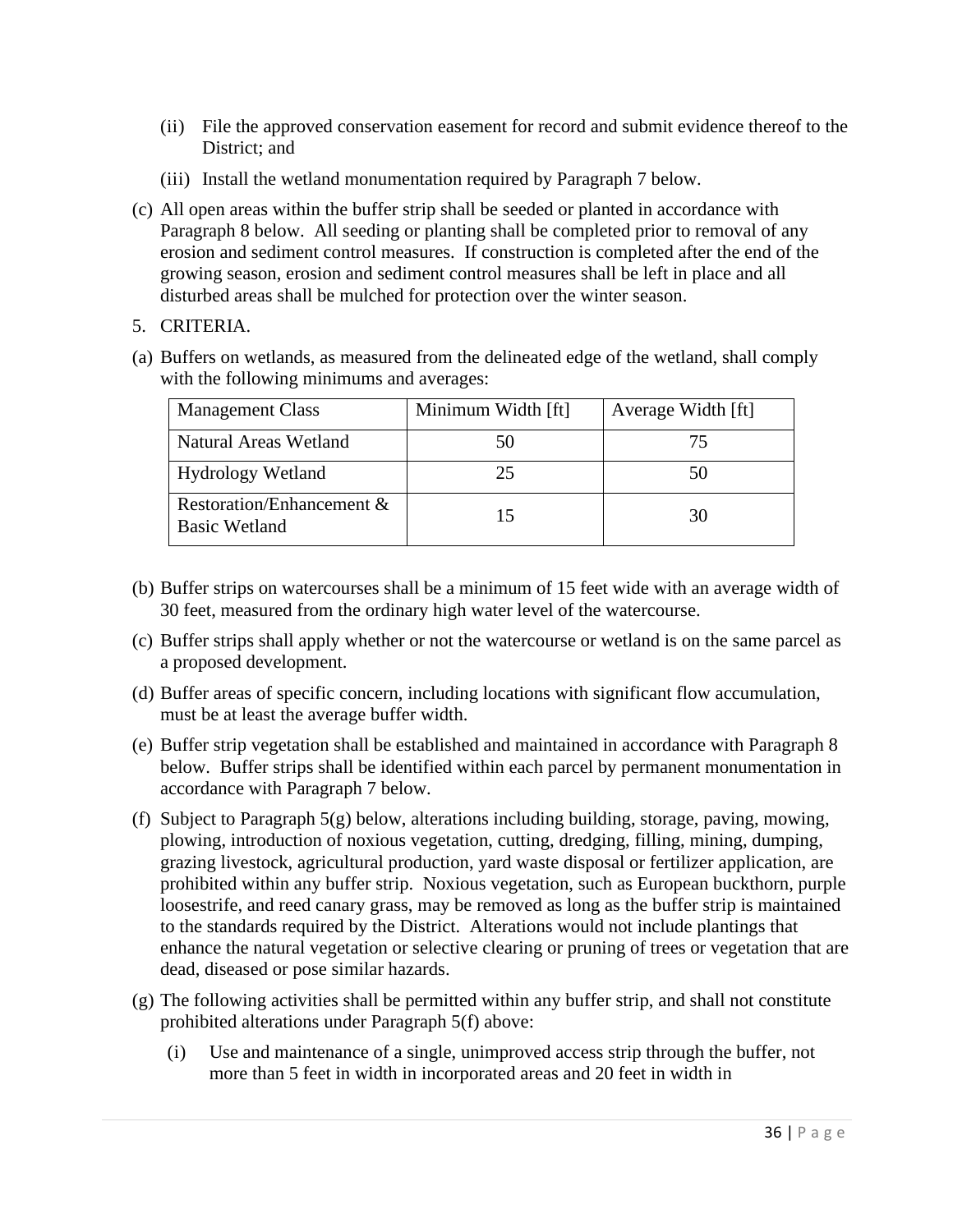(ii) File the approved conservation easement for record and submit evidence thereof to the District; and

(iii) Install the wetland monumentation required by Paragraph 7 below.

(c) All open areas within the buffer strip shall be seeded or planted in accordance with Paragraph 8 below. All seeding or planting shall be completed prior to removal of any erosion and sediment control measures. If construction is completed after the end of the growing season, erosion and sediment control measures shall be left in place and all disturbed areas shall be mulched for protection over the winter season.

5. CRITERIA.

(a) Buffers on wetlands, as measured from the delineated edge of the wetland, shall comply with the following minimums and averages:

| Management Class | Minimum Width [ft] | Average Width [ft] |
|---|---|---|
| Natural Areas Wetland | 50 | 75 |
| Hydrology Wetland | 25 | 50 |
| Restoration/Enhancement & Basic Wetland | 15 | 30 |

(b) Buffer strips on watercourses shall be a minimum of 15 feet wide with an average width of 30 feet, measured from the ordinary high water level of the watercourse.

(c) Buffer strips shall apply whether or not the watercourse or wetland is on the same parcel as a proposed development.

(d) Buffer areas of specific concern, including locations with significant flow accumulation, must be at least the average buffer width.

(e) Buffer strip vegetation shall be established and maintained in accordance with Paragraph 8 below. Buffer strips shall be identified within each parcel by permanent monumentation in accordance with Paragraph 7 below.

(f) Subject to Paragraph 5(g) below, alterations including building, storage, paving, mowing, plowing, introduction of noxious vegetation, cutting, dredging, filling, mining, dumping, grazing livestock, agricultural production, yard waste disposal or fertilizer application, are prohibited within any buffer strip. Noxious vegetation, such as European buckthorn, purple loosestrife, and reed canary grass, may be removed as long as the buffer strip is maintained to the standards required by the District. Alterations would not include plantings that enhance the natural vegetation or selective clearing or pruning of trees or vegetation that are dead, diseased or pose similar hazards.

(g) The following activities shall be permitted within any buffer strip, and shall not constitute prohibited alterations under Paragraph 5(f) above:

(i) Use and maintenance of a single, unimproved access strip through the buffer, not more than 5 feet in width in incorporated areas and 20 feet in width in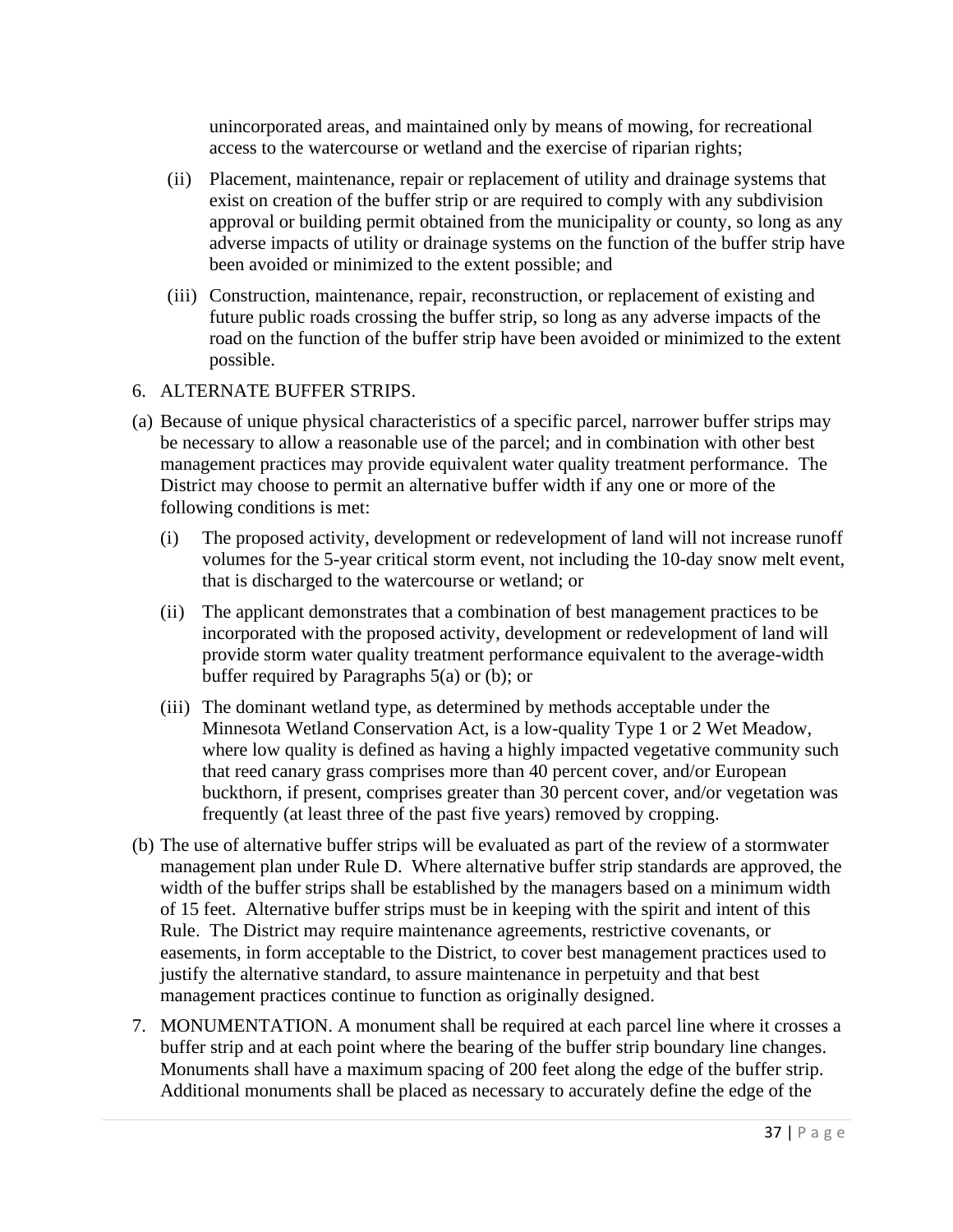unincorporated areas, and maintained only by means of mowing, for recreational access to the watercourse or wetland and the exercise of riparian rights;

(ii) Placement, maintenance, repair or replacement of utility and drainage systems that exist on creation of the buffer strip or are required to comply with any subdivision approval or building permit obtained from the municipality or county, so long as any adverse impacts of utility or drainage systems on the function of the buffer strip have been avoided or minimized to the extent possible; and

(iii) Construction, maintenance, repair, reconstruction, or replacement of existing and future public roads crossing the buffer strip, so long as any adverse impacts of the road on the function of the buffer strip have been avoided or minimized to the extent possible.

6. ALTERNATE BUFFER STRIPS.

(a) Because of unique physical characteristics of a specific parcel, narrower buffer strips may be necessary to allow a reasonable use of the parcel; and in combination with other best management practices may provide equivalent water quality treatment performance. The District may choose to permit an alternative buffer width if any one or more of the following conditions is met:

(i) The proposed activity, development or redevelopment of land will not increase runoff volumes for the 5-year critical storm event, not including the 10-day snow melt event, that is discharged to the watercourse or wetland; or

(ii) The applicant demonstrates that a combination of best management practices to be incorporated with the proposed activity, development or redevelopment of land will provide storm water quality treatment performance equivalent to the average-width buffer required by Paragraphs 5(a) or (b); or

(iii) The dominant wetland type, as determined by methods acceptable under the Minnesota Wetland Conservation Act, is a low-quality Type 1 or 2 Wet Meadow, where low quality is defined as having a highly impacted vegetative community such that reed canary grass comprises more than 40 percent cover, and/or European buckthorn, if present, comprises greater than 30 percent cover, and/or vegetation was frequently (at least three of the past five years) removed by cropping.

(b) The use of alternative buffer strips will be evaluated as part of the review of a stormwater management plan under Rule D. Where alternative buffer strip standards are approved, the width of the buffer strips shall be established by the managers based on a minimum width of 15 feet. Alternative buffer strips must be in keeping with the spirit and intent of this Rule. The District may require maintenance agreements, restrictive covenants, or easements, in form acceptable to the District, to cover best management practices used to justify the alternative standard, to assure maintenance in perpetuity and that best management practices continue to function as originally designed.

7. MONUMENTATION. A monument shall be required at each parcel line where it crosses a buffer strip and at each point where the bearing of the buffer strip boundary line changes. Monuments shall have a maximum spacing of 200 feet along the edge of the buffer strip. Additional monuments shall be placed as necessary to accurately define the edge of the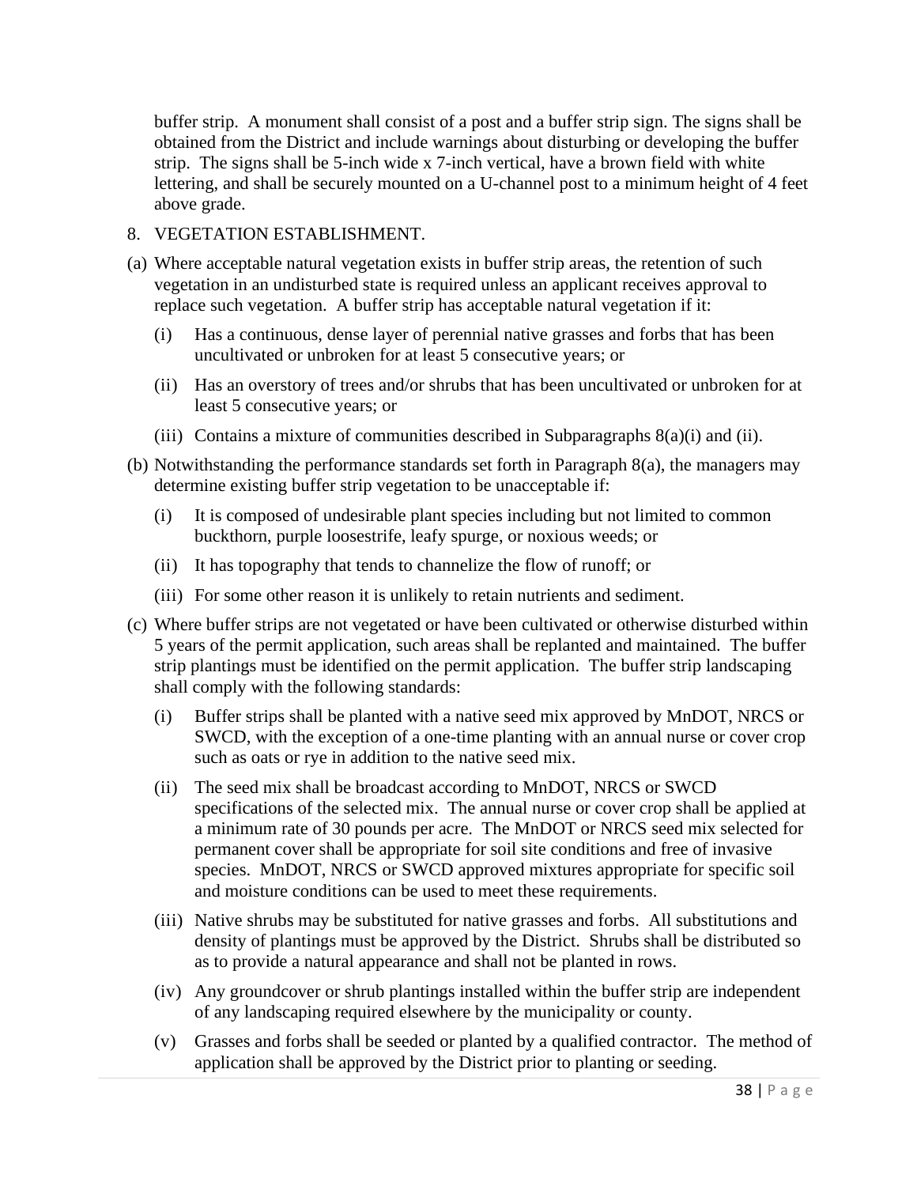buffer strip. A monument shall consist of a post and a buffer strip sign. The signs shall be obtained from the District and include warnings about disturbing or developing the buffer strip. The signs shall be 5-inch wide x 7-inch vertical, have a brown field with white lettering, and shall be securely mounted on a U-channel post to a minimum height of 4 feet above grade.

8. VEGETATION ESTABLISHMENT.

(a) Where acceptable natural vegetation exists in buffer strip areas, the retention of such vegetation in an undisturbed state is required unless an applicant receives approval to replace such vegetation. A buffer strip has acceptable natural vegetation if it:

  - (i) Has a continuous, dense layer of perennial native grasses and forbs that has been uncultivated or unbroken for at least 5 consecutive years; or
  - (ii) Has an overstory of trees and/or shrubs that has been uncultivated or unbroken for at least 5 consecutive years; or
  - (iii) Contains a mixture of communities described in Subparagraphs 8(a)(i) and (ii).

(b) Notwithstanding the performance standards set forth in Paragraph 8(a), the managers may determine existing buffer strip vegetation to be unacceptable if:

  - (i) It is composed of undesirable plant species including but not limited to common buckthorn, purple loosestrife, leafy spurge, or noxious weeds; or
  - (ii) It has topography that tends to channelize the flow of runoff; or
  - (iii) For some other reason it is unlikely to retain nutrients and sediment.

(c) Where buffer strips are not vegetated or have been cultivated or otherwise disturbed within 5 years of the permit application, such areas shall be replanted and maintained. The buffer strip plantings must be identified on the permit application. The buffer strip landscaping shall comply with the following standards:

  - (i) Buffer strips shall be planted with a native seed mix approved by MnDOT, NRCS or SWCD, with the exception of a one-time planting with an annual nurse or cover crop such as oats or rye in addition to the native seed mix.
  - (ii) The seed mix shall be broadcast according to MnDOT, NRCS or SWCD specifications of the selected mix. The annual nurse or cover crop shall be applied at a minimum rate of 30 pounds per acre. The MnDOT or NRCS seed mix selected for permanent cover shall be appropriate for soil site conditions and free of invasive species. MnDOT, NRCS or SWCD approved mixtures appropriate for specific soil and moisture conditions can be used to meet these requirements.
  - (iii) Native shrubs may be substituted for native grasses and forbs. All substitutions and density of plantings must be approved by the District. Shrubs shall be distributed so as to provide a natural appearance and shall not be planted in rows.
  - (iv) Any groundcover or shrub plantings installed within the buffer strip are independent of any landscaping required elsewhere by the municipality or county.
  - (v) Grasses and forbs shall be seeded or planted by a qualified contractor. The method of application shall be approved by the District prior to planting or seeding.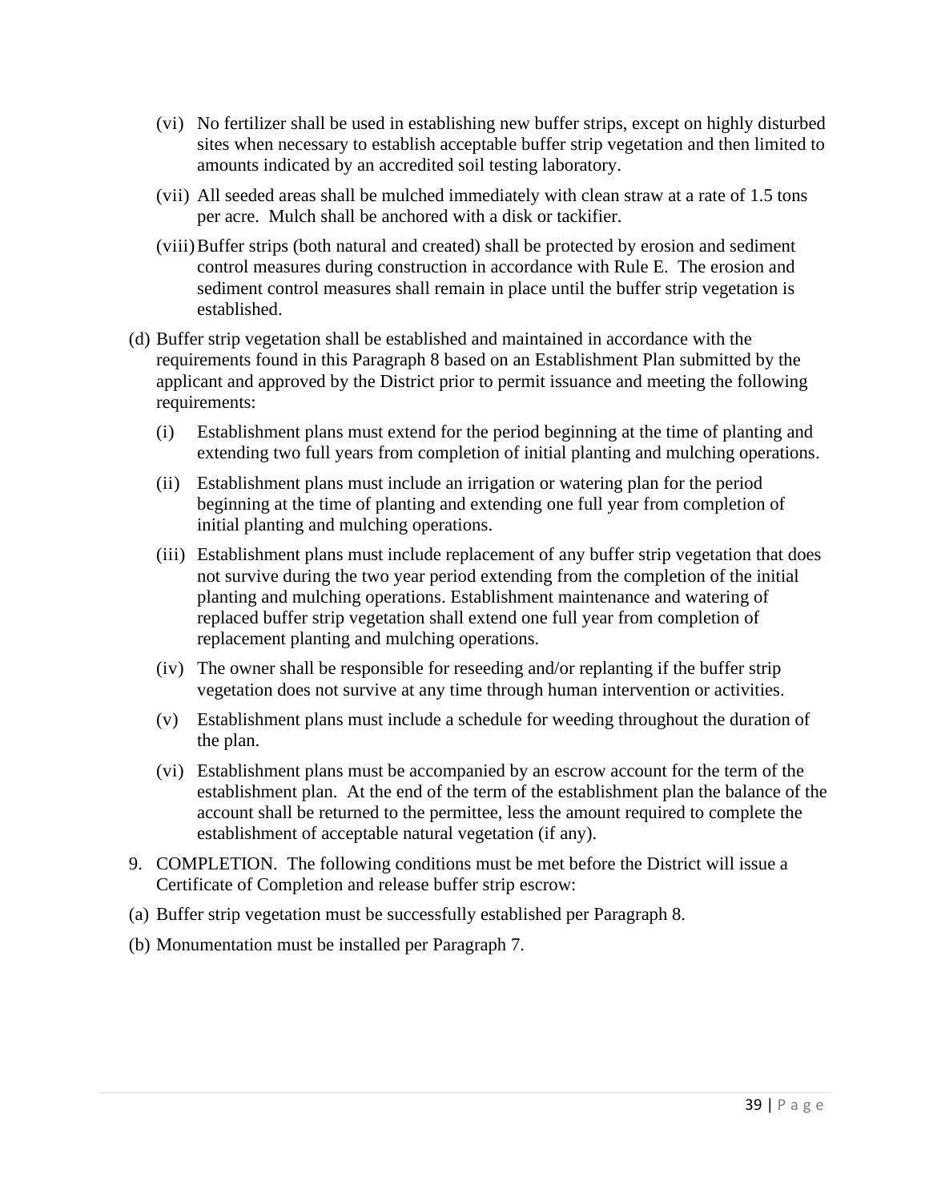(vi) No fertilizer shall be used in establishing new buffer strips, except on highly disturbed sites when necessary to establish acceptable buffer strip vegetation and then limited to amounts indicated by an accredited soil testing laboratory.

(vii) All seeded areas shall be mulched immediately with clean straw at a rate of 1.5 tons per acre. Mulch shall be anchored with a disk or tackifier.

(viii) Buffer strips (both natural and created) shall be protected by erosion and sediment control measures during construction in accordance with Rule E. The erosion and sediment control measures shall remain in place until the buffer strip vegetation is established.

(d) Buffer strip vegetation shall be established and maintained in accordance with the requirements found in this Paragraph 8 based on an Establishment Plan submitted by the applicant and approved by the District prior to permit issuance and meeting the following requirements:

(i) Establishment plans must extend for the period beginning at the time of planting and extending two full years from completion of initial planting and mulching operations.

(ii) Establishment plans must include an irrigation or watering plan for the period beginning at the time of planting and extending one full year from completion of initial planting and mulching operations.

(iii) Establishment plans must include replacement of any buffer strip vegetation that does not survive during the two year period extending from the completion of the initial planting and mulching operations. Establishment maintenance and watering of replaced buffer strip vegetation shall extend one full year from completion of replacement planting and mulching operations.

(iv) The owner shall be responsible for reseeding and/or replanting if the buffer strip vegetation does not survive at any time through human intervention or activities.

(v) Establishment plans must include a schedule for weeding throughout the duration of the plan.

(vi) Establishment plans must be accompanied by an escrow account for the term of the establishment plan. At the end of the term of the establishment plan the balance of the account shall be returned to the permittee, less the amount required to complete the establishment of acceptable natural vegetation (if any).

9. COMPLETION. The following conditions must be met before the District will issue a Certificate of Completion and release buffer strip escrow:

(a) Buffer strip vegetation must be successfully established per Paragraph 8.

(b) Monumentation must be installed per Paragraph 7.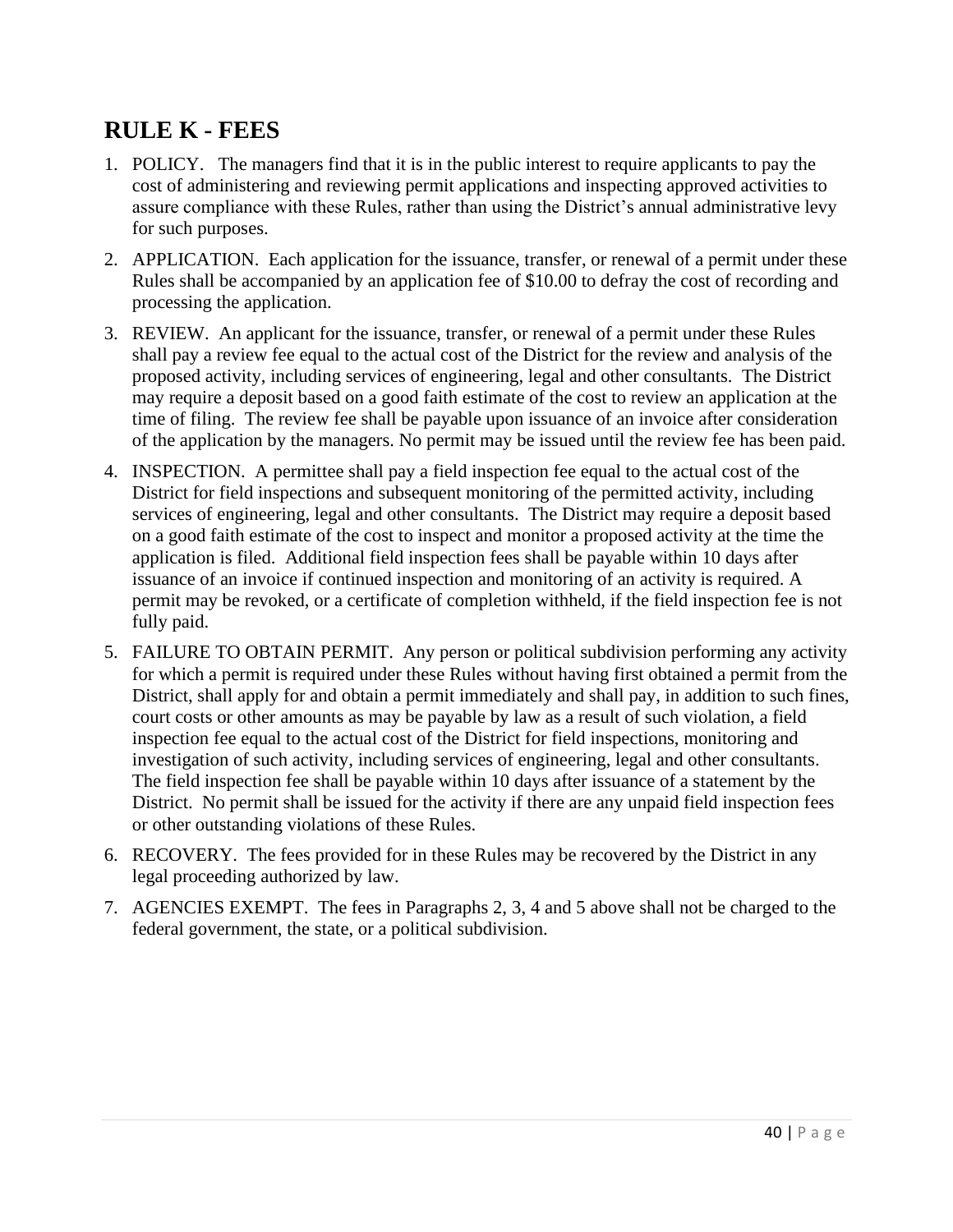# RULE K - FEES

1. POLICY. The managers find that it is in the public interest to require applicants to pay the cost of administering and reviewing permit applications and inspecting approved activities to assure compliance with these Rules, rather than using the District's annual administrative levy for such purposes.
2. APPLICATION. Each application for the issuance, transfer, or renewal of a permit under these Rules shall be accompanied by an application fee of $10.00 to defray the cost of recording and processing the application.
3. REVIEW. An applicant for the issuance, transfer, or renewal of a permit under these Rules shall pay a review fee equal to the actual cost of the District for the review and analysis of the proposed activity, including services of engineering, legal and other consultants. The District may require a deposit based on a good faith estimate of the cost to review an application at the time of filing. The review fee shall be payable upon issuance of an invoice after consideration of the application by the managers. No permit may be issued until the review fee has been paid.
4. INSPECTION. A permittee shall pay a field inspection fee equal to the actual cost of the District for field inspections and subsequent monitoring of the permitted activity, including services of engineering, legal and other consultants. The District may require a deposit based on a good faith estimate of the cost to inspect and monitor a proposed activity at the time the application is filed. Additional field inspection fees shall be payable within 10 days after issuance of an invoice if continued inspection and monitoring of an activity is required. A permit may be revoked, or a certificate of completion withheld, if the field inspection fee is not fully paid.
5. FAILURE TO OBTAIN PERMIT. Any person or political subdivision performing any activity for which a permit is required under these Rules without having first obtained a permit from the District, shall apply for and obtain a permit immediately and shall pay, in addition to such fines, court costs or other amounts as may be payable by law as a result of such violation, a field inspection fee equal to the actual cost of the District for field inspections, monitoring and investigation of such activity, including services of engineering, legal and other consultants. The field inspection fee shall be payable within 10 days after issuance of a statement by the District. No permit shall be issued for the activity if there are any unpaid field inspection fees or other outstanding violations of these Rules.
6. RECOVERY. The fees provided for in these Rules may be recovered by the District in any legal proceeding authorized by law.
7. AGENCIES EXEMPT. The fees in Paragraphs 2, 3, 4 and 5 above shall not be charged to the federal government, the state, or a political subdivision.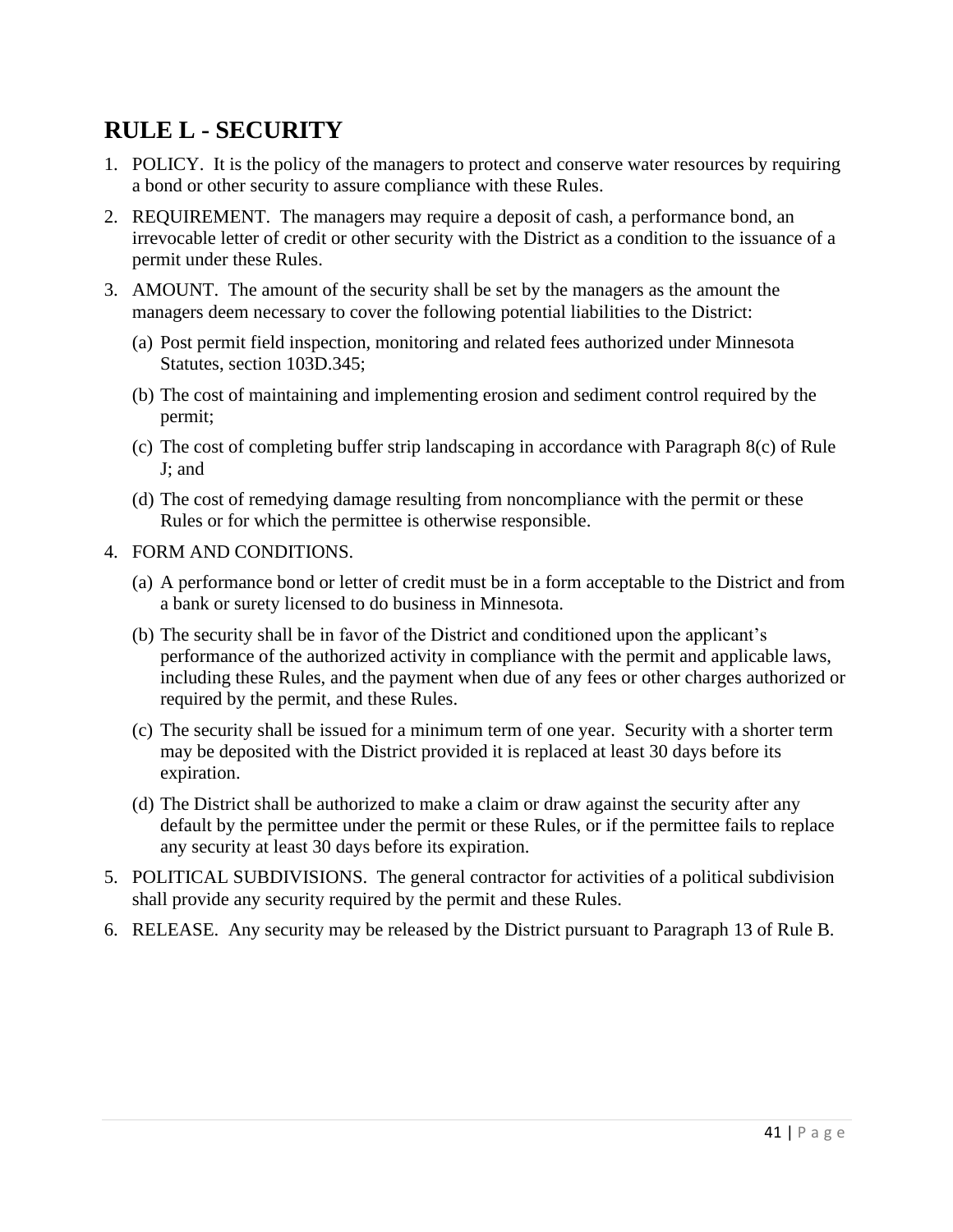# RULE L - SECURITY

1. POLICY. It is the policy of the managers to protect and conserve water resources by requiring a bond or other security to assure compliance with these Rules.
2. REQUIREMENT. The managers may require a deposit of cash, a performance bond, an irrevocable letter of credit or other security with the District as a condition to the issuance of a permit under these Rules.
3. AMOUNT. The amount of the security shall be set by the managers as the amount the managers deem necessary to cover the following potential liabilities to the District:
   - (a) Post permit field inspection, monitoring and related fees authorized under Minnesota Statutes, section 103D.345;
   - (b) The cost of maintaining and implementing erosion and sediment control required by the permit;
   - (c) The cost of completing buffer strip landscaping in accordance with Paragraph 8(c) of Rule J; and
   - (d) The cost of remedying damage resulting from noncompliance with the permit or these Rules or for which the permittee is otherwise responsible.
4. FORM AND CONDITIONS.
   - (a) A performance bond or letter of credit must be in a form acceptable to the District and from a bank or surety licensed to do business in Minnesota.
   - (b) The security shall be in favor of the District and conditioned upon the applicant's performance of the authorized activity in compliance with the permit and applicable laws, including these Rules, and the payment when due of any fees or other charges authorized or required by the permit, and these Rules.
   - (c) The security shall be issued for a minimum term of one year. Security with a shorter term may be deposited with the District provided it is replaced at least 30 days before its expiration.
   - (d) The District shall be authorized to make a claim or draw against the security after any default by the permittee under the permit or these Rules, or if the permittee fails to replace any security at least 30 days before its expiration.
5. POLITICAL SUBDIVISIONS. The general contractor for activities of a political subdivision shall provide any security required by the permit and these Rules.
6. RELEASE. Any security may be released by the District pursuant to Paragraph 13 of Rule B.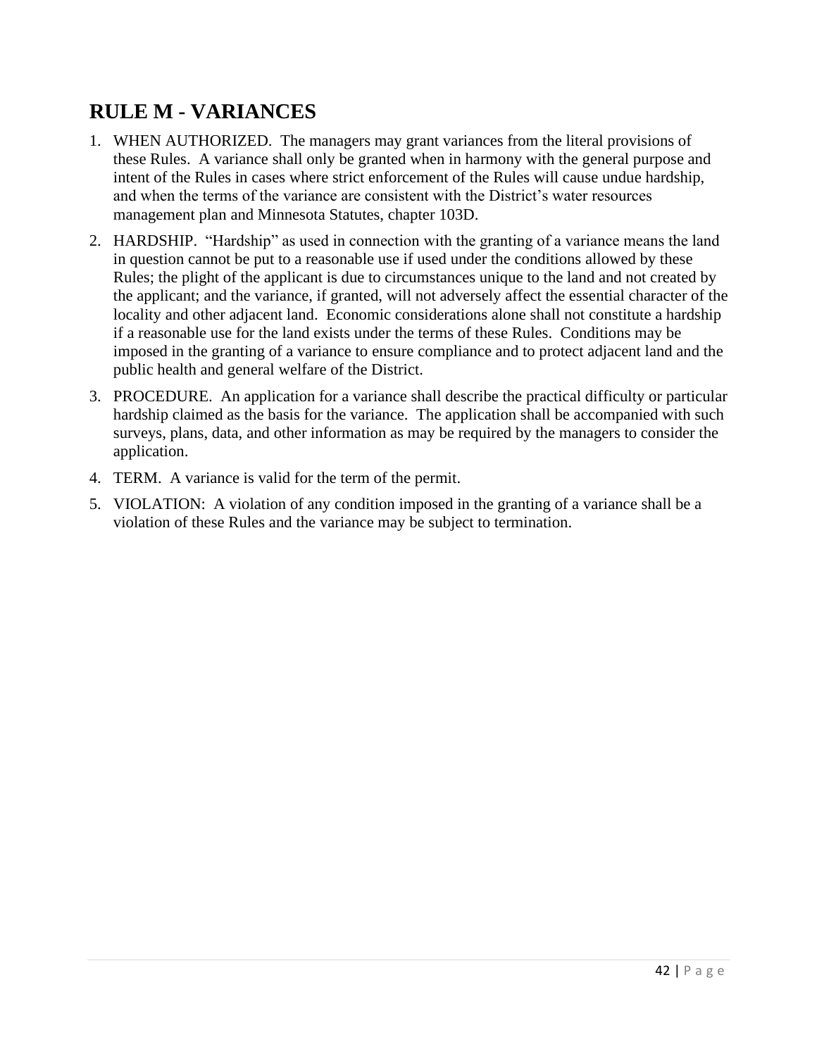# RULE M - VARIANCES

1. WHEN AUTHORIZED. The managers may grant variances from the literal provisions of these Rules. A variance shall only be granted when in harmony with the general purpose and intent of the Rules in cases where strict enforcement of the Rules will cause undue hardship, and when the terms of the variance are consistent with the District's water resources management plan and Minnesota Statutes, chapter 103D.
2. HARDSHIP. "Hardship" as used in connection with the granting of a variance means the land in question cannot be put to a reasonable use if used under the conditions allowed by these Rules; the plight of the applicant is due to circumstances unique to the land and not created by the applicant; and the variance, if granted, will not adversely affect the essential character of the locality and other adjacent land. Economic considerations alone shall not constitute a hardship if a reasonable use for the land exists under the terms of these Rules. Conditions may be imposed in the granting of a variance to ensure compliance and to protect adjacent land and the public health and general welfare of the District.
3. PROCEDURE. An application for a variance shall describe the practical difficulty or particular hardship claimed as the basis for the variance. The application shall be accompanied with such surveys, plans, data, and other information as may be required by the managers to consider the application.
4. TERM. A variance is valid for the term of the permit.
5. VIOLATION: A violation of any condition imposed in the granting of a variance shall be a violation of these Rules and the variance may be subject to termination.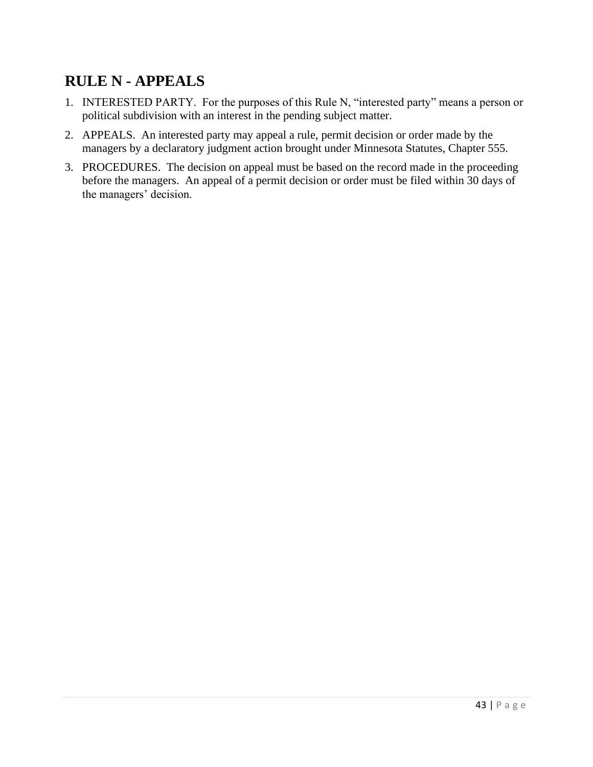# RULE N - APPEALS

1. INTERESTED PARTY. For the purposes of this Rule N, "interested party" means a person or political subdivision with an interest in the pending subject matter.
2. APPEALS. An interested party may appeal a rule, permit decision or order made by the managers by a declaratory judgment action brought under Minnesota Statutes, Chapter 555.
3. PROCEDURES. The decision on appeal must be based on the record made in the proceeding before the managers. An appeal of a permit decision or order must be filed within 30 days of the managers' decision.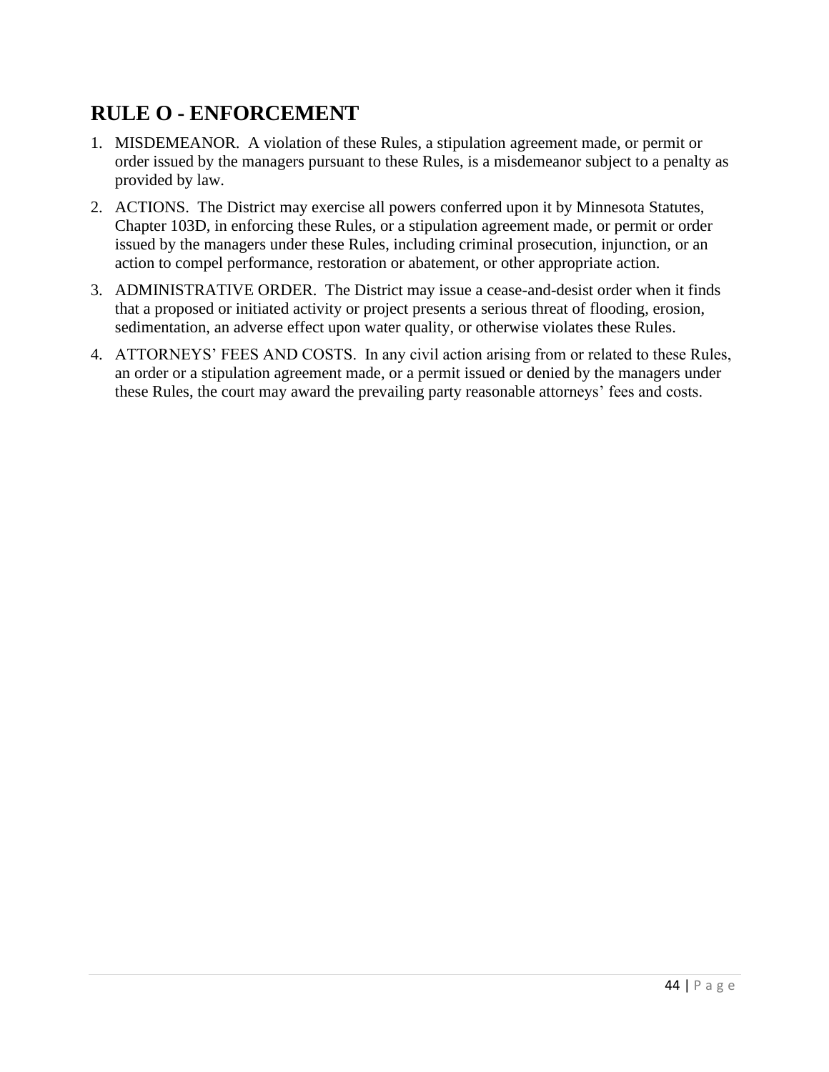# RULE O - ENFORCEMENT

1. MISDEMEANOR. A violation of these Rules, a stipulation agreement made, or permit or order issued by the managers pursuant to these Rules, is a misdemeanor subject to a penalty as provided by law.
2. ACTIONS. The District may exercise all powers conferred upon it by Minnesota Statutes, Chapter 103D, in enforcing these Rules, or a stipulation agreement made, or permit or order issued by the managers under these Rules, including criminal prosecution, injunction, or an action to compel performance, restoration or abatement, or other appropriate action.
3. ADMINISTRATIVE ORDER. The District may issue a cease-and-desist order when it finds that a proposed or initiated activity or project presents a serious threat of flooding, erosion, sedimentation, an adverse effect upon water quality, or otherwise violates these Rules.
4. ATTORNEYS' FEES AND COSTS. In any civil action arising from or related to these Rules, an order or a stipulation agreement made, or a permit issued or denied by the managers under these Rules, the court may award the prevailing party reasonable attorneys' fees and costs.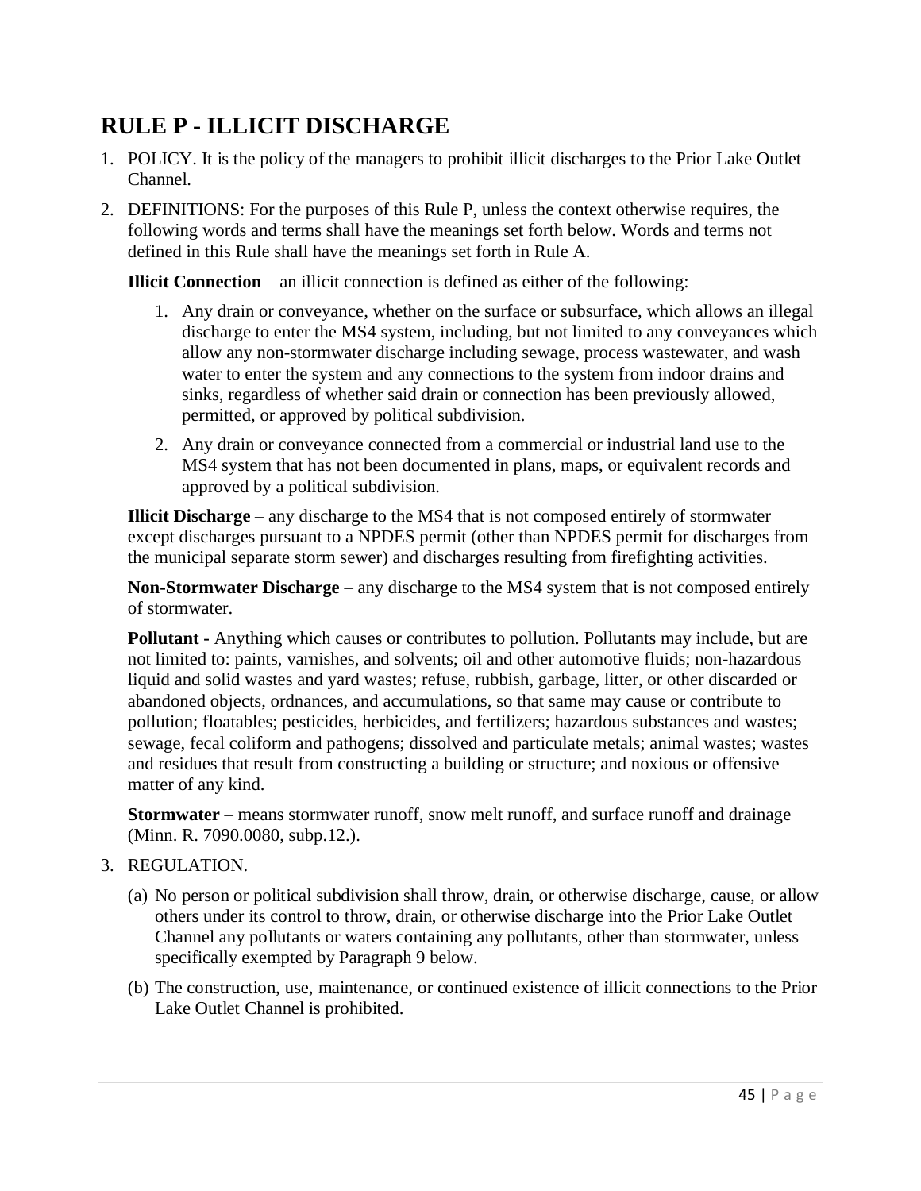# RULE P - ILLICIT DISCHARGE

1. POLICY. It is the policy of the managers to prohibit illicit discharges to the Prior Lake Outlet Channel.

2. DEFINITIONS: For the purposes of this Rule P, unless the context otherwise requires, the following words and terms shall have the meanings set forth below. Words and terms not defined in this Rule shall have the meanings set forth in Rule A.

   **Illicit Connection** – an illicit connection is defined as either of the following:

   1. Any drain or conveyance, whether on the surface or subsurface, which allows an illegal discharge to enter the MS4 system, including, but not limited to any conveyances which allow any non-stormwater discharge including sewage, process wastewater, and wash water to enter the system and any connections to the system from indoor drains and sinks, regardless of whether said drain or connection has been previously allowed, permitted, or approved by political subdivision.
   2. Any drain or conveyance connected from a commercial or industrial land use to the MS4 system that has not been documented in plans, maps, or equivalent records and approved by a political subdivision.

   **Illicit Discharge** – any discharge to the MS4 that is not composed entirely of stormwater except discharges pursuant to a NPDES permit (other than NPDES permit for discharges from the municipal separate storm sewer) and discharges resulting from firefighting activities.

   **Non-Stormwater Discharge** – any discharge to the MS4 system that is not composed entirely of stormwater.

   **Pollutant -** Anything which causes or contributes to pollution. Pollutants may include, but are not limited to: paints, varnishes, and solvents; oil and other automotive fluids; non-hazardous liquid and solid wastes and yard wastes; refuse, rubbish, garbage, litter, or other discarded or abandoned objects, ordnances, and accumulations, so that same may cause or contribute to pollution; floatables; pesticides, herbicides, and fertilizers; hazardous substances and wastes; sewage, fecal coliform and pathogens; dissolved and particulate metals; animal wastes; wastes and residues that result from constructing a building or structure; and noxious or offensive matter of any kind.

   **Stormwater** – means stormwater runoff, snow melt runoff, and surface runoff and drainage (Minn. R. 7090.0080, subp.12.).

3. REGULATION.

   (a) No person or political subdivision shall throw, drain, or otherwise discharge, cause, or allow others under its control to throw, drain, or otherwise discharge into the Prior Lake Outlet Channel any pollutants or waters containing any pollutants, other than stormwater, unless specifically exempted by Paragraph 9 below.

   (b) The construction, use, maintenance, or continued existence of illicit connections to the Prior Lake Outlet Channel is prohibited.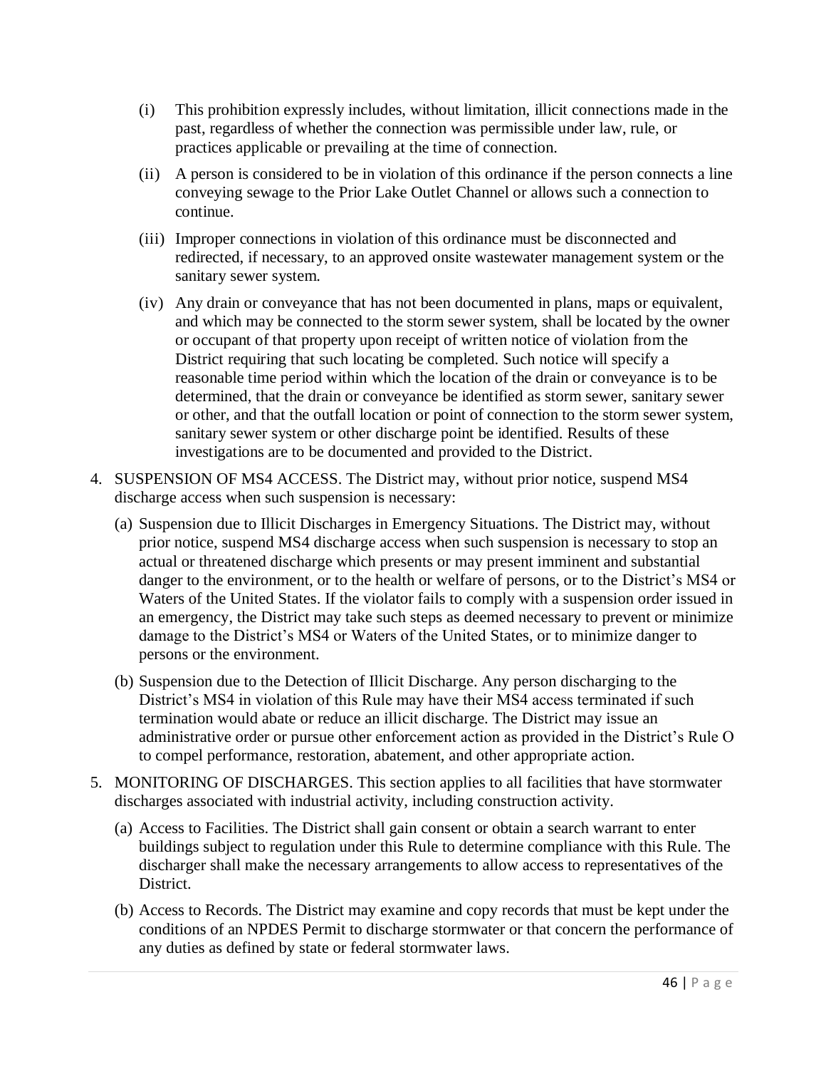(i) This prohibition expressly includes, without limitation, illicit connections made in the past, regardless of whether the connection was permissible under law, rule, or practices applicable or prevailing at the time of connection.

(ii) A person is considered to be in violation of this ordinance if the person connects a line conveying sewage to the Prior Lake Outlet Channel or allows such a connection to continue.

(iii) Improper connections in violation of this ordinance must be disconnected and redirected, if necessary, to an approved onsite wastewater management system or the sanitary sewer system.

(iv) Any drain or conveyance that has not been documented in plans, maps or equivalent, and which may be connected to the storm sewer system, shall be located by the owner or occupant of that property upon receipt of written notice of violation from the District requiring that such locating be completed. Such notice will specify a reasonable time period within which the location of the drain or conveyance is to be determined, that the drain or conveyance be identified as storm sewer, sanitary sewer or other, and that the outfall location or point of connection to the storm sewer system, sanitary sewer system or other discharge point be identified. Results of these investigations are to be documented and provided to the District.

4. SUSPENSION OF MS4 ACCESS. The District may, without prior notice, suspend MS4 discharge access when such suspension is necessary:

   (a) Suspension due to Illicit Discharges in Emergency Situations. The District may, without prior notice, suspend MS4 discharge access when such suspension is necessary to stop an actual or threatened discharge which presents or may present imminent and substantial danger to the environment, or to the health or welfare of persons, or to the District's MS4 or Waters of the United States. If the violator fails to comply with a suspension order issued in an emergency, the District may take such steps as deemed necessary to prevent or minimize damage to the District's MS4 or Waters of the United States, or to minimize danger to persons or the environment.

   (b) Suspension due to the Detection of Illicit Discharge. Any person discharging to the District's MS4 in violation of this Rule may have their MS4 access terminated if such termination would abate or reduce an illicit discharge. The District may issue an administrative order or pursue other enforcement action as provided in the District's Rule O to compel performance, restoration, abatement, and other appropriate action.

5. MONITORING OF DISCHARGES. This section applies to all facilities that have stormwater discharges associated with industrial activity, including construction activity.

   (a) Access to Facilities. The District shall gain consent or obtain a search warrant to enter buildings subject to regulation under this Rule to determine compliance with this Rule. The discharger shall make the necessary arrangements to allow access to representatives of the District.

   (b) Access to Records. The District may examine and copy records that must be kept under the conditions of an NPDES Permit to discharge stormwater or that concern the performance of any duties as defined by state or federal stormwater laws.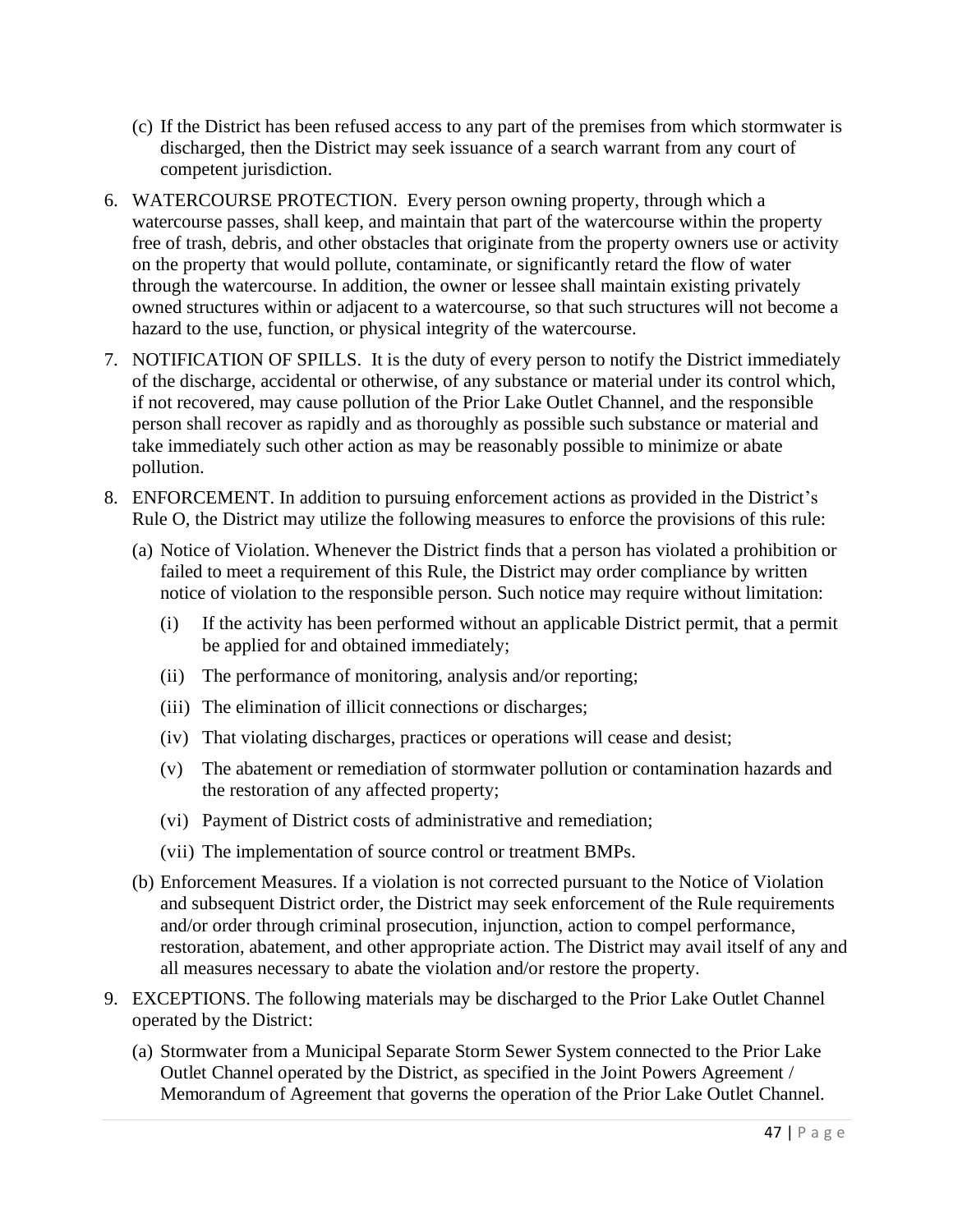(c) If the District has been refused access to any part of the premises from which stormwater is discharged, then the District may seek issuance of a search warrant from any court of competent jurisdiction.

6. WATERCOURSE PROTECTION. Every person owning property, through which a watercourse passes, shall keep, and maintain that part of the watercourse within the property free of trash, debris, and other obstacles that originate from the property owners use or activity on the property that would pollute, contaminate, or significantly retard the flow of water through the watercourse. In addition, the owner or lessee shall maintain existing privately owned structures within or adjacent to a watercourse, so that such structures will not become a hazard to the use, function, or physical integrity of the watercourse.

7. NOTIFICATION OF SPILLS. It is the duty of every person to notify the District immediately of the discharge, accidental or otherwise, of any substance or material under its control which, if not recovered, may cause pollution of the Prior Lake Outlet Channel, and the responsible person shall recover as rapidly and as thoroughly as possible such substance or material and take immediately such other action as may be reasonably possible to minimize or abate pollution.

8. ENFORCEMENT. In addition to pursuing enforcement actions as provided in the District's Rule O, the District may utilize the following measures to enforce the provisions of this rule:

   (a) Notice of Violation. Whenever the District finds that a person has violated a prohibition or failed to meet a requirement of this Rule, the District may order compliance by written notice of violation to the responsible person. Such notice may require without limitation:

      (i) If the activity has been performed without an applicable District permit, that a permit be applied for and obtained immediately;

      (ii) The performance of monitoring, analysis and/or reporting;

      (iii) The elimination of illicit connections or discharges;

      (iv) That violating discharges, practices or operations will cease and desist;

      (v) The abatement or remediation of stormwater pollution or contamination hazards and the restoration of any affected property;

      (vi) Payment of District costs of administrative and remediation;

      (vii) The implementation of source control or treatment BMPs.

   (b) Enforcement Measures. If a violation is not corrected pursuant to the Notice of Violation and subsequent District order, the District may seek enforcement of the Rule requirements and/or order through criminal prosecution, injunction, action to compel performance, restoration, abatement, and other appropriate action. The District may avail itself of any and all measures necessary to abate the violation and/or restore the property.

9. EXCEPTIONS. The following materials may be discharged to the Prior Lake Outlet Channel operated by the District:

   (a) Stormwater from a Municipal Separate Storm Sewer System connected to the Prior Lake Outlet Channel operated by the District, as specified in the Joint Powers Agreement / Memorandum of Agreement that governs the operation of the Prior Lake Outlet Channel.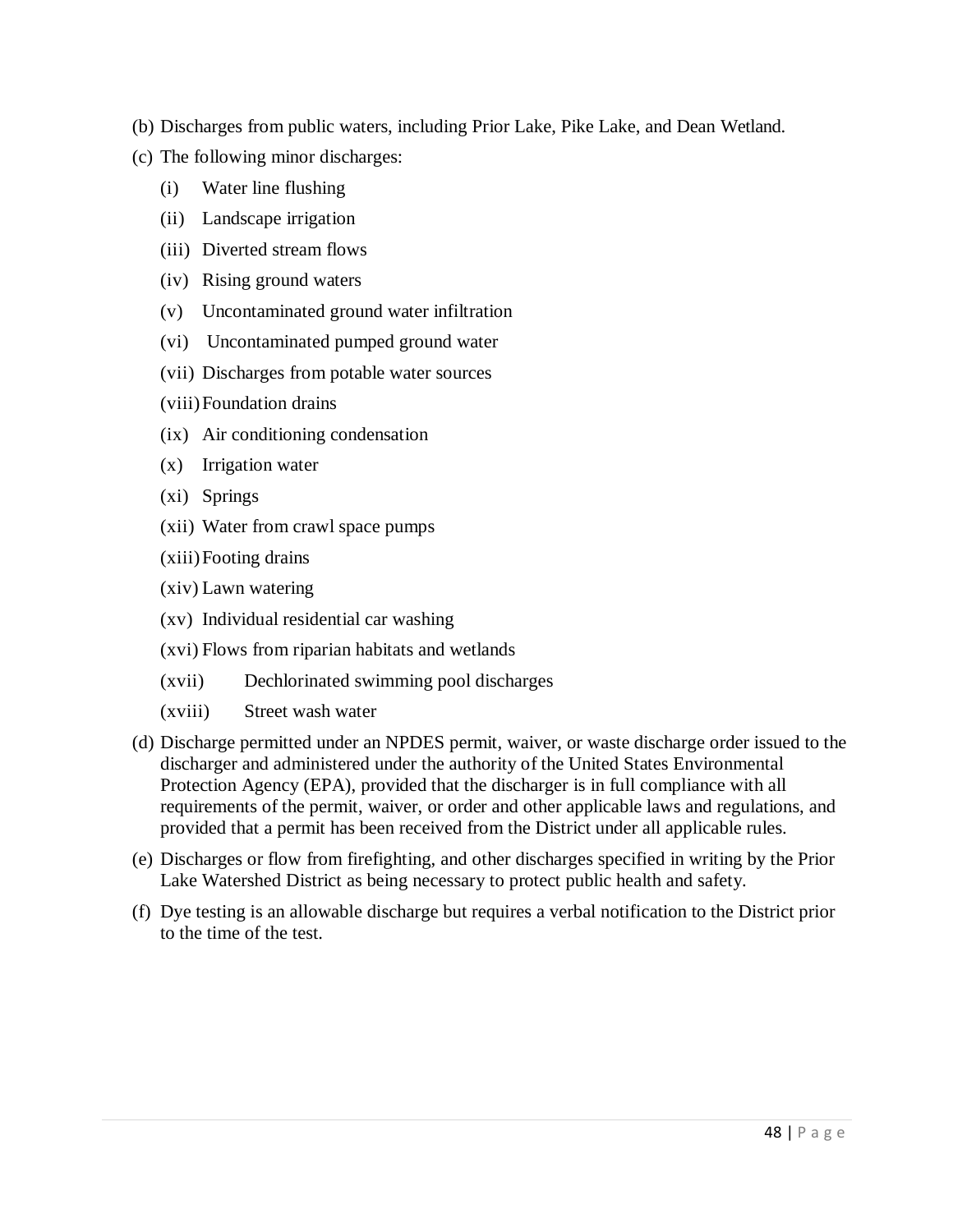(b) Discharges from public waters, including Prior Lake, Pike Lake, and Dean Wetland.

(c) The following minor discharges:

  (i) Water line flushing

  (ii) Landscape irrigation

  (iii) Diverted stream flows

  (iv) Rising ground waters

  (v) Uncontaminated ground water infiltration

  (vi) Uncontaminated pumped ground water

  (vii) Discharges from potable water sources

  (viii) Foundation drains

  (ix) Air conditioning condensation

  (x) Irrigation water

  (xi) Springs

  (xii) Water from crawl space pumps

  (xiii) Footing drains

  (xiv) Lawn watering

  (xv) Individual residential car washing

  (xvi) Flows from riparian habitats and wetlands

  (xvii) Dechlorinated swimming pool discharges

  (xviii) Street wash water

(d) Discharge permitted under an NPDES permit, waiver, or waste discharge order issued to the discharger and administered under the authority of the United States Environmental Protection Agency (EPA), provided that the discharger is in full compliance with all requirements of the permit, waiver, or order and other applicable laws and regulations, and provided that a permit has been received from the District under all applicable rules.

(e) Discharges or flow from firefighting, and other discharges specified in writing by the Prior Lake Watershed District as being necessary to protect public health and safety.

(f) Dye testing is an allowable discharge but requires a verbal notification to the District prior to the time of the test.